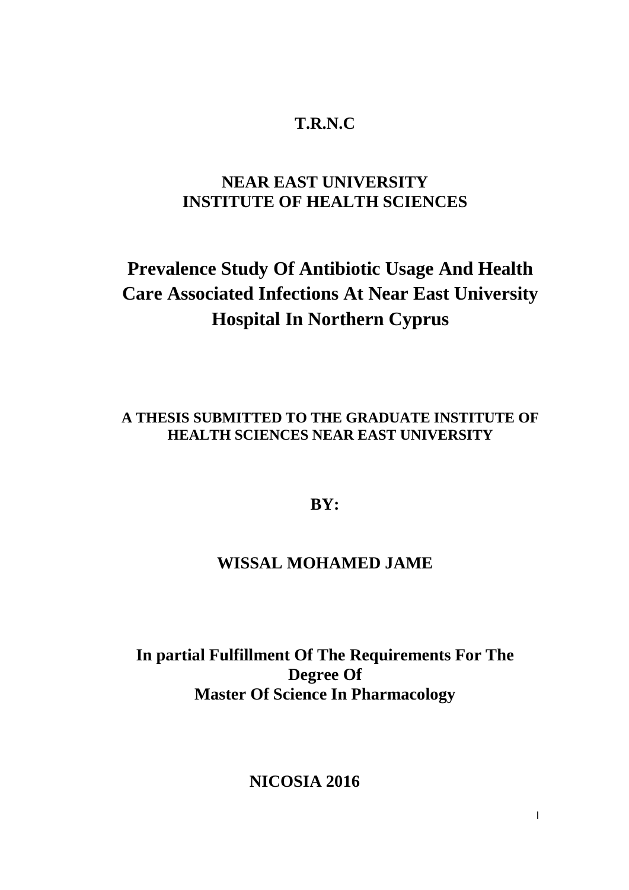**T.R.N.C**

**NEAR EAST UNIVERSITY**
**INSTITUTE OF HEALTH SCIENCES**

# Prevalence Study Of Antibiotic Usage And Health Care Associated Infections At Near East University Hospital In Northern Cyprus

**A THESIS SUBMITTED TO THE GRADUATE INSTITUTE OF HEALTH SCIENCES NEAR EAST UNIVERSITY**

**BY:**

**WISSAL MOHAMED JAME**

**In partial Fulfillment Of The Requirements For The Degree Of**
**Master Of Science In Pharmacology**

**NICOSIA 2016**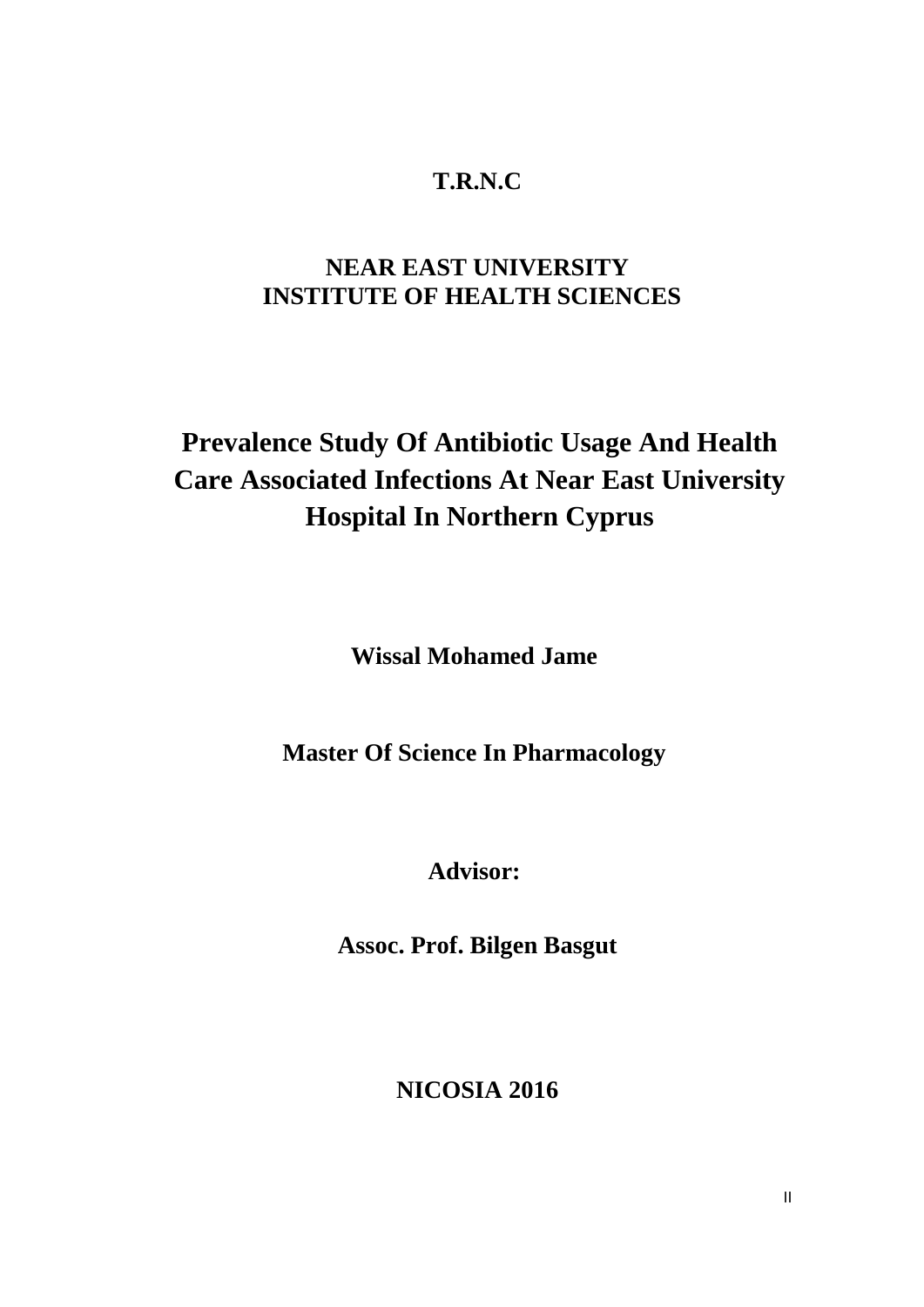**T.R.N.C**

**NEAR EAST UNIVERSITY**
**INSTITUTE OF HEALTH SCIENCES**

# Prevalence Study Of Antibiotic Usage And Health Care Associated Infections At Near East University Hospital In Northern Cyprus

**Wissal Mohamed Jame**

**Master Of Science In Pharmacology**

**Advisor:**

**Assoc. Prof. Bilgen Basgut**

**NICOSIA 2016**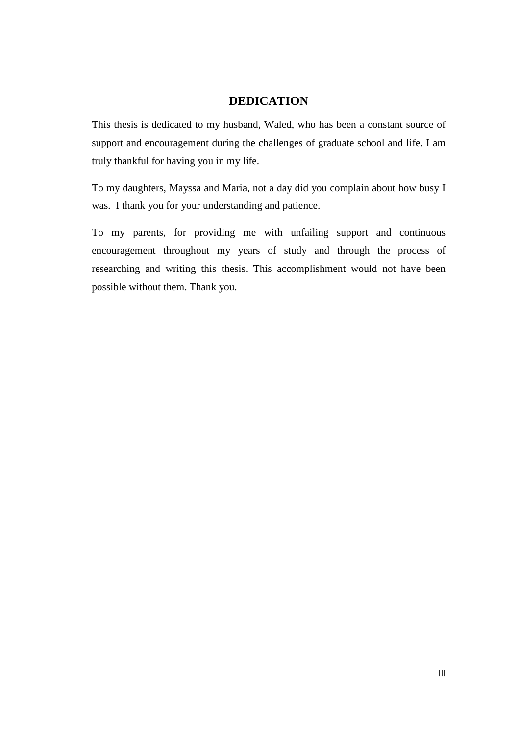# DEDICATION

This thesis is dedicated to my husband, Waled, who has been a constant source of support and encouragement during the challenges of graduate school and life. I am truly thankful for having you in my life.

To my daughters, Mayssa and Maria, not a day did you complain about how busy I was. I thank you for your understanding and patience.

To my parents, for providing me with unfailing support and continuous encouragement throughout my years of study and through the process of researching and writing this thesis. This accomplishment would not have been possible without them. Thank you.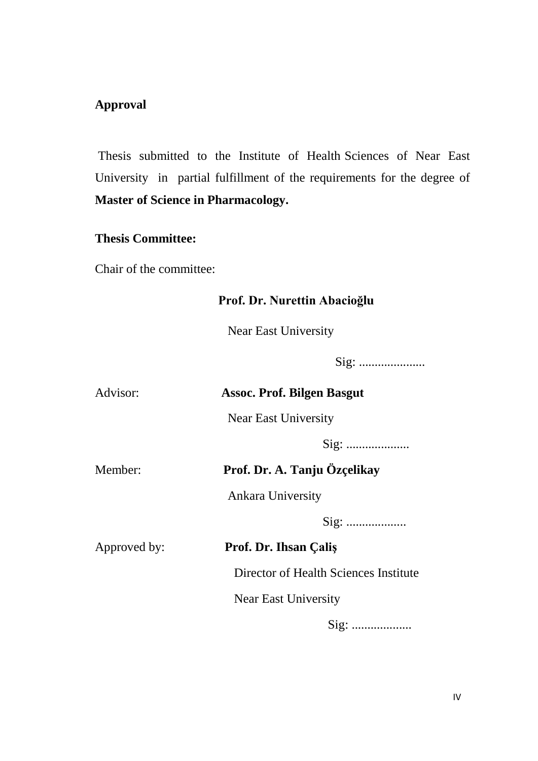## Approval

Thesis submitted to the Institute of Health Sciences of Near East University in partial fulfillment of the requirements for the degree of **Master of Science in Pharmacology.**

**Thesis Committee:**

Chair of the committee:

**Prof. Dr. Nurettin Abacioğlu**

Near East University

Sig: .....................

Advisor: **Assoc. Prof. Bilgen Basgut**

Near East University

Sig: ....................

Member: **Prof. Dr. A. Tanju Özçelikay**

Ankara University

Sig: ...................

Approved by: **Prof. Dr. Ihsan Çaliş**

Director of Health Sciences Institute

Near East University

Sig: ...................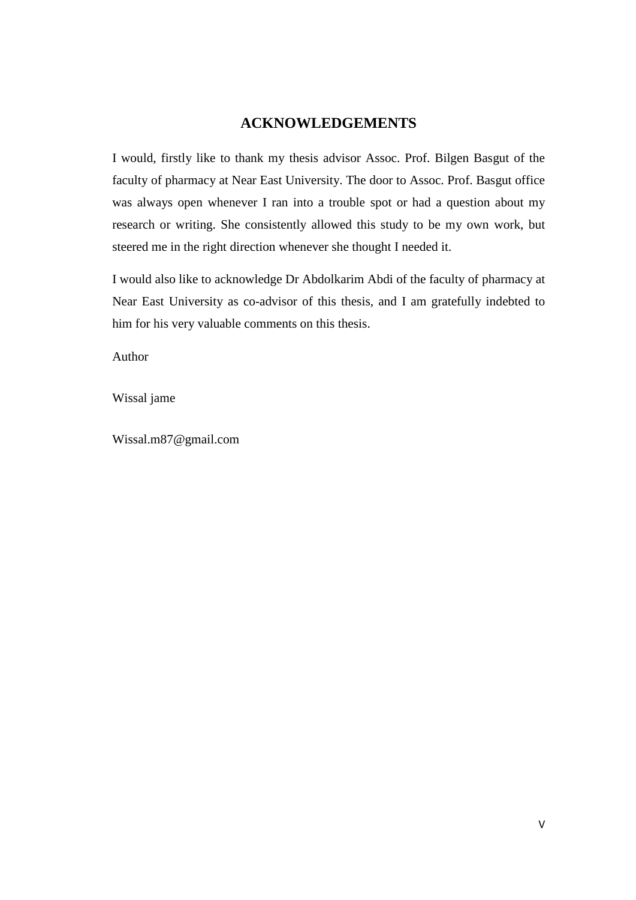## ACKNOWLEDGEMENTS

I would, firstly like to thank my thesis advisor Assoc. Prof. Bilgen Basgut of the faculty of pharmacy at Near East University. The door to Assoc. Prof. Basgut office was always open whenever I ran into a trouble spot or had a question about my research or writing. She consistently allowed this study to be my own work, but steered me in the right direction whenever she thought I needed it.

I would also like to acknowledge Dr Abdolkarim Abdi of the faculty of pharmacy at Near East University as co-advisor of this thesis, and I am gratefully indebted to him for his very valuable comments on this thesis.

Author

Wissal jame

Wissal.m87@gmail.com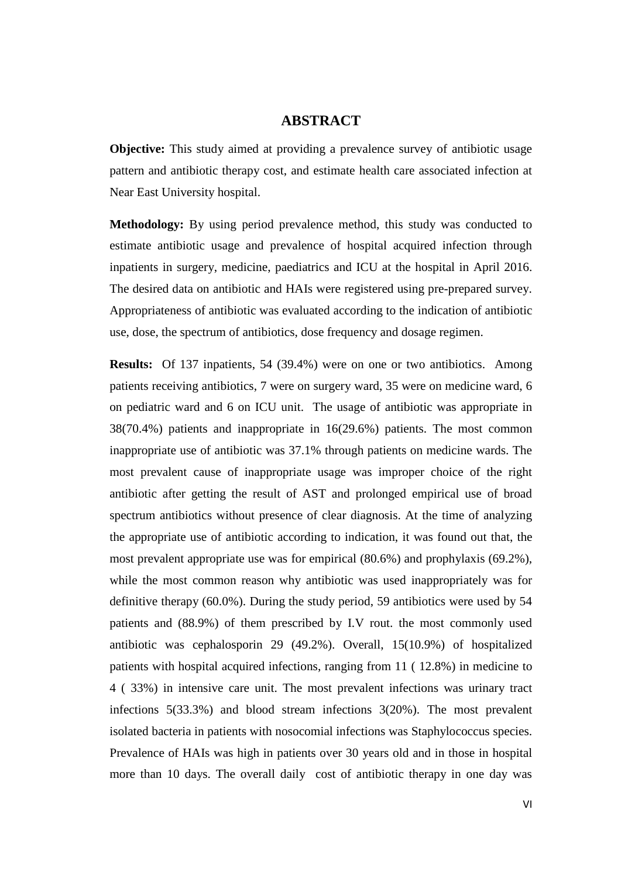# ABSTRACT

**Objective:** This study aimed at providing a prevalence survey of antibiotic usage pattern and antibiotic therapy cost, and estimate health care associated infection at Near East University hospital.

**Methodology:** By using period prevalence method, this study was conducted to estimate antibiotic usage and prevalence of hospital acquired infection through inpatients in surgery, medicine, paediatrics and ICU at the hospital in April 2016. The desired data on antibiotic and HAIs were registered using pre-prepared survey. Appropriateness of antibiotic was evaluated according to the indication of antibiotic use, dose, the spectrum of antibiotics, dose frequency and dosage regimen.

**Results:** Of 137 inpatients, 54 (39.4%) were on one or two antibiotics. Among patients receiving antibiotics, 7 were on surgery ward, 35 were on medicine ward, 6 on pediatric ward and 6 on ICU unit. The usage of antibiotic was appropriate in 38(70.4%) patients and inappropriate in 16(29.6%) patients. The most common inappropriate use of antibiotic was 37.1% through patients on medicine wards. The most prevalent cause of inappropriate usage was improper choice of the right antibiotic after getting the result of AST and prolonged empirical use of broad spectrum antibiotics without presence of clear diagnosis. At the time of analyzing the appropriate use of antibiotic according to indication, it was found out that, the most prevalent appropriate use was for empirical (80.6%) and prophylaxis (69.2%), while the most common reason why antibiotic was used inappropriately was for definitive therapy (60.0%). During the study period, 59 antibiotics were used by 54 patients and (88.9%) of them prescribed by I.V rout. the most commonly used antibiotic was cephalosporin 29 (49.2%). Overall, 15(10.9%) of hospitalized patients with hospital acquired infections, ranging from 11 ( 12.8%) in medicine to 4 ( 33%) in intensive care unit. The most prevalent infections was urinary tract infections 5(33.3%) and blood stream infections 3(20%). The most prevalent isolated bacteria in patients with nosocomial infections was Staphylococcus species. Prevalence of HAIs was high in patients over 30 years old and in those in hospital more than 10 days. The overall daily cost of antibiotic therapy in one day was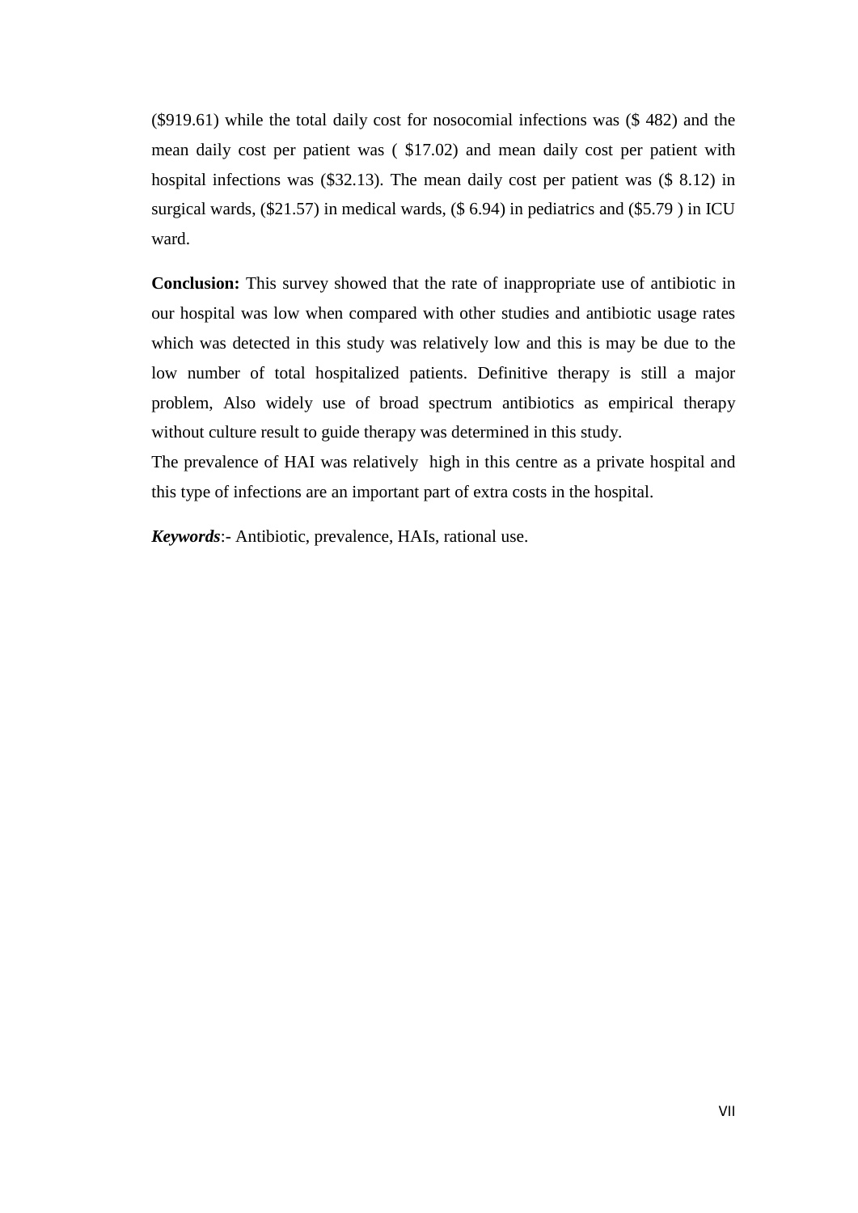($919.61) while the total daily cost for nosocomial infections was ($ 482) and the mean daily cost per patient was ( $17.02) and mean daily cost per patient with hospital infections was ($32.13). The mean daily cost per patient was ($ 8.12) in surgical wards, ($21.57) in medical wards, ($ 6.94) in pediatrics and ($5.79 ) in ICU ward.

**Conclusion:** This survey showed that the rate of inappropriate use of antibiotic in our hospital was low when compared with other studies and antibiotic usage rates which was detected in this study was relatively low and this is may be due to the low number of total hospitalized patients. Definitive therapy is still a major problem, Also widely use of broad spectrum antibiotics as empirical therapy without culture result to guide therapy was determined in this study.

The prevalence of HAI was relatively high in this centre as a private hospital and this type of infections are an important part of extra costs in the hospital.

***Keywords***:- Antibiotic, prevalence, HAIs, rational use.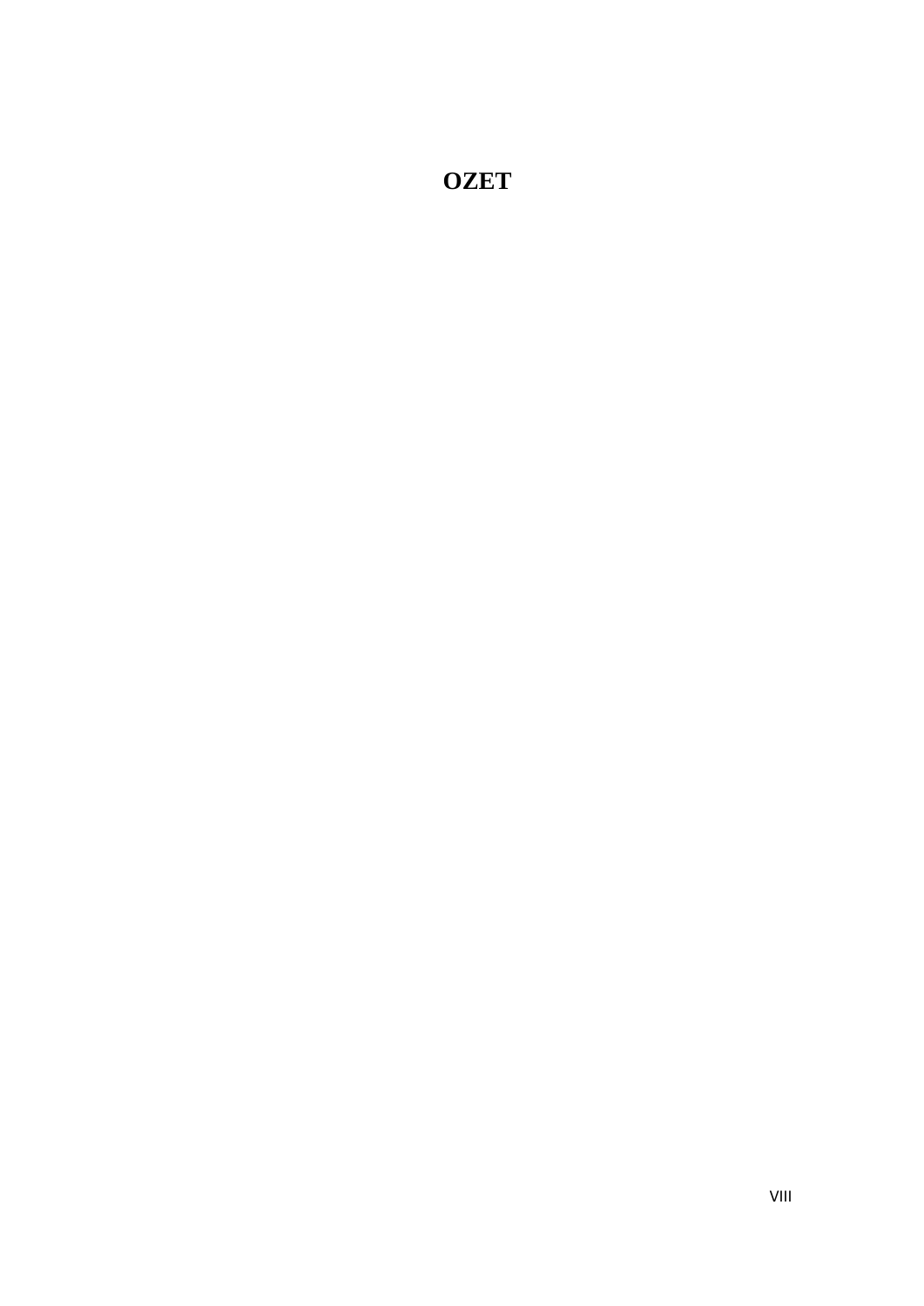# OZET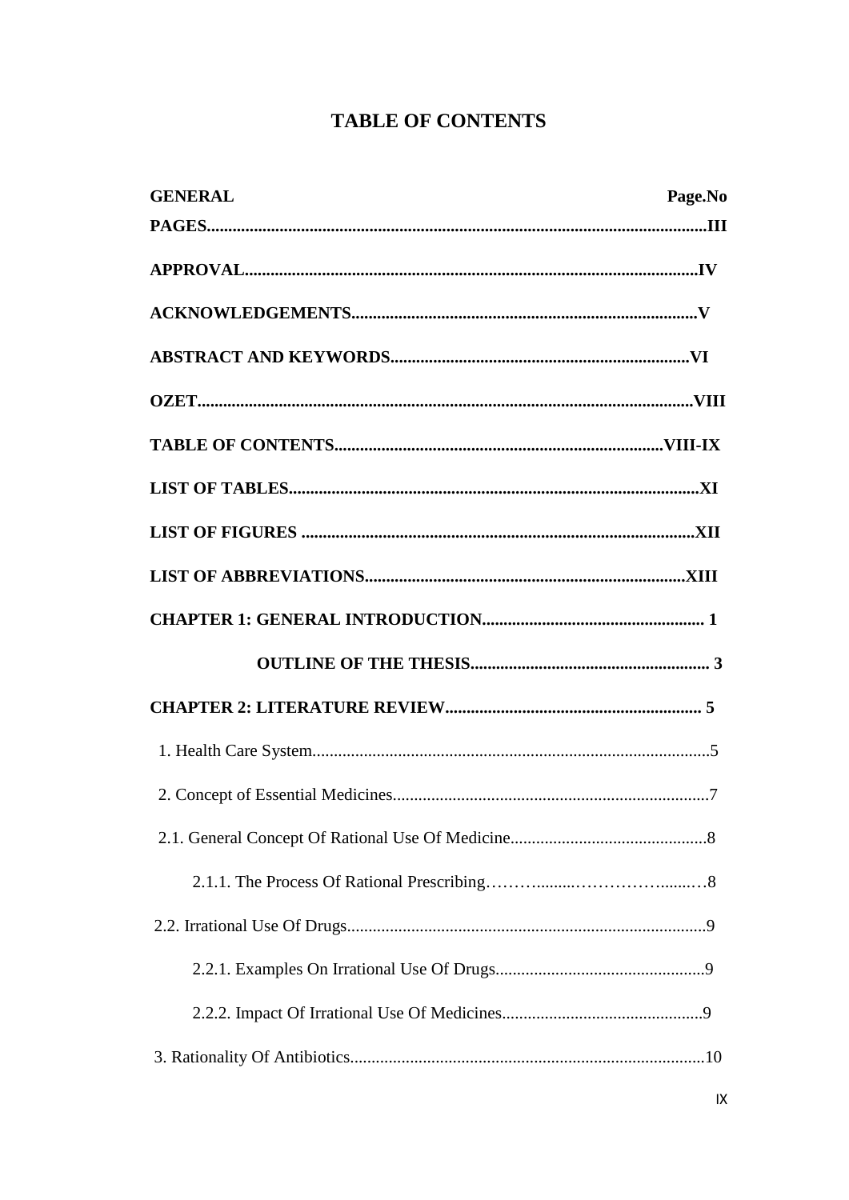# TABLE OF CONTENTS

**GENERAL** **Page.No**

**PAGES.....................................................................................................................III**

**APPROVAL.........................................................................................................IV**

**ACKNOWLEDGEMENTS...............................................................................V**

**ABSTRACT AND KEYWORDS....................................................................VI**

**OZET...................................................................................................................VIII**

**TABLE OF CONTENTS.............................................................................VIII-IX**

**LIST OF TABLES...............................................................................................XI**

**LIST OF FIGURES ...........................................................................................XII**

**LIST OF ABBREVIATIONS..........................................................................XIII**

**CHAPTER 1: GENERAL INTRODUCTION.................................................... 1**

**OUTLINE OF THE THESIS........................................................ 3**

**CHAPTER 2: LITERATURE REVIEW............................................................ 5**

1. Health Care System............................................................................................5

2. Concept of Essential Medicines.........................................................................7

2.1. General Concept Of Rational Use Of Medicine.............................................8

2.1.1. The Process Of Rational Prescribing……….........………………........…8

2.2. Irrational Use Of Drugs....................................................................................9

2.2.1. Examples On Irrational Use Of Drugs................................................9

2.2.2. Impact Of Irrational Use Of Medicines..............................................9

3. Rationality Of Antibiotics..................................................................................10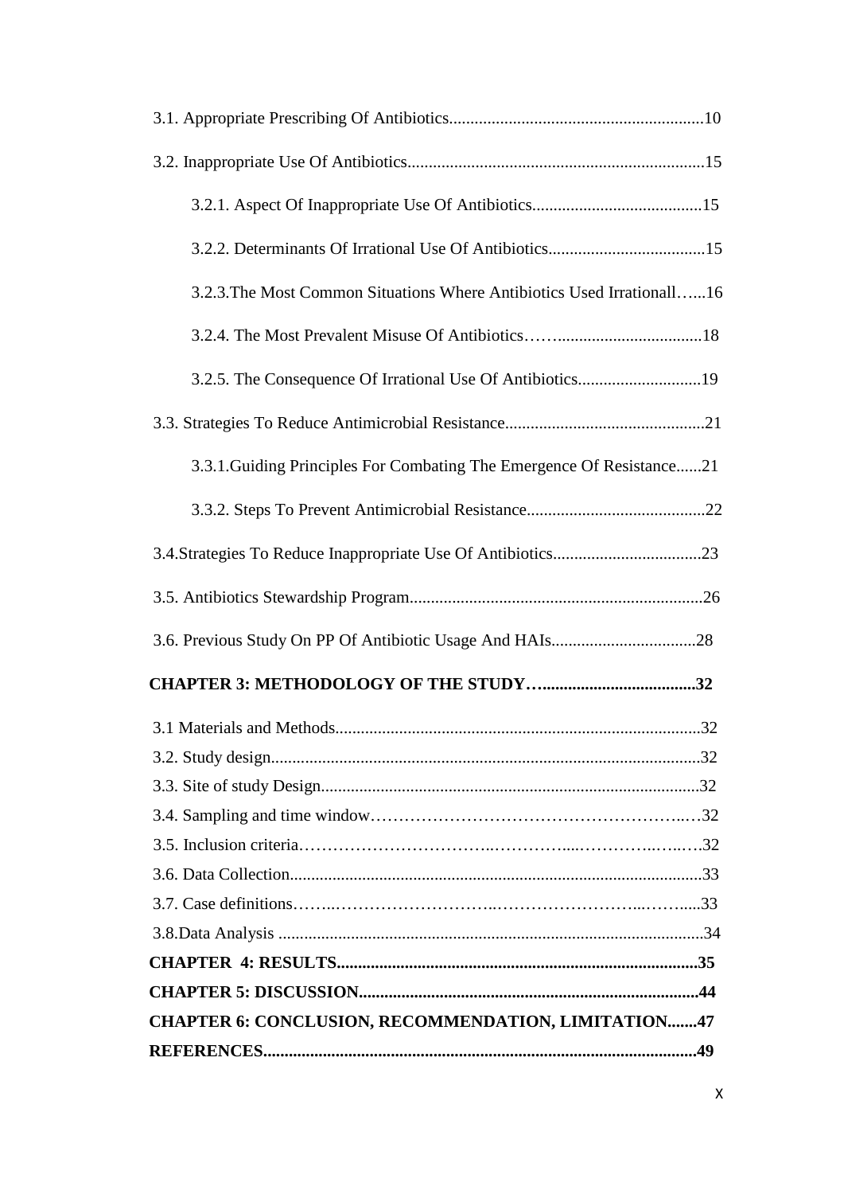3.1. Appropriate Prescribing Of Antibiotics............................................................10

3.2. Inappropriate Use Of Antibiotics......................................................................15

3.2.1. Aspect Of Inappropriate Use Of Antibiotics........................................15

3.2.2. Determinants Of Irrational Use Of Antibiotics.....................................15

3.2.3.The Most Common Situations Where Antibiotics Used Irrationall…...16

3.2.4. The Most Prevalent Misuse Of Antibiotics……..................................18

3.2.5. The Consequence Of Irrational Use Of Antibiotics.............................19

3.3. Strategies To Reduce Antimicrobial Resistance...............................................21

3.3.1.Guiding Principles For Combating The Emergence Of Resistance......21

3.3.2. Steps To Prevent Antimicrobial Resistance..........................................22

3.4.Strategies To Reduce Inappropriate Use Of Antibiotics...................................23

3.5. Antibiotics Stewardship Program.....................................................................26

3.6. Previous Study On PP Of Antibiotic Usage And HAIs..................................28

**CHAPTER 3: METHODOLOGY OF THE STUDY…....................................32**

3.1 Materials and Methods......................................................................................32

3.2. Study design.....................................................................................................32

3.3. Site of study Design.........................................................................................32

3.4. Sampling and time window……………………………………………….…32

3.5. Inclusion criteria…………………………..…………....…………..….….32

3.6. Data Collection.................................................................................................33

3.7. Case definitions……..………………………..…………………...……....33

3.8.Data Analysis ....................................................................................................34

**CHAPTER 4: RESULTS.....................................................................................35**

**CHAPTER 5: DISCUSSION...............................................................................44**

**CHAPTER 6: CONCLUSION, RECOMMENDATION, LIMITATION.......47**

**REFERENCES.....................................................................................................49**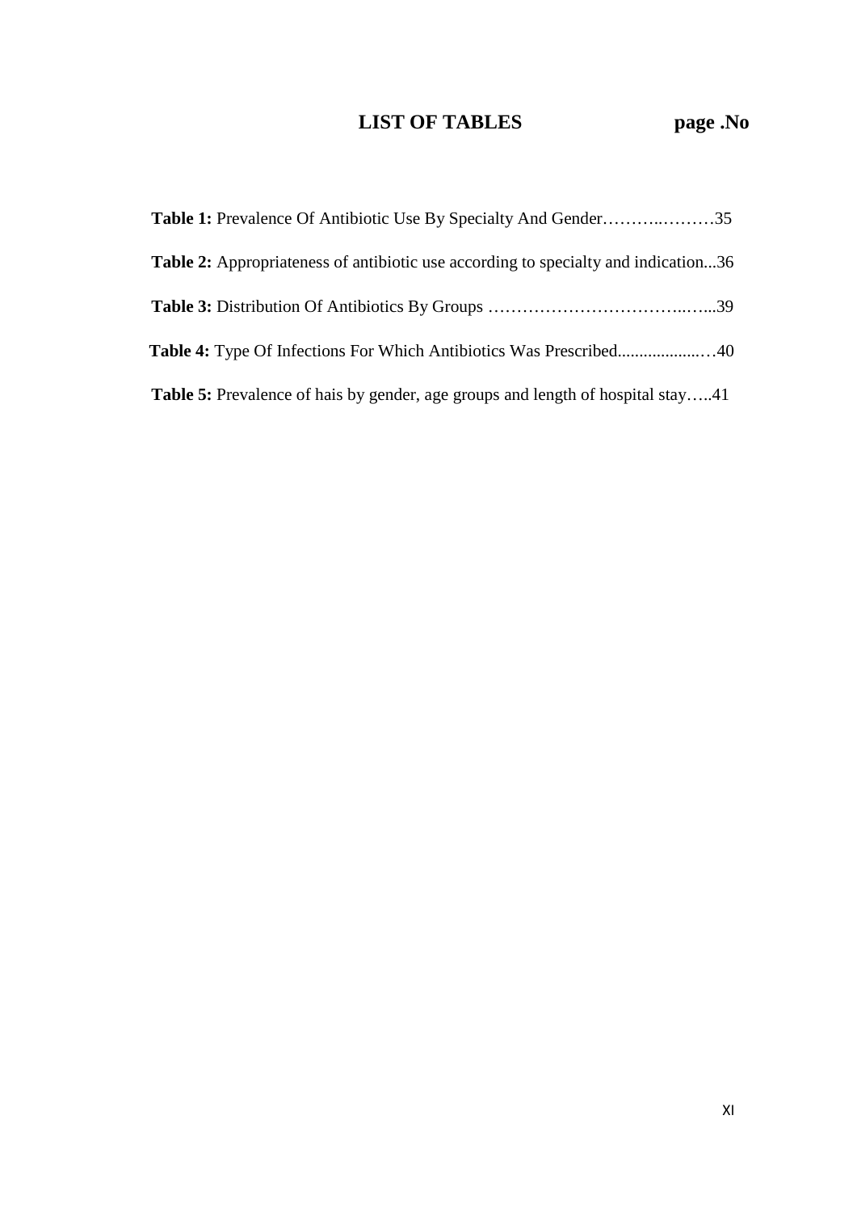# LIST OF TABLES page .No

**Table 1:** Prevalence Of Antibiotic Use By Specialty And Gender………..………35

**Table 2:** Appropriateness of antibiotic use according to specialty and indication...36

**Table 3:** Distribution Of Antibiotics By Groups ……………………………..…...39

**Table 4:** Type Of Infections For Which Antibiotics Was Prescribed...................…40

**Table 5:** Prevalence of hais by gender, age groups and length of hospital stay…..41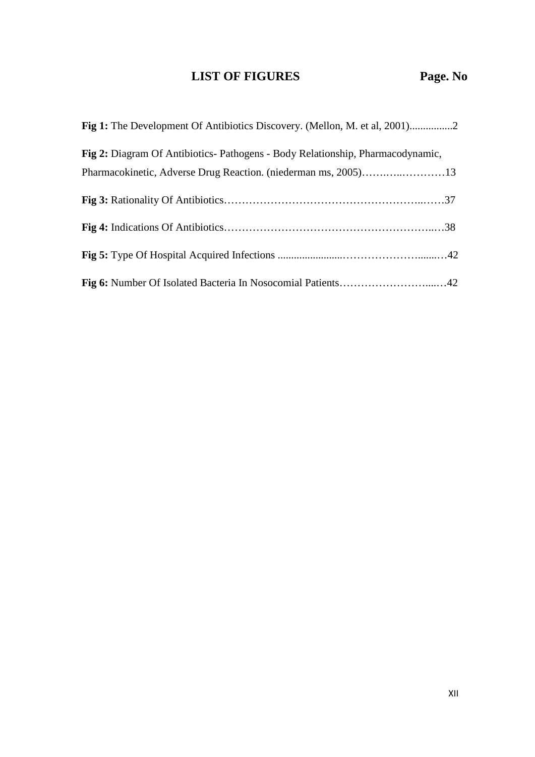# LIST OF FIGURES Page. No

**Fig 1:** The Development Of Antibiotics Discovery. (Mellon, M. et al, 2001)................2

**Fig 2:** Diagram Of Antibiotics- Pathogens - Body Relationship, Pharmacodynamic, Pharmacokinetic, Adverse Drug Reaction. (niederman ms, 2005)……….…..…………13

**Fig 3:** Rationality Of Antibiotics…………………………………………………..……37

**Fig 4:** Indications Of Antibiotics……………………………………………………..…38

**Fig 5:** Type Of Hospital Acquired Infections ........................……………………........…42

**Fig 6:** Number Of Isolated Bacteria In Nosocomial Patients……………………......…42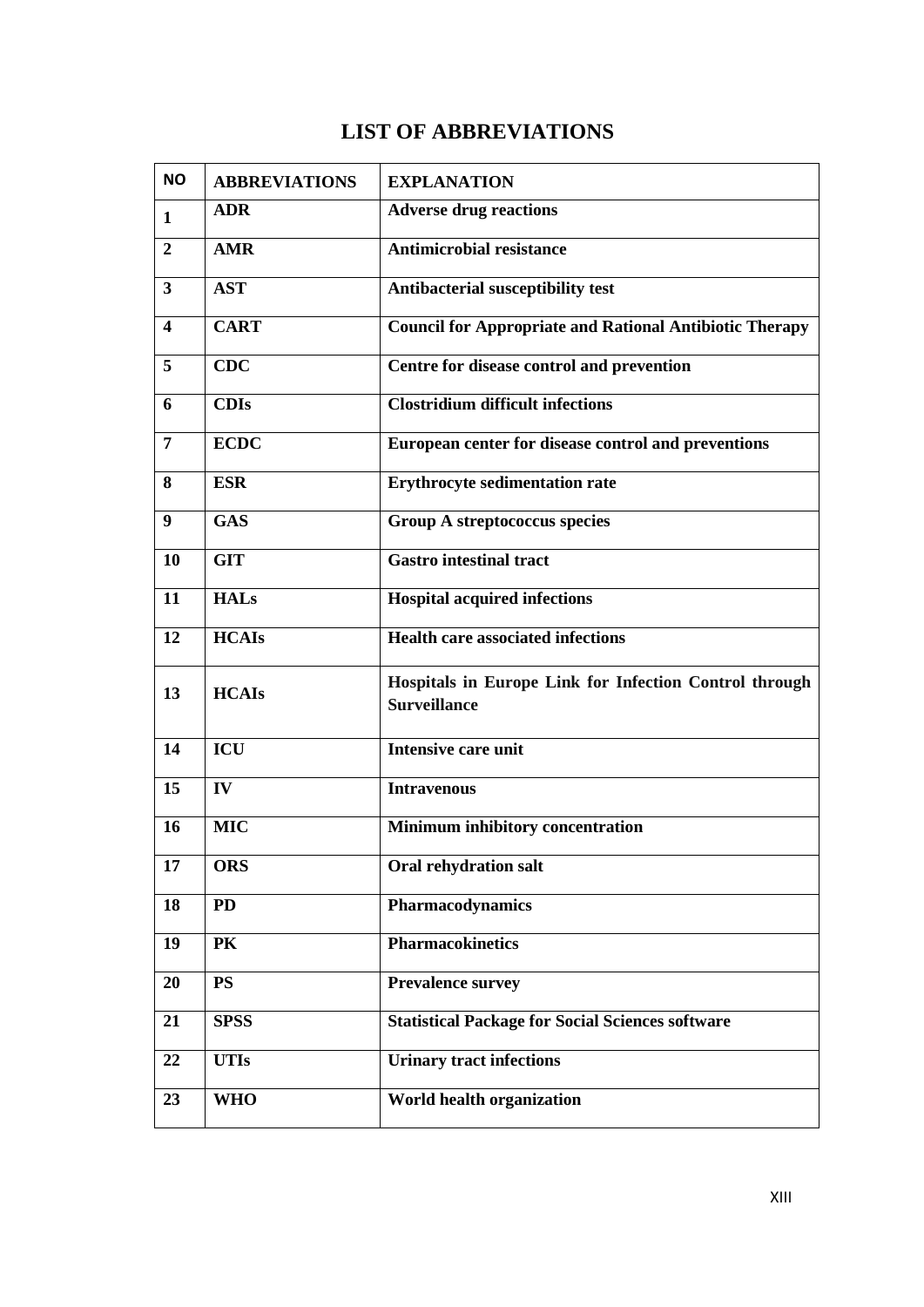# LIST OF ABBREVIATIONS

| NO | ABBREVIATIONS | EXPLANATION |
|---|---|---|
| 1 | ADR | Adverse drug reactions |
| 2 | AMR | Antimicrobial resistance |
| 3 | AST | Antibacterial susceptibility test |
| 4 | CART | Council for Appropriate and Rational Antibiotic Therapy |
| 5 | CDC | Centre for disease control and prevention |
| 6 | CDIs | Clostridium difficult infections |
| 7 | ECDC | European center for disease control and preventions |
| 8 | ESR | Erythrocyte sedimentation rate |
| 9 | GAS | Group A streptococcus species |
| 10 | GIT | Gastro intestinal tract |
| 11 | HALs | Hospital acquired infections |
| 12 | HCAIs | Health care associated infections |
| 13 | HCAIs | Hospitals in Europe Link for Infection Control through Surveillance |
| 14 | ICU | Intensive care unit |
| 15 | IV | Intravenous |
| 16 | MIC | Minimum inhibitory concentration |
| 17 | ORS | Oral rehydration salt |
| 18 | PD | Pharmacodynamics |
| 19 | PK | Pharmacokinetics |
| 20 | PS | Prevalence survey |
| 21 | SPSS | Statistical Package for Social Sciences software |
| 22 | UTIs | Urinary tract infections |
| 23 | WHO | World health organization |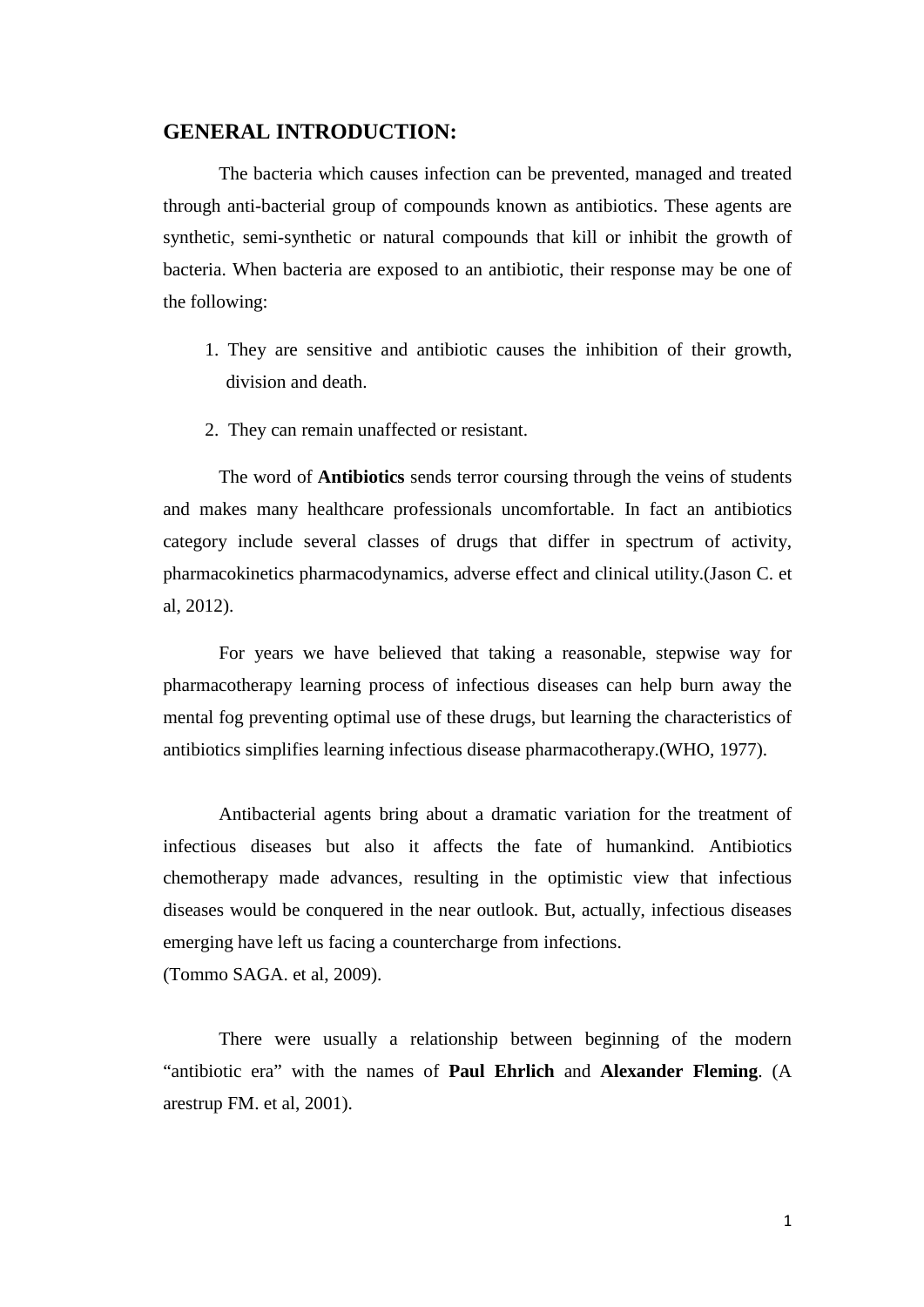## GENERAL INTRODUCTION:

The bacteria which causes infection can be prevented, managed and treated through anti-bacterial group of compounds known as antibiotics. These agents are synthetic, semi-synthetic or natural compounds that kill or inhibit the growth of bacteria. When bacteria are exposed to an antibiotic, their response may be one of the following:

1. They are sensitive and antibiotic causes the inhibition of their growth, division and death.
2. They can remain unaffected or resistant.

The word of **Antibiotics** sends terror coursing through the veins of students and makes many healthcare professionals uncomfortable. In fact an antibiotics category include several classes of drugs that differ in spectrum of activity, pharmacokinetics pharmacodynamics, adverse effect and clinical utility.(Jason C. et al, 2012).

For years we have believed that taking a reasonable, stepwise way for pharmacotherapy learning process of infectious diseases can help burn away the mental fog preventing optimal use of these drugs, but learning the characteristics of antibiotics simplifies learning infectious disease pharmacotherapy.(WHO, 1977).

Antibacterial agents bring about a dramatic variation for the treatment of infectious diseases but also it affects the fate of humankind. Antibiotics chemotherapy made advances, resulting in the optimistic view that infectious diseases would be conquered in the near outlook. But, actually, infectious diseases emerging have left us facing a countercharge from infections.
(Tommo SAGA. et al, 2009).

There were usually a relationship between beginning of the modern "antibiotic era" with the names of **Paul Ehrlich** and **Alexander Fleming**. (A arestrup FM. et al, 2001).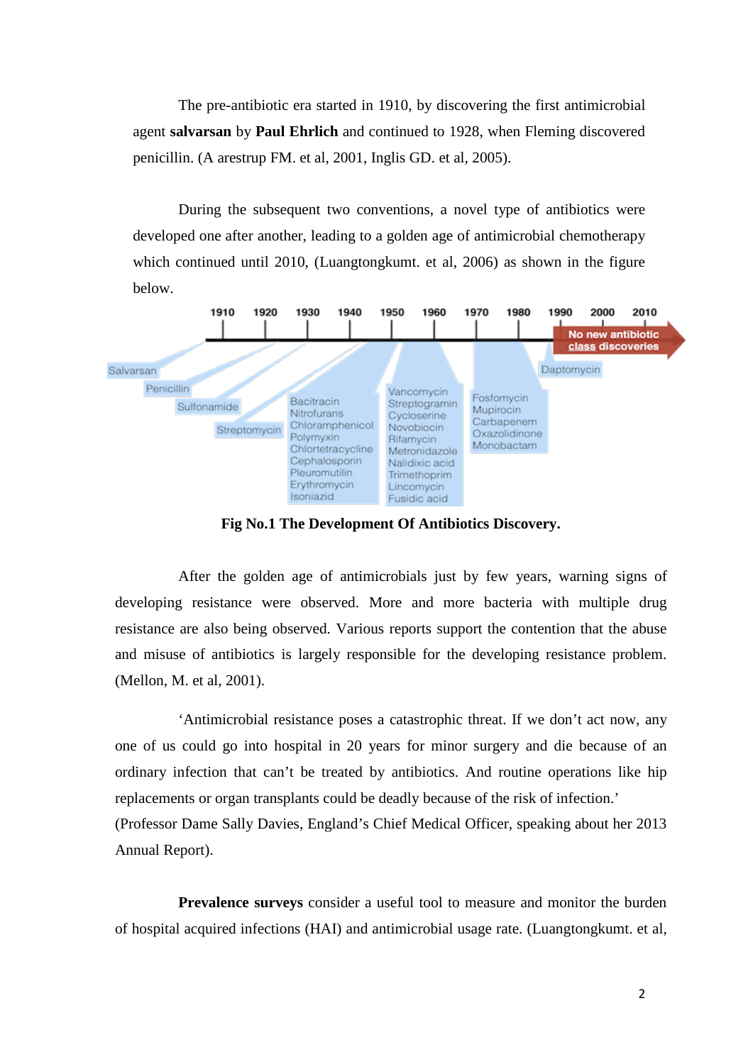The pre-antibiotic era started in 1910, by discovering the first antimicrobial agent **salvarsan** by **Paul Ehrlich** and continued to 1928, when Fleming discovered penicillin. (A arestrup FM. et al, 2001, Inglis GD. et al, 2005).

During the subsequent two conventions, a novel type of antibiotics were developed one after another, leading to a golden age of antimicrobial chemotherapy which continued until 2010, (Luangtongkumt. et al, 2006) as shown in the figure below.

**Fig No.1 The Development Of Antibiotics Discovery.**

After the golden age of antimicrobials just by few years, warning signs of developing resistance were observed. More and more bacteria with multiple drug resistance are also being observed. Various reports support the contention that the abuse and misuse of antibiotics is largely responsible for the developing resistance problem. (Mellon, M. et al, 2001).

'Antimicrobial resistance poses a catastrophic threat. If we don't act now, any one of us could go into hospital in 20 years for minor surgery and die because of an ordinary infection that can't be treated by antibiotics. And routine operations like hip replacements or organ transplants could be deadly because of the risk of infection.' (Professor Dame Sally Davies, England's Chief Medical Officer, speaking about her 2013 Annual Report).

**Prevalence surveys** consider a useful tool to measure and monitor the burden of hospital acquired infections (HAI) and antimicrobial usage rate. (Luangtongkumt. et al,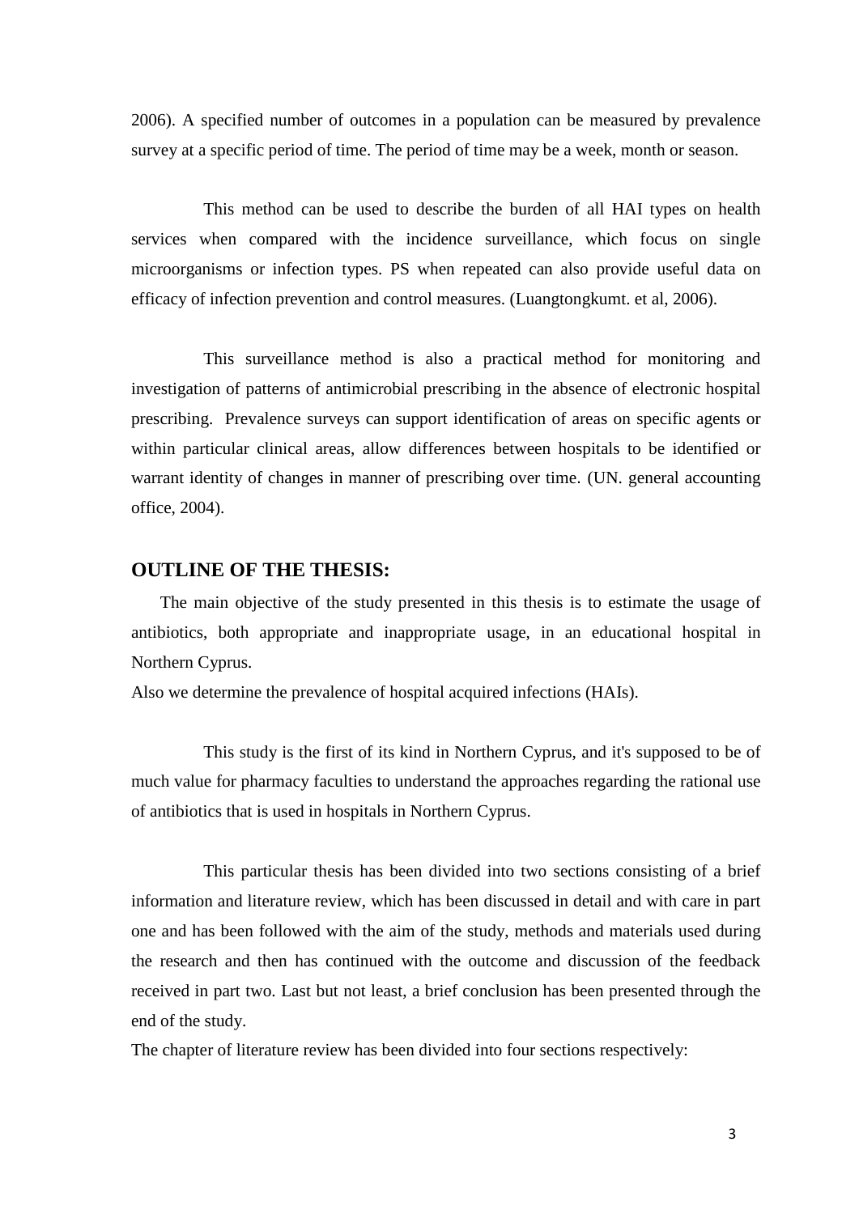2006). A specified number of outcomes in a population can be measured by prevalence survey at a specific period of time. The period of time may be a week, month or season.

This method can be used to describe the burden of all HAI types on health services when compared with the incidence surveillance, which focus on single microorganisms or infection types. PS when repeated can also provide useful data on efficacy of infection prevention and control measures. (Luangtongkumt. et al, 2006).

This surveillance method is also a practical method for monitoring and investigation of patterns of antimicrobial prescribing in the absence of electronic hospital prescribing. Prevalence surveys can support identification of areas on specific agents or within particular clinical areas, allow differences between hospitals to be identified or warrant identity of changes in manner of prescribing over time. (UN. general accounting office, 2004).

## OUTLINE OF THE THESIS:

The main objective of the study presented in this thesis is to estimate the usage of antibiotics, both appropriate and inappropriate usage, in an educational hospital in Northern Cyprus.

Also we determine the prevalence of hospital acquired infections (HAIs).

This study is the first of its kind in Northern Cyprus, and it's supposed to be of much value for pharmacy faculties to understand the approaches regarding the rational use of antibiotics that is used in hospitals in Northern Cyprus.

This particular thesis has been divided into two sections consisting of a brief information and literature review, which has been discussed in detail and with care in part one and has been followed with the aim of the study, methods and materials used during the research and then has continued with the outcome and discussion of the feedback received in part two. Last but not least, a brief conclusion has been presented through the end of the study.

The chapter of literature review has been divided into four sections respectively: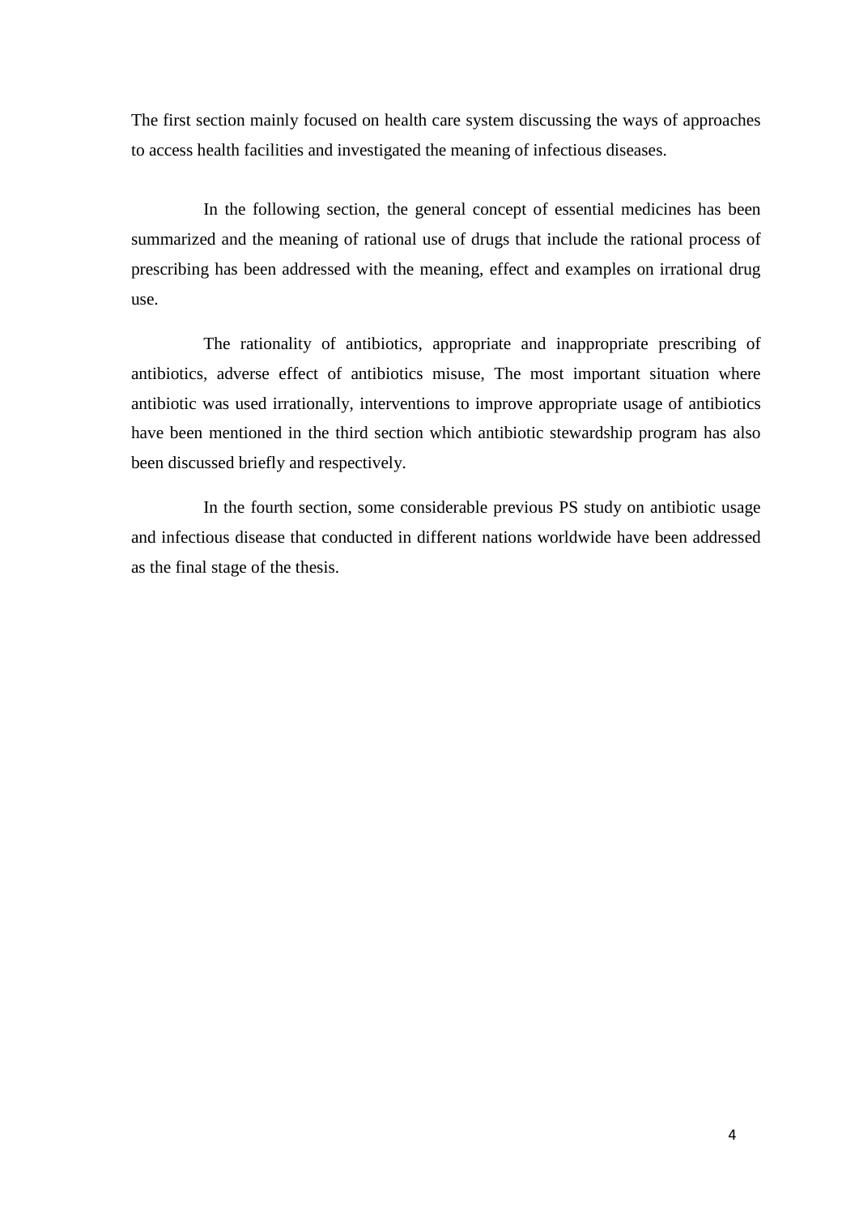The first section mainly focused on health care system discussing the ways of approaches to access health facilities and investigated the meaning of infectious diseases.

In the following section, the general concept of essential medicines has been summarized and the meaning of rational use of drugs that include the rational process of prescribing has been addressed with the meaning, effect and examples on irrational drug use.

The rationality of antibiotics, appropriate and inappropriate prescribing of antibiotics, adverse effect of antibiotics misuse, The most important situation where antibiotic was used irrationally, interventions to improve appropriate usage of antibiotics have been mentioned in the third section which antibiotic stewardship program has also been discussed briefly and respectively.

In the fourth section, some considerable previous PS study on antibiotic usage and infectious disease that conducted in different nations worldwide have been addressed as the final stage of the thesis.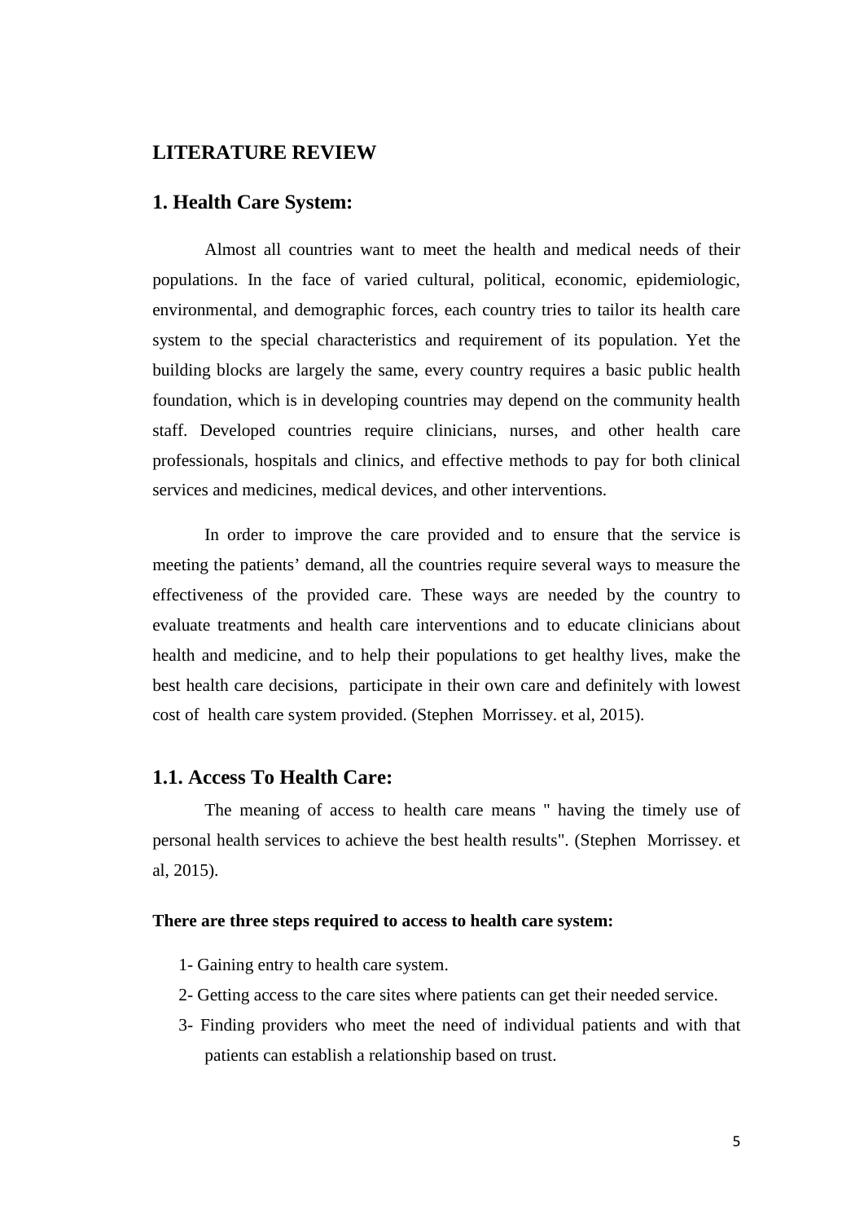# LITERATURE REVIEW

## 1. Health Care System:

Almost all countries want to meet the health and medical needs of their populations. In the face of varied cultural, political, economic, epidemiologic, environmental, and demographic forces, each country tries to tailor its health care system to the special characteristics and requirement of its population. Yet the building blocks are largely the same, every country requires a basic public health foundation, which is in developing countries may depend on the community health staff. Developed countries require clinicians, nurses, and other health care professionals, hospitals and clinics, and effective methods to pay for both clinical services and medicines, medical devices, and other interventions.

In order to improve the care provided and to ensure that the service is meeting the patients' demand, all the countries require several ways to measure the effectiveness of the provided care. These ways are needed by the country to evaluate treatments and health care interventions and to educate clinicians about health and medicine, and to help their populations to get healthy lives, make the best health care decisions, participate in their own care and definitely with lowest cost of health care system provided. (Stephen Morrissey. et al, 2015).

### 1.1. Access To Health Care:

The meaning of access to health care means " having the timely use of personal health services to achieve the best health results". (Stephen Morrissey. et al, 2015).

**There are three steps required to access to health care system:**

1- Gaining entry to health care system.

2- Getting access to the care sites where patients can get their needed service.

3- Finding providers who meet the need of individual patients and with that patients can establish a relationship based on trust.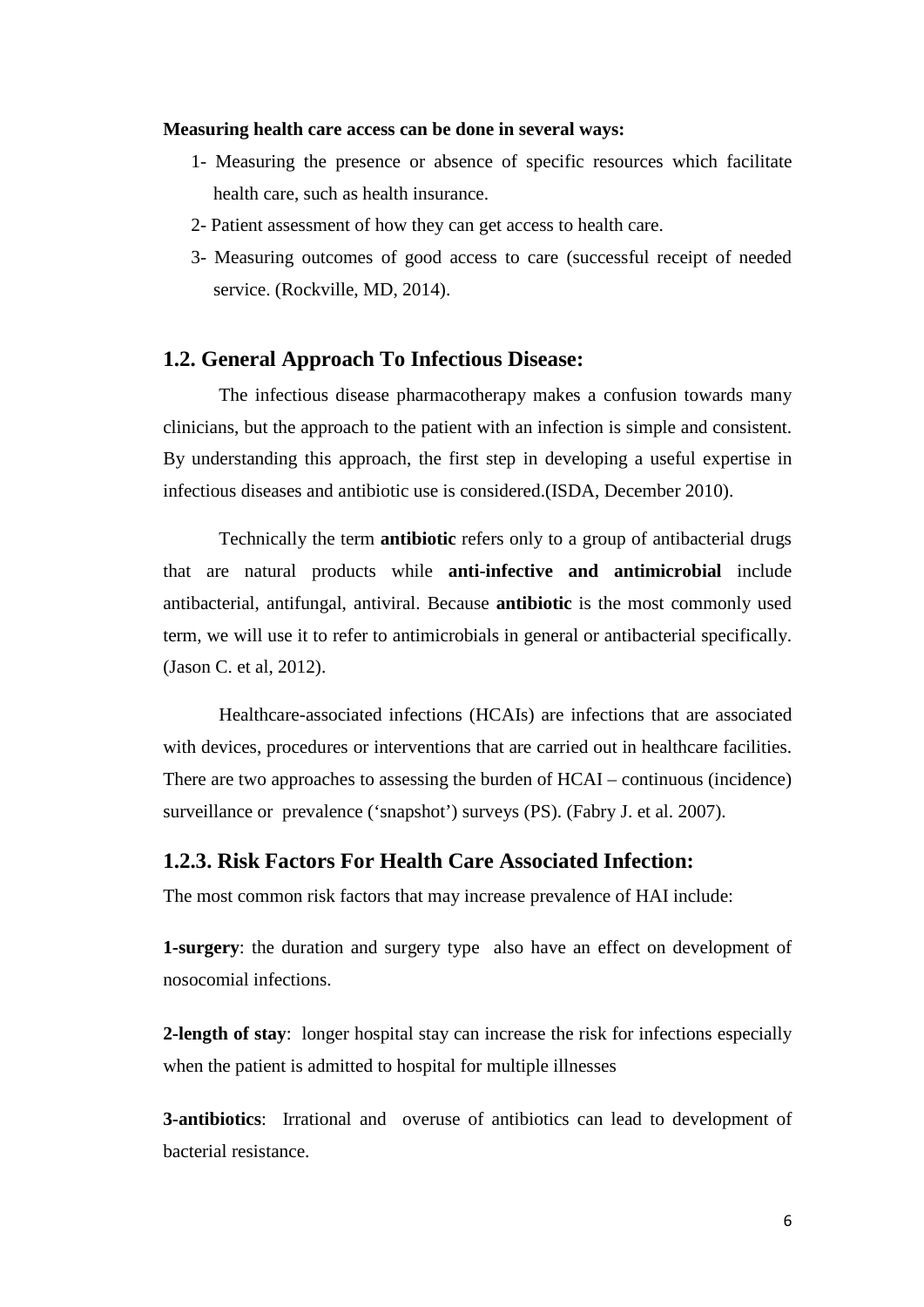**Measuring health care access can be done in several ways:**

1- Measuring the presence or absence of specific resources which facilitate health care, such as health insurance.

2- Patient assessment of how they can get access to health care.

3- Measuring outcomes of good access to care (successful receipt of needed service. (Rockville, MD, 2014).

## 1.2. General Approach To Infectious Disease:

The infectious disease pharmacotherapy makes a confusion towards many clinicians, but the approach to the patient with an infection is simple and consistent. By understanding this approach, the first step in developing a useful expertise in infectious diseases and antibiotic use is considered.(ISDA, December 2010).

Technically the term **antibiotic** refers only to a group of antibacterial drugs that are natural products while **anti-infective and antimicrobial** include antibacterial, antifungal, antiviral. Because **antibiotic** is the most commonly used term, we will use it to refer to antimicrobials in general or antibacterial specifically. (Jason C. et al, 2012).

Healthcare-associated infections (HCAIs) are infections that are associated with devices, procedures or interventions that are carried out in healthcare facilities. There are two approaches to assessing the burden of HCAI – continuous (incidence) surveillance or prevalence ('snapshot') surveys (PS). (Fabry J. et al. 2007).

## 1.2.3. Risk Factors For Health Care Associated Infection:

The most common risk factors that may increase prevalence of HAI include:

**1-surgery**: the duration and surgery type also have an effect on development of nosocomial infections.

**2-length of stay**: longer hospital stay can increase the risk for infections especially when the patient is admitted to hospital for multiple illnesses

**3-antibiotics**: Irrational and overuse of antibiotics can lead to development of bacterial resistance.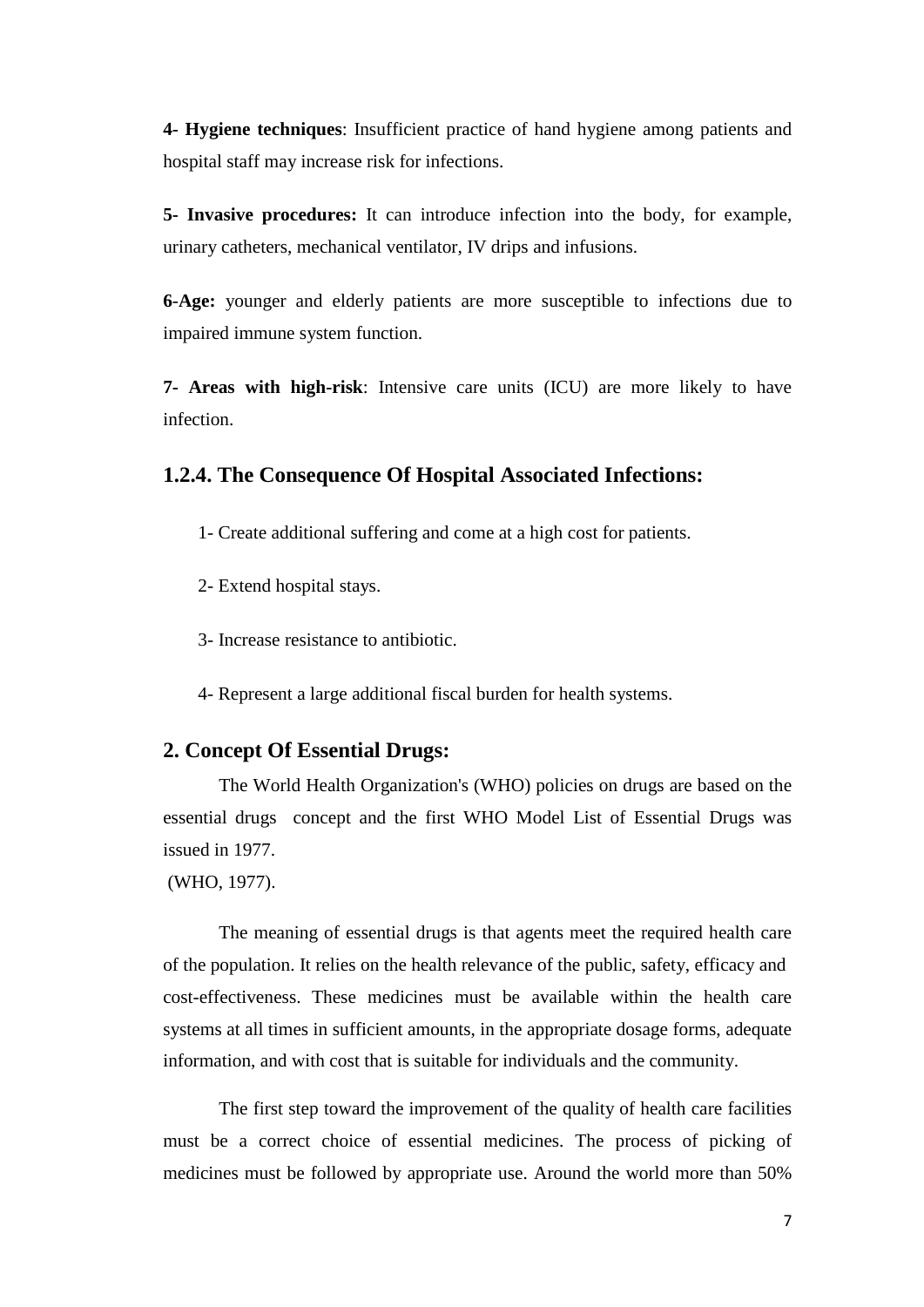**4- Hygiene techniques**: Insufficient practice of hand hygiene among patients and hospital staff may increase risk for infections.

**5- Invasive procedures:** It can introduce infection into the body, for example, urinary catheters, mechanical ventilator, IV drips and infusions.

**6-Age:** younger and elderly patients are more susceptible to infections due to impaired immune system function.

**7- Areas with high-risk**: Intensive care units (ICU) are more likely to have infection.

### 1.2.4. The Consequence Of Hospital Associated Infections:

1- Create additional suffering and come at a high cost for patients.

2- Extend hospital stays.

3- Increase resistance to antibiotic.

4- Represent a large additional fiscal burden for health systems.

## 2. Concept Of Essential Drugs:

The World Health Organization's (WHO) policies on drugs are based on the essential drugs concept and the first WHO Model List of Essential Drugs was issued in 1977.
(WHO, 1977).

The meaning of essential drugs is that agents meet the required health care of the population. It relies on the health relevance of the public, safety, efficacy and cost-effectiveness. These medicines must be available within the health care systems at all times in sufficient amounts, in the appropriate dosage forms, adequate information, and with cost that is suitable for individuals and the community.

The first step toward the improvement of the quality of health care facilities must be a correct choice of essential medicines. The process of picking of medicines must be followed by appropriate use. Around the world more than 50%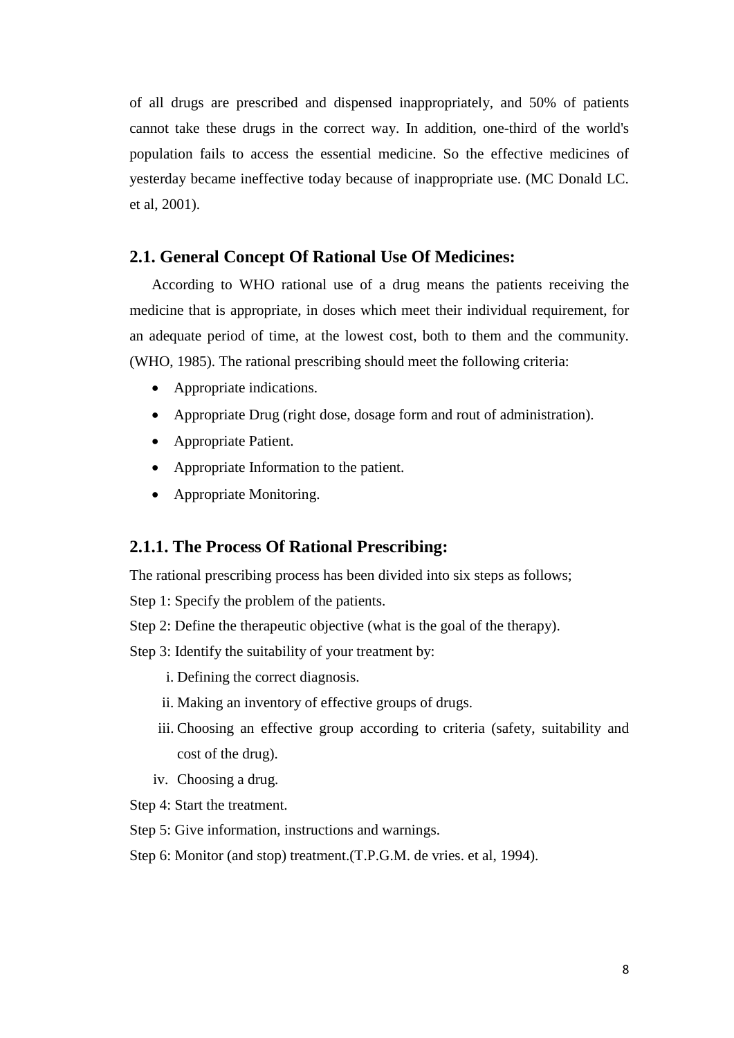of all drugs are prescribed and dispensed inappropriately, and 50% of patients cannot take these drugs in the correct way. In addition, one-third of the world's population fails to access the essential medicine. So the effective medicines of yesterday became ineffective today because of inappropriate use. (MC Donald LC. et al, 2001).

## 2.1. General Concept Of Rational Use Of Medicines:

According to WHO rational use of a drug means the patients receiving the medicine that is appropriate, in doses which meet their individual requirement, for an adequate period of time, at the lowest cost, both to them and the community. (WHO, 1985). The rational prescribing should meet the following criteria:

- Appropriate indications.
- Appropriate Drug (right dose, dosage form and rout of administration).
- Appropriate Patient.
- Appropriate Information to the patient.
- Appropriate Monitoring.

### 2.1.1. The Process Of Rational Prescribing:

The rational prescribing process has been divided into six steps as follows;

Step 1: Specify the problem of the patients.

Step 2: Define the therapeutic objective (what is the goal of the therapy).

Step 3: Identify the suitability of your treatment by:

i. Defining the correct diagnosis.
ii. Making an inventory of effective groups of drugs.
iii. Choosing an effective group according to criteria (safety, suitability and cost of the drug).
iv. Choosing a drug.

Step 4: Start the treatment.

Step 5: Give information, instructions and warnings.

Step 6: Monitor (and stop) treatment.(T.P.G.M. de vries. et al, 1994).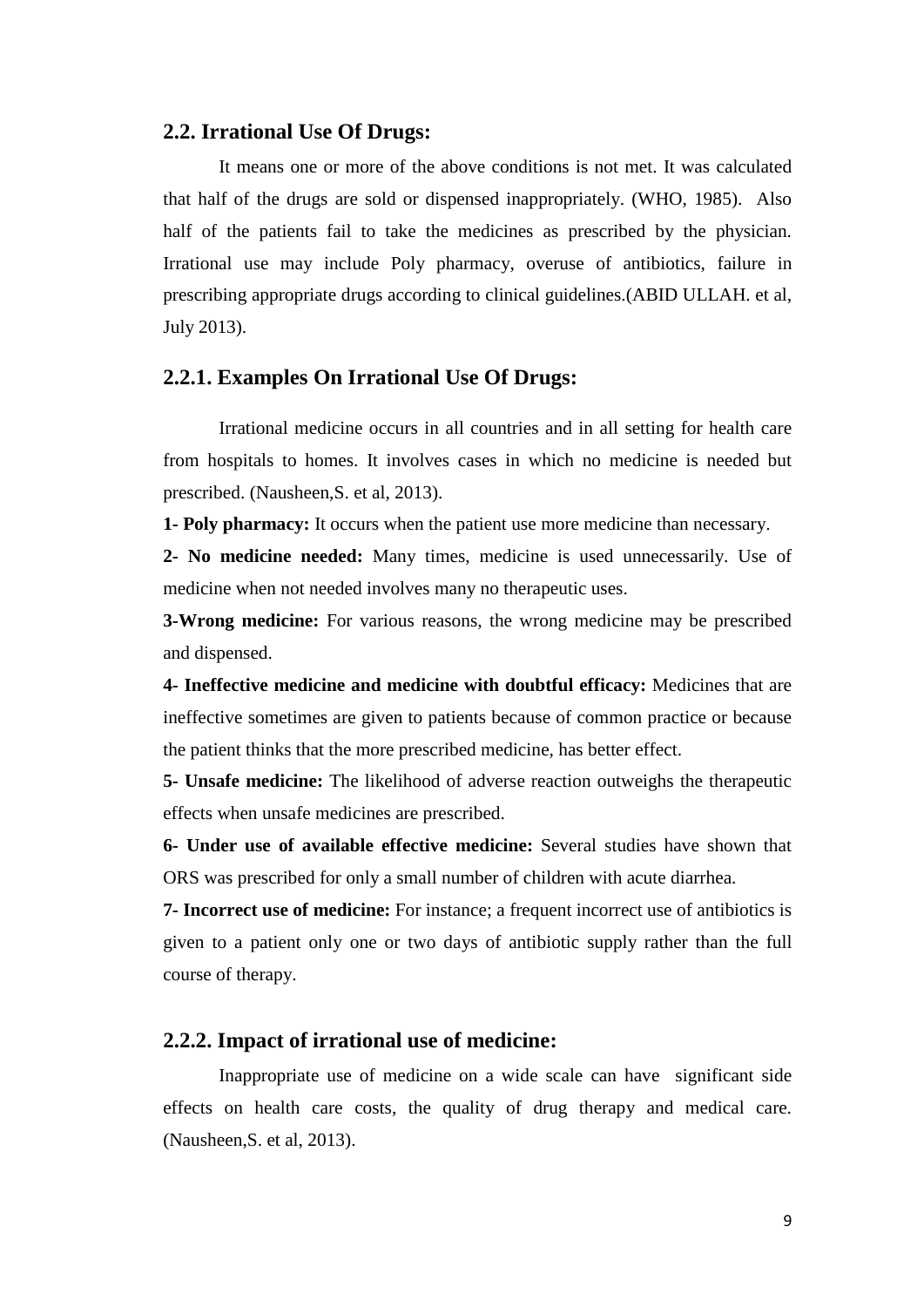## 2.2. Irrational Use Of Drugs:

It means one or more of the above conditions is not met. It was calculated that half of the drugs are sold or dispensed inappropriately. (WHO, 1985). Also half of the patients fail to take the medicines as prescribed by the physician. Irrational use may include Poly pharmacy, overuse of antibiotics, failure in prescribing appropriate drugs according to clinical guidelines.(ABID ULLAH. et al, July 2013).

## 2.2.1. Examples On Irrational Use Of Drugs:

Irrational medicine occurs in all countries and in all setting for health care from hospitals to homes. It involves cases in which no medicine is needed but prescribed. (Nausheen,S. et al, 2013).

**1- Poly pharmacy:** It occurs when the patient use more medicine than necessary.

**2- No medicine needed:** Many times, medicine is used unnecessarily. Use of medicine when not needed involves many no therapeutic uses.

**3-Wrong medicine:** For various reasons, the wrong medicine may be prescribed and dispensed.

**4- Ineffective medicine and medicine with doubtful efficacy:** Medicines that are ineffective sometimes are given to patients because of common practice or because the patient thinks that the more prescribed medicine, has better effect.

**5- Unsafe medicine:** The likelihood of adverse reaction outweighs the therapeutic effects when unsafe medicines are prescribed.

**6- Under use of available effective medicine:** Several studies have shown that ORS was prescribed for only a small number of children with acute diarrhea.

**7- Incorrect use of medicine:** For instance; a frequent incorrect use of antibiotics is given to a patient only one or two days of antibiotic supply rather than the full course of therapy.

## 2.2.2. Impact of irrational use of medicine:

Inappropriate use of medicine on a wide scale can have significant side effects on health care costs, the quality of drug therapy and medical care. (Nausheen,S. et al, 2013).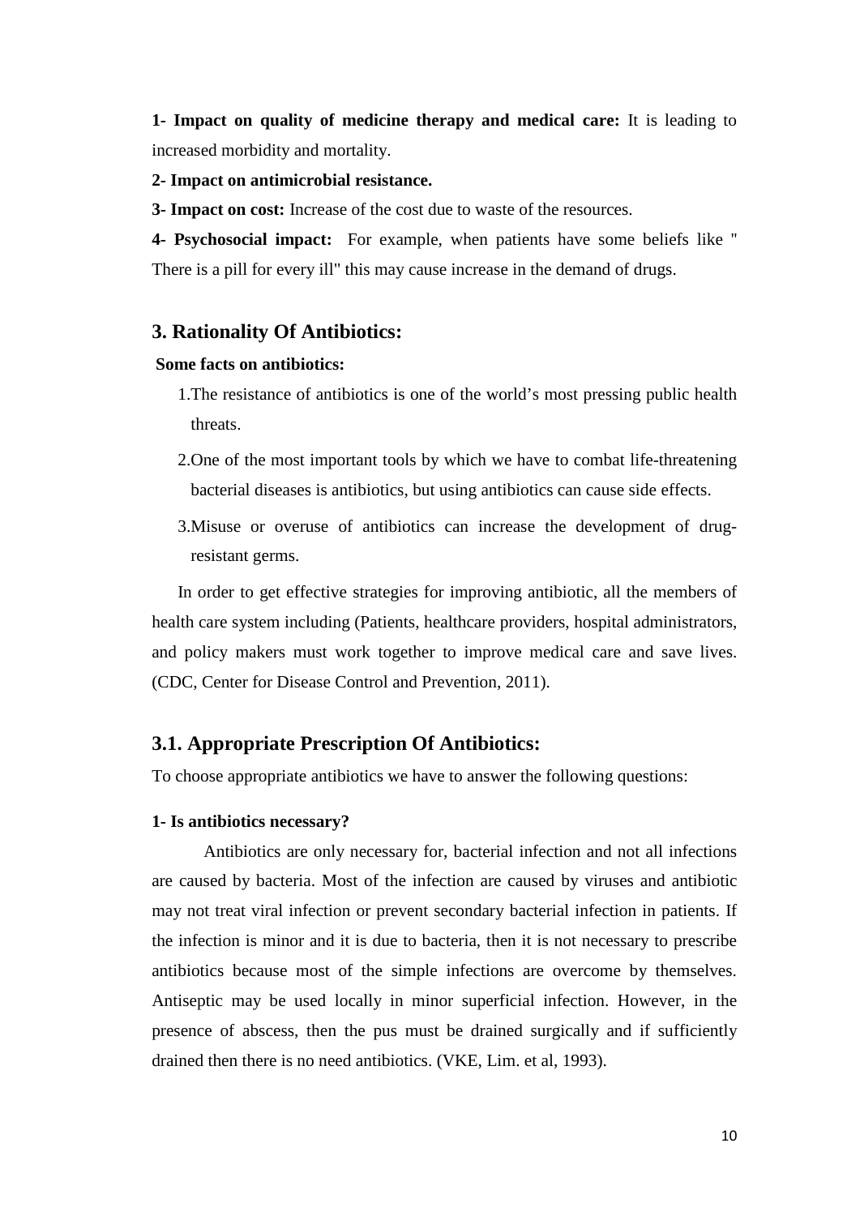**1- Impact on quality of medicine therapy and medical care:** It is leading to increased morbidity and mortality.

**2- Impact on antimicrobial resistance.**

**3- Impact on cost:** Increase of the cost due to waste of the resources.

**4- Psychosocial impact:** For example, when patients have some beliefs like " There is a pill for every ill" this may cause increase in the demand of drugs.

## 3. Rationality Of Antibiotics:

**Some facts on antibiotics:**

1. The resistance of antibiotics is one of the world's most pressing public health threats.
2. One of the most important tools by which we have to combat life-threatening bacterial diseases is antibiotics, but using antibiotics can cause side effects.
3. Misuse or overuse of antibiotics can increase the development of drug-resistant germs.

In order to get effective strategies for improving antibiotic, all the members of health care system including (Patients, healthcare providers, hospital administrators, and policy makers must work together to improve medical care and save lives. (CDC, Center for Disease Control and Prevention, 2011).

## 3.1. Appropriate Prescription Of Antibiotics:

To choose appropriate antibiotics we have to answer the following questions:

**1- Is antibiotics necessary?**

Antibiotics are only necessary for, bacterial infection and not all infections are caused by bacteria. Most of the infection are caused by viruses and antibiotic may not treat viral infection or prevent secondary bacterial infection in patients. If the infection is minor and it is due to bacteria, then it is not necessary to prescribe antibiotics because most of the simple infections are overcome by themselves. Antiseptic may be used locally in minor superficial infection. However, in the presence of abscess, then the pus must be drained surgically and if sufficiently drained then there is no need antibiotics. (VKE, Lim. et al, 1993).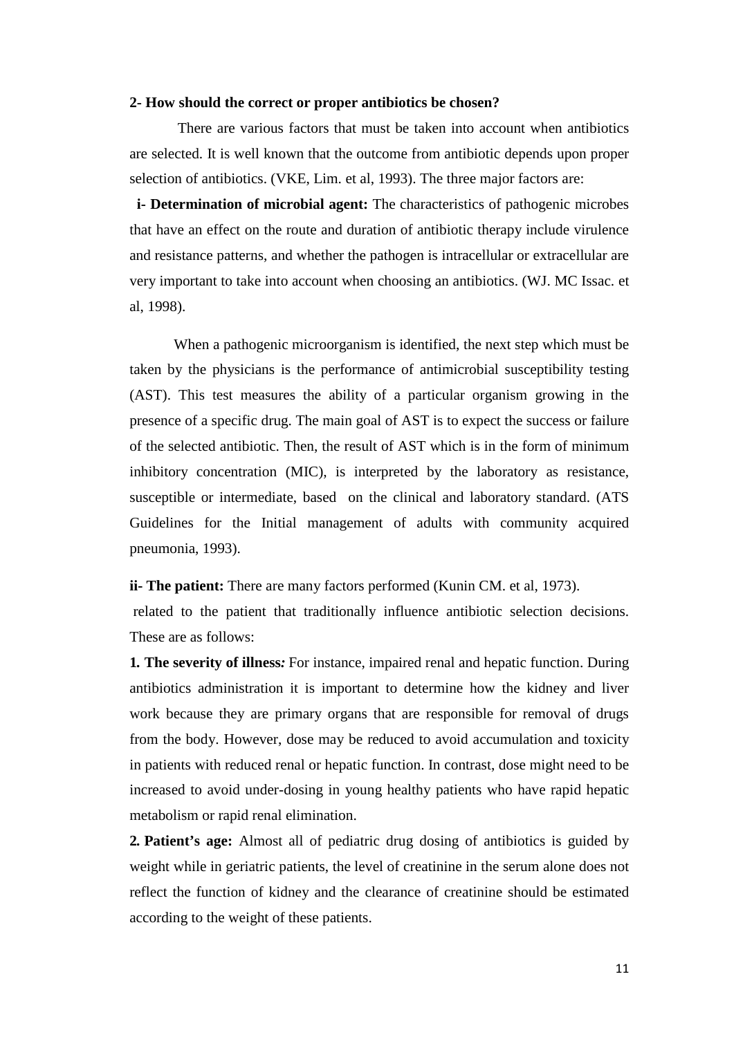**2- How should the correct or proper antibiotics be chosen?**

There are various factors that must be taken into account when antibiotics are selected. It is well known that the outcome from antibiotic depends upon proper selection of antibiotics. (VKE, Lim. et al, 1993). The three major factors are:

**i- Determination of microbial agent:** The characteristics of pathogenic microbes that have an effect on the route and duration of antibiotic therapy include virulence and resistance patterns, and whether the pathogen is intracellular or extracellular are very important to take into account when choosing an antibiotics. (WJ. MC Issac. et al, 1998).

When a pathogenic microorganism is identified, the next step which must be taken by the physicians is the performance of antimicrobial susceptibility testing (AST). This test measures the ability of a particular organism growing in the presence of a specific drug. The main goal of AST is to expect the success or failure of the selected antibiotic. Then, the result of AST which is in the form of minimum inhibitory concentration (MIC), is interpreted by the laboratory as resistance, susceptible or intermediate, based on the clinical and laboratory standard. (ATS Guidelines for the Initial management of adults with community acquired pneumonia, 1993).

**ii- The patient:** There are many factors performed (Kunin CM. et al, 1973).

related to the patient that traditionally influence antibiotic selection decisions. These are as follows:

**1. The severity of illness*:*** For instance, impaired renal and hepatic function. During antibiotics administration it is important to determine how the kidney and liver work because they are primary organs that are responsible for removal of drugs from the body. However, dose may be reduced to avoid accumulation and toxicity in patients with reduced renal or hepatic function. In contrast, dose might need to be increased to avoid under-dosing in young healthy patients who have rapid hepatic metabolism or rapid renal elimination.

**2. Patient's age:** Almost all of pediatric drug dosing of antibiotics is guided by weight while in geriatric patients, the level of creatinine in the serum alone does not reflect the function of kidney and the clearance of creatinine should be estimated according to the weight of these patients.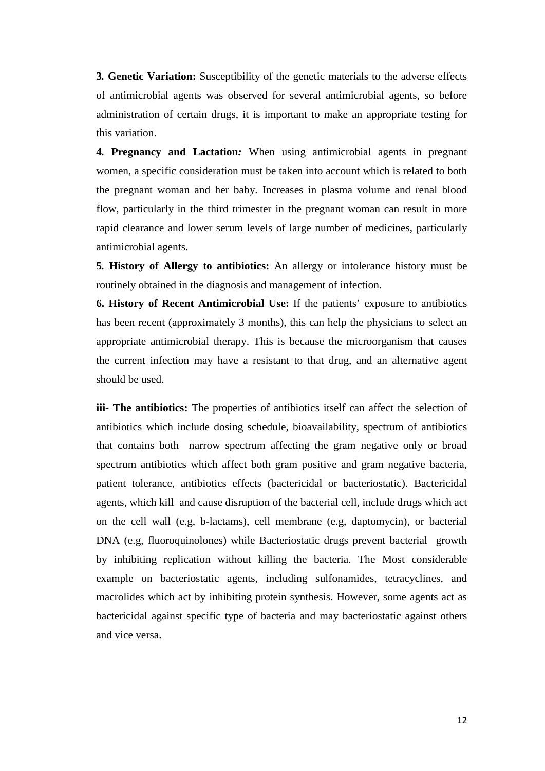**3. Genetic Variation:** Susceptibility of the genetic materials to the adverse effects of antimicrobial agents was observed for several antimicrobial agents, so before administration of certain drugs, it is important to make an appropriate testing for this variation.

**4. Pregnancy and Lactation*:*** When using antimicrobial agents in pregnant women, a specific consideration must be taken into account which is related to both the pregnant woman and her baby. Increases in plasma volume and renal blood flow, particularly in the third trimester in the pregnant woman can result in more rapid clearance and lower serum levels of large number of medicines, particularly antimicrobial agents.

**5. History of Allergy to antibiotics:** An allergy or intolerance history must be routinely obtained in the diagnosis and management of infection.

**6. History of Recent Antimicrobial Use:** If the patients' exposure to antibiotics has been recent (approximately 3 months), this can help the physicians to select an appropriate antimicrobial therapy. This is because the microorganism that causes the current infection may have a resistant to that drug, and an alternative agent should be used.

**iii- The antibiotics:** The properties of antibiotics itself can affect the selection of antibiotics which include dosing schedule, bioavailability, spectrum of antibiotics that contains both narrow spectrum affecting the gram negative only or broad spectrum antibiotics which affect both gram positive and gram negative bacteria, patient tolerance, antibiotics effects (bactericidal or bacteriostatic). Bactericidal agents, which kill and cause disruption of the bacterial cell, include drugs which act on the cell wall (e.g, b-lactams), cell membrane (e.g, daptomycin), or bacterial DNA (e.g, fluoroquinolones) while Bacteriostatic drugs prevent bacterial growth by inhibiting replication without killing the bacteria. The Most considerable example on bacteriostatic agents, including sulfonamides, tetracyclines, and macrolides which act by inhibiting protein synthesis. However, some agents act as bactericidal against specific type of bacteria and may bacteriostatic against others and vice versa.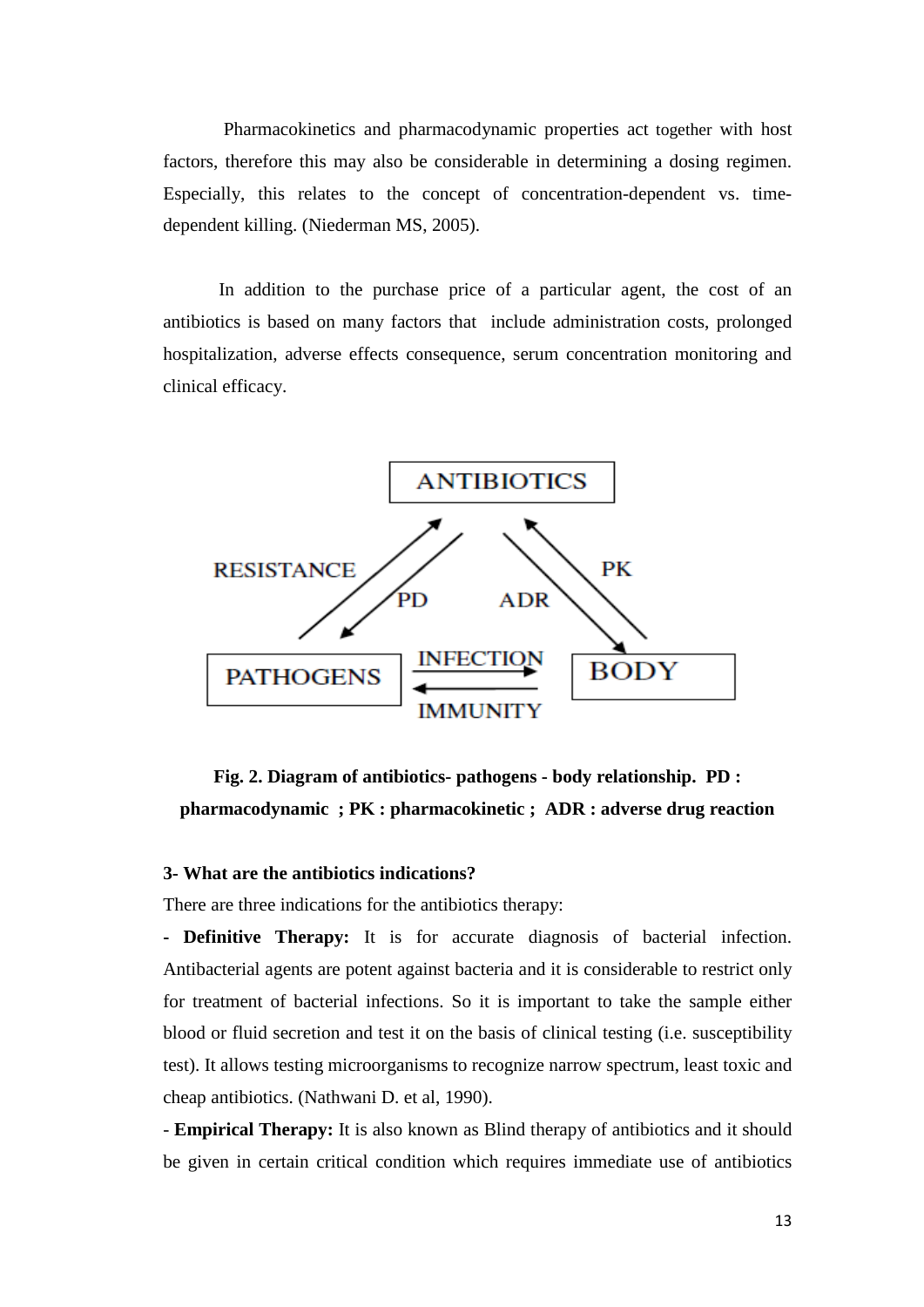Pharmacokinetics and pharmacodynamic properties act together with host factors, therefore this may also be considerable in determining a dosing regimen. Especially, this relates to the concept of concentration-dependent vs. time-dependent killing. (Niederman MS, 2005).

In addition to the purchase price of a particular agent, the cost of an antibiotics is based on many factors that include administration costs, prolonged hospitalization, adverse effects consequence, serum concentration monitoring and clinical efficacy.

**Fig. 2. Diagram of antibiotics- pathogens - body relationship. PD : pharmacodynamic ; PK : pharmacokinetic ; ADR : adverse drug reaction**

**3- What are the antibiotics indications?**

There are three indications for the antibiotics therapy:

- **Definitive Therapy:** It is for accurate diagnosis of bacterial infection. Antibacterial agents are potent against bacteria and it is considerable to restrict only for treatment of bacterial infections. So it is important to take the sample either blood or fluid secretion and test it on the basis of clinical testing (i.e. susceptibility test). It allows testing microorganisms to recognize narrow spectrum, least toxic and cheap antibiotics. (Nathwani D. et al, 1990).

- **Empirical Therapy:** It is also known as Blind therapy of antibiotics and it should be given in certain critical condition which requires immediate use of antibiotics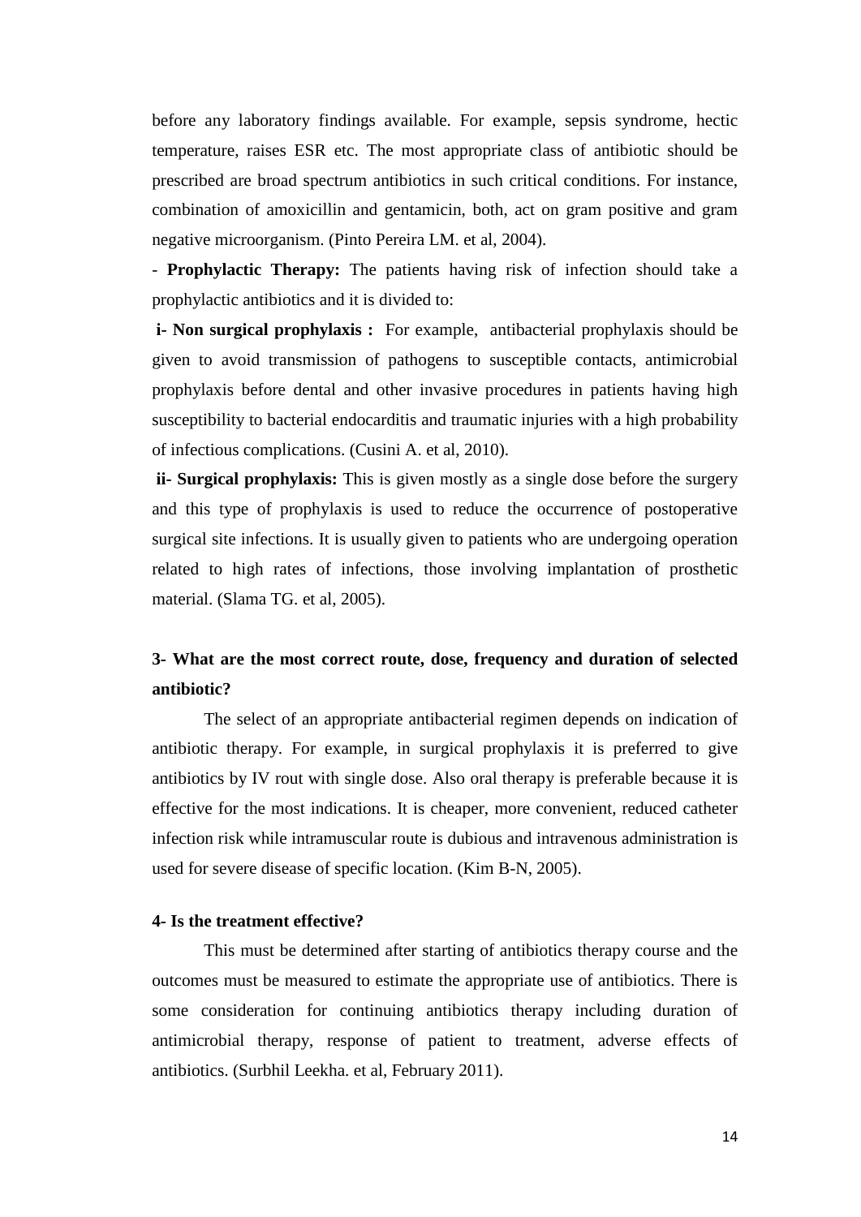before any laboratory findings available. For example, sepsis syndrome, hectic temperature, raises ESR etc. The most appropriate class of antibiotic should be prescribed are broad spectrum antibiotics in such critical conditions. For instance, combination of amoxicillin and gentamicin, both, act on gram positive and gram negative microorganism. (Pinto Pereira LM. et al, 2004).

- **Prophylactic Therapy:** The patients having risk of infection should take a prophylactic antibiotics and it is divided to:

**i- Non surgical prophylaxis :** For example, antibacterial prophylaxis should be given to avoid transmission of pathogens to susceptible contacts, antimicrobial prophylaxis before dental and other invasive procedures in patients having high susceptibility to bacterial endocarditis and traumatic injuries with a high probability of infectious complications. (Cusini A. et al, 2010).

**ii- Surgical prophylaxis:** This is given mostly as a single dose before the surgery and this type of prophylaxis is used to reduce the occurrence of postoperative surgical site infections. It is usually given to patients who are undergoing operation related to high rates of infections, those involving implantation of prosthetic material. (Slama TG. et al, 2005).

### 3- What are the most correct route, dose, frequency and duration of selected antibiotic?

The select of an appropriate antibacterial regimen depends on indication of antibiotic therapy. For example, in surgical prophylaxis it is preferred to give antibiotics by IV rout with single dose. Also oral therapy is preferable because it is effective for the most indications. It is cheaper, more convenient, reduced catheter infection risk while intramuscular route is dubious and intravenous administration is used for severe disease of specific location. (Kim B-N, 2005).

#### 4- Is the treatment effective?

This must be determined after starting of antibiotics therapy course and the outcomes must be measured to estimate the appropriate use of antibiotics. There is some consideration for continuing antibiotics therapy including duration of antimicrobial therapy, response of patient to treatment, adverse effects of antibiotics. (Surbhil Leekha. et al, February 2011).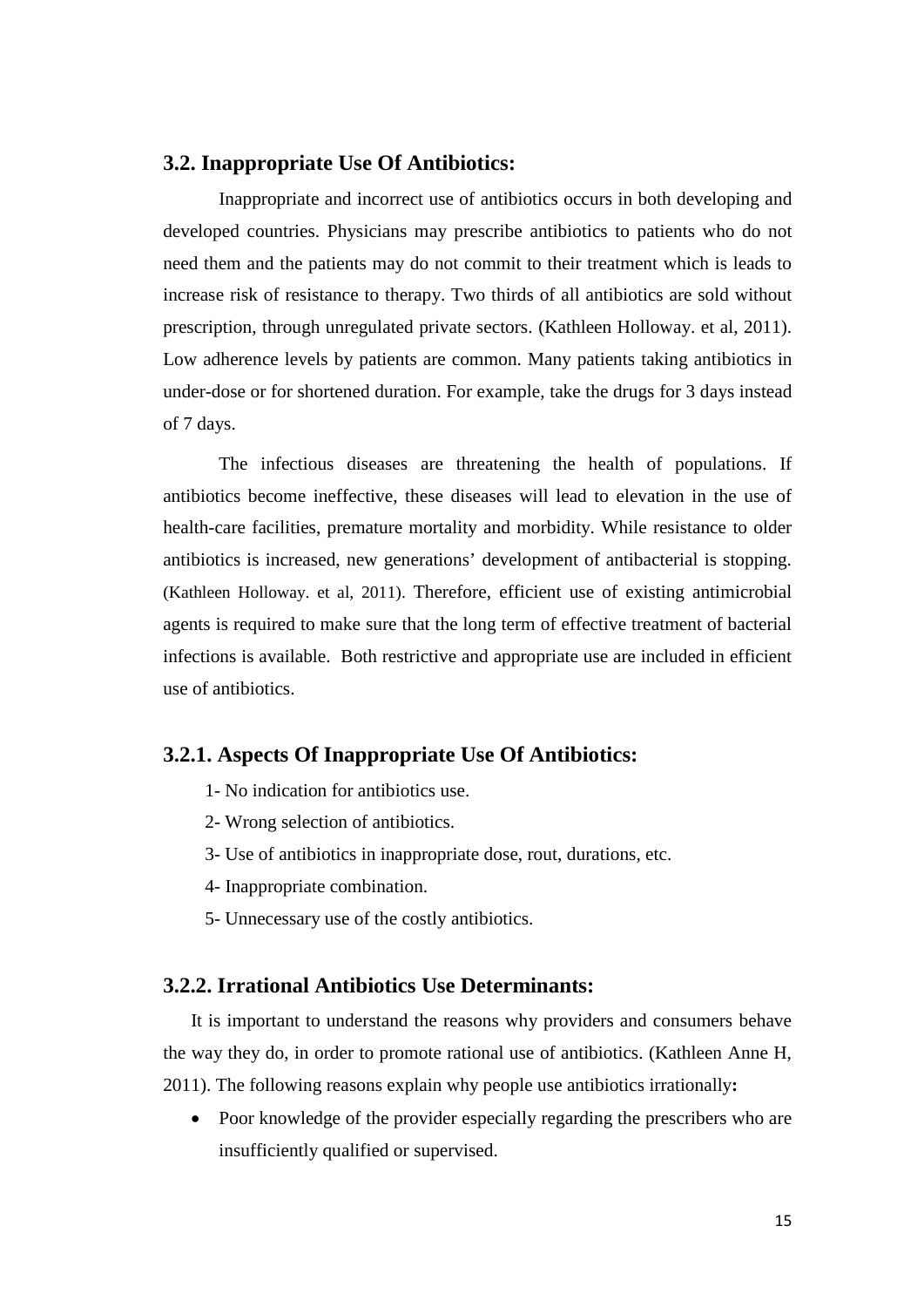## 3.2. Inappropriate Use Of Antibiotics:

Inappropriate and incorrect use of antibiotics occurs in both developing and developed countries. Physicians may prescribe antibiotics to patients who do not need them and the patients may do not commit to their treatment which is leads to increase risk of resistance to therapy. Two thirds of all antibiotics are sold without prescription, through unregulated private sectors. (Kathleen Holloway. et al, 2011). Low adherence levels by patients are common. Many patients taking antibiotics in under-dose or for shortened duration. For example, take the drugs for 3 days instead of 7 days.

The infectious diseases are threatening the health of populations. If antibiotics become ineffective, these diseases will lead to elevation in the use of health-care facilities, premature mortality and morbidity. While resistance to older antibiotics is increased, new generations' development of antibacterial is stopping. (Kathleen Holloway. et al, 2011). Therefore, efficient use of existing antimicrobial agents is required to make sure that the long term of effective treatment of bacterial infections is available. Both restrictive and appropriate use are included in efficient use of antibiotics.

### 3.2.1. Aspects Of Inappropriate Use Of Antibiotics:

1- No indication for antibiotics use.

2- Wrong selection of antibiotics.

3- Use of antibiotics in inappropriate dose, rout, durations, etc.

4- Inappropriate combination.

5- Unnecessary use of the costly antibiotics.

### 3.2.2. Irrational Antibiotics Use Determinants:

It is important to understand the reasons why providers and consumers behave the way they do, in order to promote rational use of antibiotics. (Kathleen Anne H, 2011). The following reasons explain why people use antibiotics irrationally**:**

- Poor knowledge of the provider especially regarding the prescribers who are insufficiently qualified or supervised.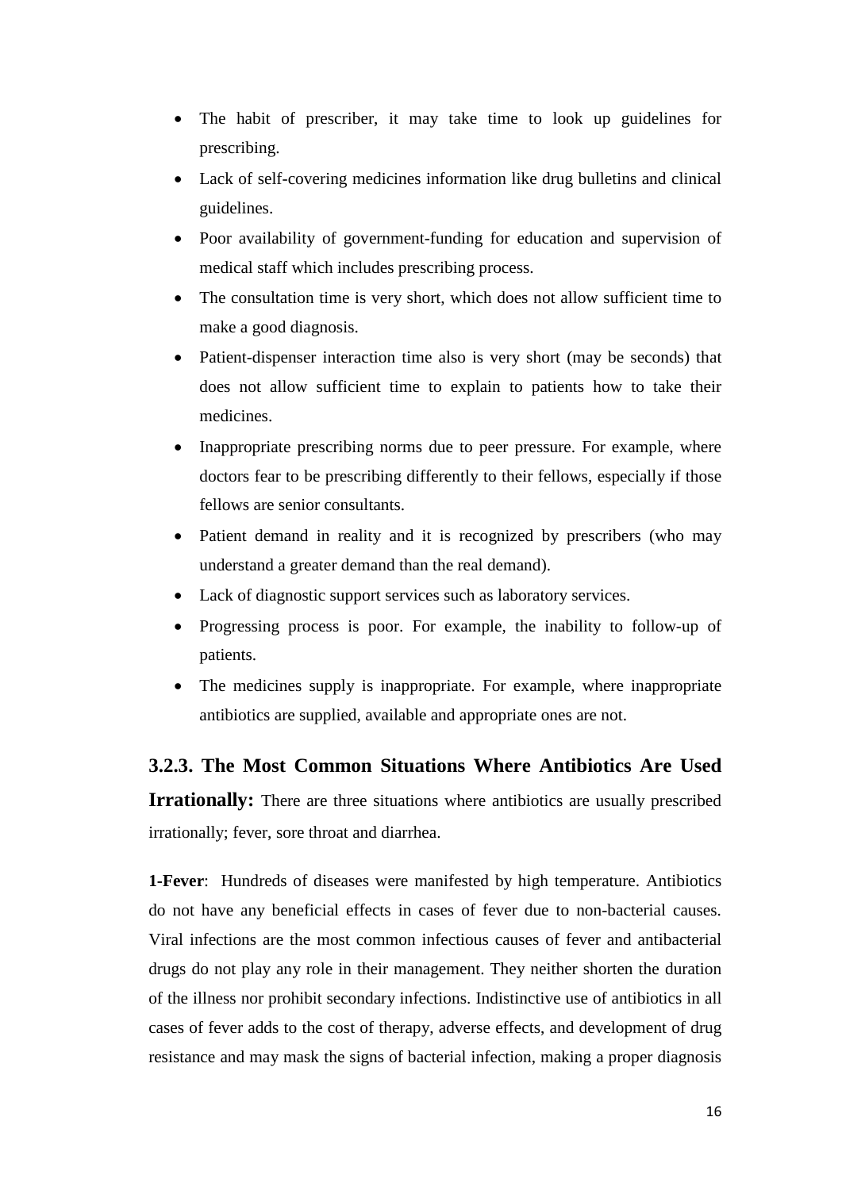- The habit of prescriber, it may take time to look up guidelines for prescribing.
- Lack of self-covering medicines information like drug bulletins and clinical guidelines.
- Poor availability of government-funding for education and supervision of medical staff which includes prescribing process.
- The consultation time is very short, which does not allow sufficient time to make a good diagnosis.
- Patient-dispenser interaction time also is very short (may be seconds) that does not allow sufficient time to explain to patients how to take their medicines.
- Inappropriate prescribing norms due to peer pressure. For example, where doctors fear to be prescribing differently to their fellows, especially if those fellows are senior consultants.
- Patient demand in reality and it is recognized by prescribers (who may understand a greater demand than the real demand).
- Lack of diagnostic support services such as laboratory services.
- Progressing process is poor. For example, the inability to follow-up of patients.
- The medicines supply is inappropriate. For example, where inappropriate antibiotics are supplied, available and appropriate ones are not.

### 3.2.3. The Most Common Situations Where Antibiotics Are Used Irrationally:

There are three situations where antibiotics are usually prescribed irrationally; fever, sore throat and diarrhea.

**1-Fever**: Hundreds of diseases were manifested by high temperature. Antibiotics do not have any beneficial effects in cases of fever due to non-bacterial causes. Viral infections are the most common infectious causes of fever and antibacterial drugs do not play any role in their management. They neither shorten the duration of the illness nor prohibit secondary infections. Indistinctive use of antibiotics in all cases of fever adds to the cost of therapy, adverse effects, and development of drug resistance and may mask the signs of bacterial infection, making a proper diagnosis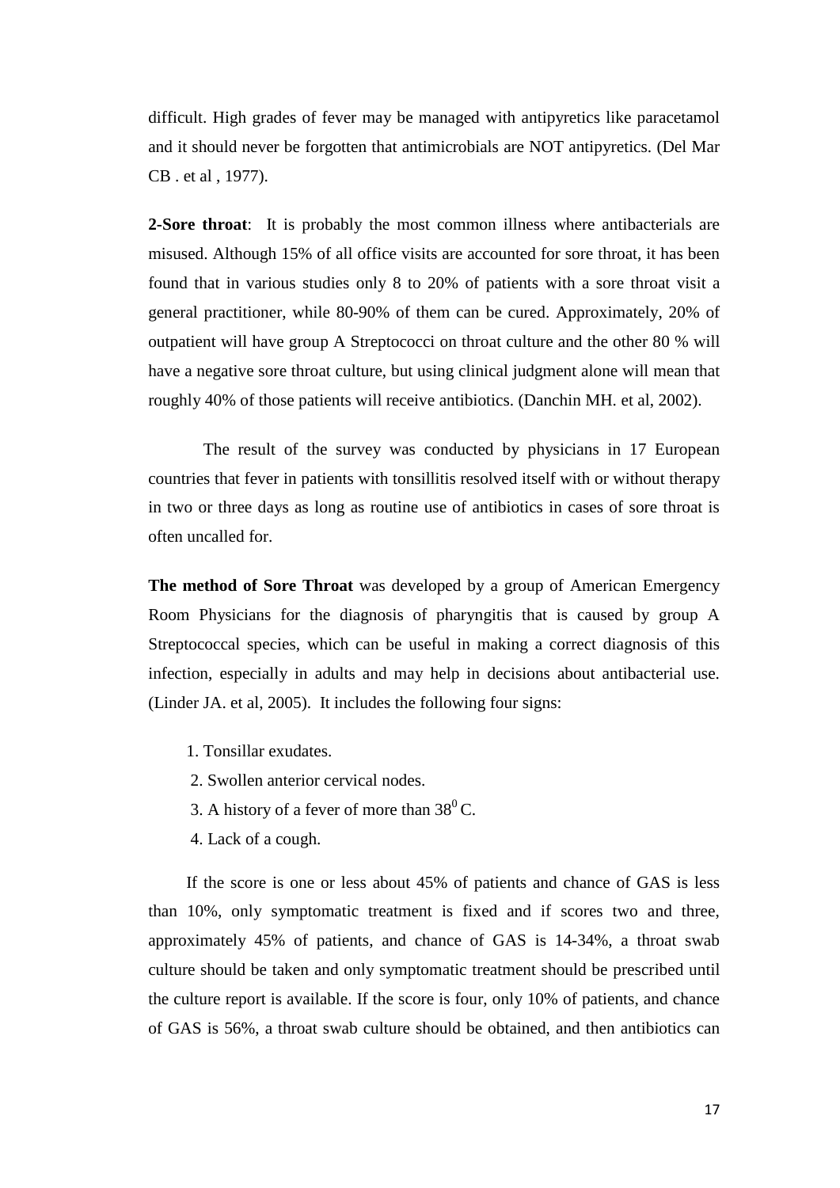difficult. High grades of fever may be managed with antipyretics like paracetamol and it should never be forgotten that antimicrobials are NOT antipyretics. (Del Mar CB . et al , 1977).

**2-Sore throat**: It is probably the most common illness where antibacterials are misused. Although 15% of all office visits are accounted for sore throat, it has been found that in various studies only 8 to 20% of patients with a sore throat visit a general practitioner, while 80-90% of them can be cured. Approximately, 20% of outpatient will have group A Streptococci on throat culture and the other 80 % will have a negative sore throat culture, but using clinical judgment alone will mean that roughly 40% of those patients will receive antibiotics. (Danchin MH. et al, 2002).

The result of the survey was conducted by physicians in 17 European countries that fever in patients with tonsillitis resolved itself with or without therapy in two or three days as long as routine use of antibiotics in cases of sore throat is often uncalled for.

**The method of Sore Throat** was developed by a group of American Emergency Room Physicians for the diagnosis of pharyngitis that is caused by group A Streptococcal species, which can be useful in making a correct diagnosis of this infection, especially in adults and may help in decisions about antibacterial use. (Linder JA. et al, 2005). It includes the following four signs:

1. Tonsillar exudates.
2. Swollen anterior cervical nodes.
3. A history of a fever of more than $38^0$ C.
4. Lack of a cough.

If the score is one or less about 45% of patients and chance of GAS is less than 10%, only symptomatic treatment is fixed and if scores two and three, approximately 45% of patients, and chance of GAS is 14-34%, a throat swab culture should be taken and only symptomatic treatment should be prescribed until the culture report is available. If the score is four, only 10% of patients, and chance of GAS is 56%, a throat swab culture should be obtained, and then antibiotics can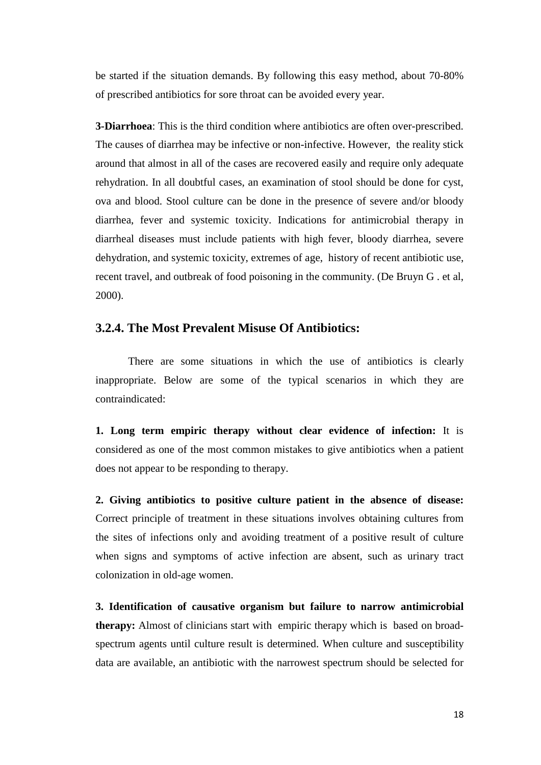be started if the situation demands. By following this easy method, about 70-80% of prescribed antibiotics for sore throat can be avoided every year.

**3-Diarrhoea**: This is the third condition where antibiotics are often over-prescribed. The causes of diarrhea may be infective or non-infective. However, the reality stick around that almost in all of the cases are recovered easily and require only adequate rehydration. In all doubtful cases, an examination of stool should be done for cyst, ova and blood. Stool culture can be done in the presence of severe and/or bloody diarrhea, fever and systemic toxicity. Indications for antimicrobial therapy in diarrheal diseases must include patients with high fever, bloody diarrhea, severe dehydration, and systemic toxicity, extremes of age, history of recent antibiotic use, recent travel, and outbreak of food poisoning in the community. (De Bruyn G . et al, 2000).

### 3.2.4. The Most Prevalent Misuse Of Antibiotics:

There are some situations in which the use of antibiotics is clearly inappropriate. Below are some of the typical scenarios in which they are contraindicated:

**1. Long term empiric therapy without clear evidence of infection:** It is considered as one of the most common mistakes to give antibiotics when a patient does not appear to be responding to therapy.

**2. Giving antibiotics to positive culture patient in the absence of disease:** Correct principle of treatment in these situations involves obtaining cultures from the sites of infections only and avoiding treatment of a positive result of culture when signs and symptoms of active infection are absent, such as urinary tract colonization in old-age women.

**3. Identification of causative organism but failure to narrow antimicrobial therapy:** Almost of clinicians start with empiric therapy which is based on broad-spectrum agents until culture result is determined. When culture and susceptibility data are available, an antibiotic with the narrowest spectrum should be selected for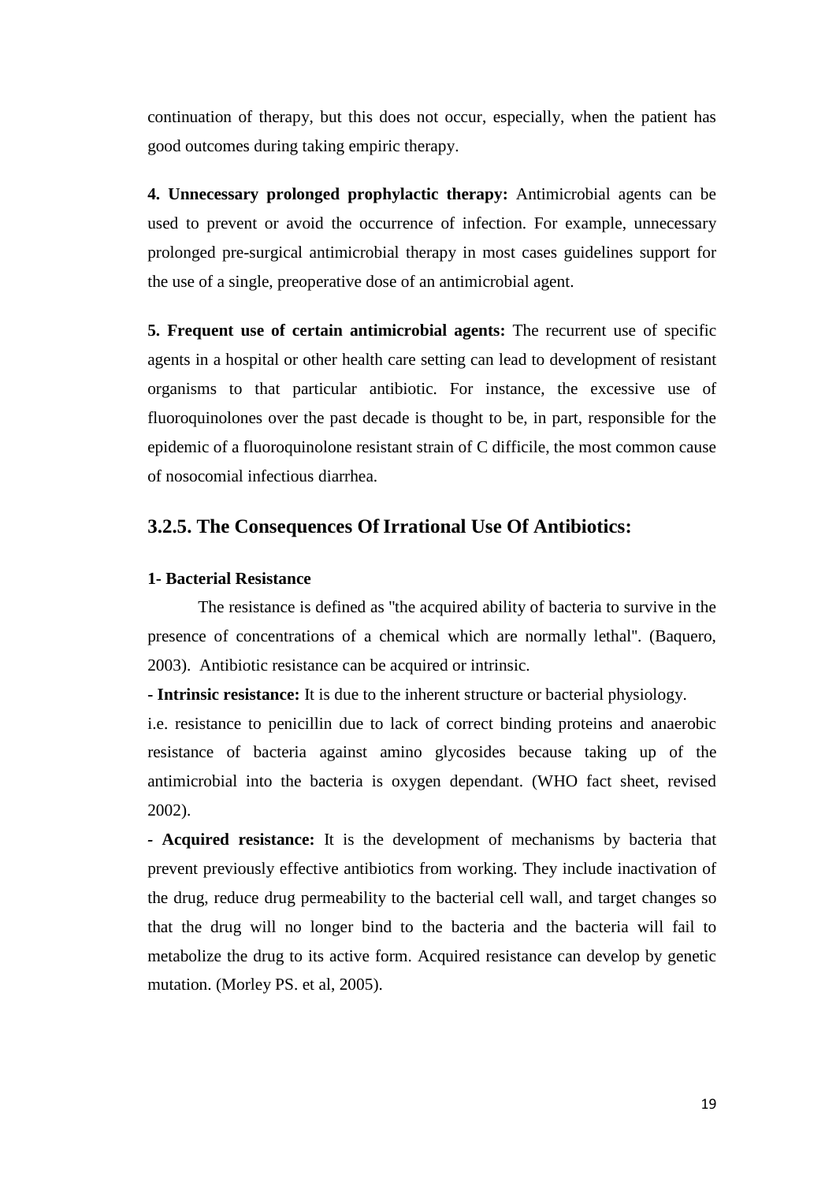continuation of therapy, but this does not occur, especially, when the patient has good outcomes during taking empiric therapy.

**4. Unnecessary prolonged prophylactic therapy:** Antimicrobial agents can be used to prevent or avoid the occurrence of infection. For example, unnecessary prolonged pre-surgical antimicrobial therapy in most cases guidelines support for the use of a single, preoperative dose of an antimicrobial agent.

**5. Frequent use of certain antimicrobial agents:** The recurrent use of specific agents in a hospital or other health care setting can lead to development of resistant organisms to that particular antibiotic. For instance, the excessive use of fluoroquinolones over the past decade is thought to be, in part, responsible for the epidemic of a fluoroquinolone resistant strain of C difficile, the most common cause of nosocomial infectious diarrhea.

## 3.2.5. The Consequences Of Irrational Use Of Antibiotics:

#### 1- Bacterial Resistance

The resistance is defined as "the acquired ability of bacteria to survive in the presence of concentrations of a chemical which are normally lethal". (Baquero, 2003). Antibiotic resistance can be acquired or intrinsic.

**- Intrinsic resistance:** It is due to the inherent structure or bacterial physiology. i.e. resistance to penicillin due to lack of correct binding proteins and anaerobic resistance of bacteria against amino glycosides because taking up of the antimicrobial into the bacteria is oxygen dependant. (WHO fact sheet, revised 2002).

**- Acquired resistance:** It is the development of mechanisms by bacteria that prevent previously effective antibiotics from working. They include inactivation of the drug, reduce drug permeability to the bacterial cell wall, and target changes so that the drug will no longer bind to the bacteria and the bacteria will fail to metabolize the drug to its active form. Acquired resistance can develop by genetic mutation. (Morley PS. et al, 2005).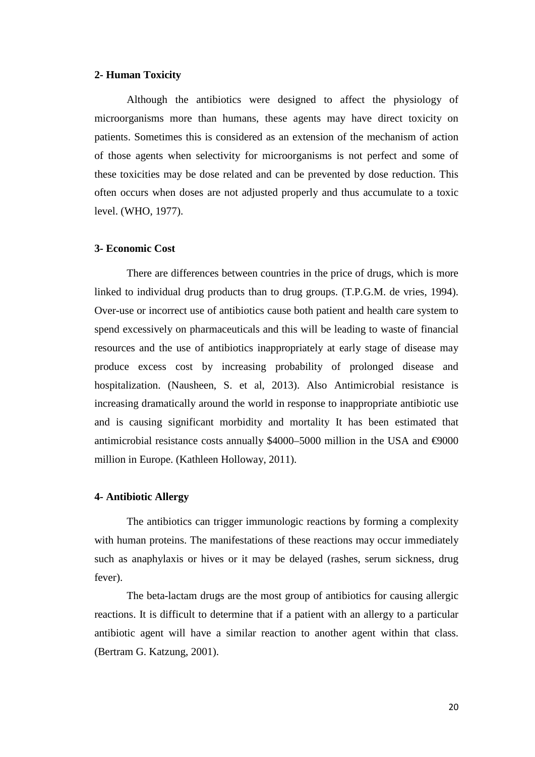**2- Human Toxicity**

Although the antibiotics were designed to affect the physiology of microorganisms more than humans, these agents may have direct toxicity on patients. Sometimes this is considered as an extension of the mechanism of action of those agents when selectivity for microorganisms is not perfect and some of these toxicities may be dose related and can be prevented by dose reduction. This often occurs when doses are not adjusted properly and thus accumulate to a toxic level. (WHO, 1977).

**3- Economic Cost**

There are differences between countries in the price of drugs, which is more linked to individual drug products than to drug groups. (T.P.G.M. de vries, 1994). Over-use or incorrect use of antibiotics cause both patient and health care system to spend excessively on pharmaceuticals and this will be leading to waste of financial resources and the use of antibiotics inappropriately at early stage of disease may produce excess cost by increasing probability of prolonged disease and hospitalization. (Nausheen, S. et al, 2013). Also Antimicrobial resistance is increasing dramatically around the world in response to inappropriate antibiotic use and is causing significant morbidity and mortality It has been estimated that antimicrobial resistance costs annually $4000–5000 million in the USA and €9000 million in Europe. (Kathleen Holloway, 2011).

**4- Antibiotic Allergy**

The antibiotics can trigger immunologic reactions by forming a complexity with human proteins. The manifestations of these reactions may occur immediately such as anaphylaxis or hives or it may be delayed (rashes, serum sickness, drug fever).

The beta-lactam drugs are the most group of antibiotics for causing allergic reactions. It is difficult to determine that if a patient with an allergy to a particular antibiotic agent will have a similar reaction to another agent within that class. (Bertram G. Katzung, 2001).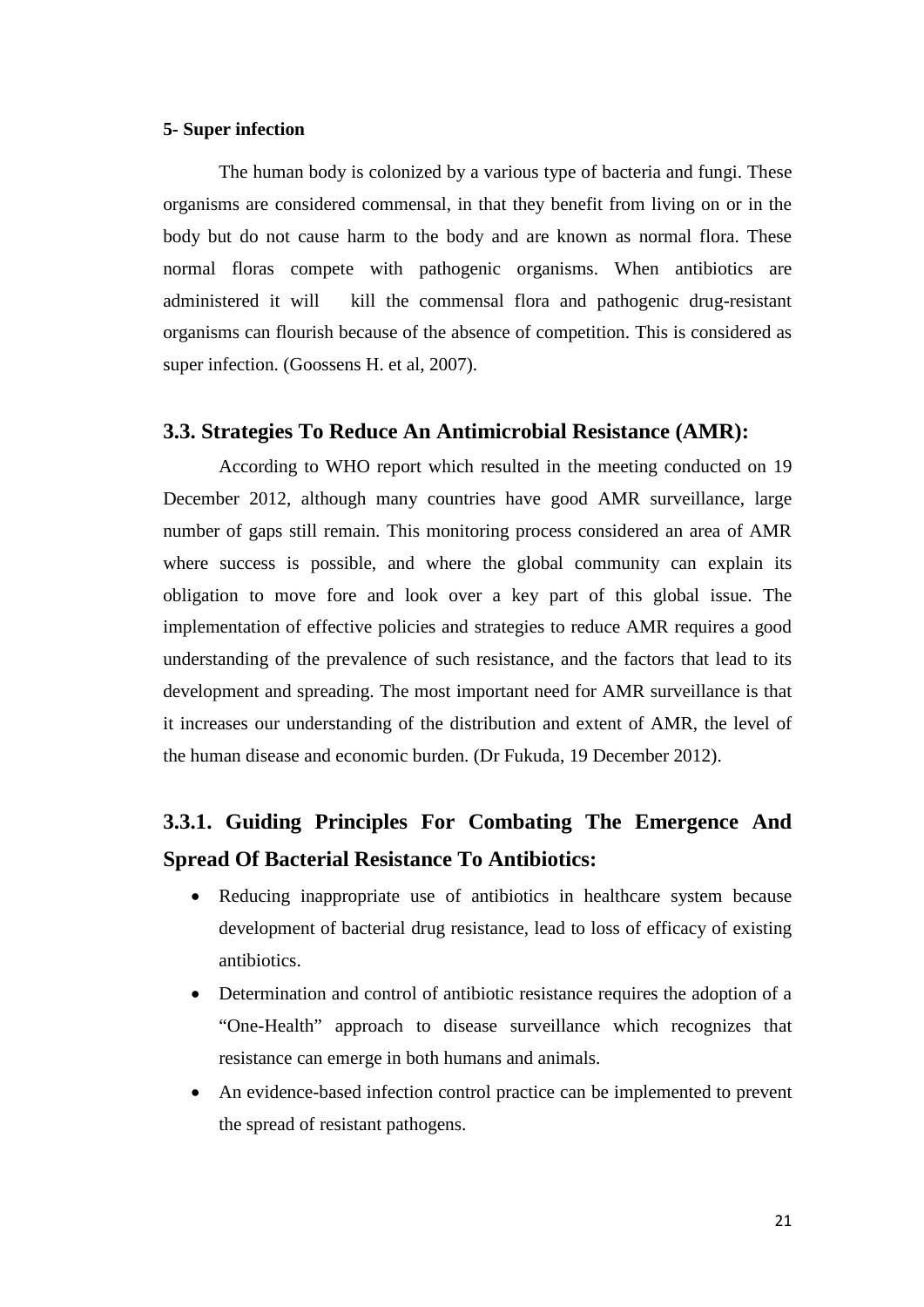**5- Super infection**

The human body is colonized by a various type of bacteria and fungi. These organisms are considered commensal, in that they benefit from living on or in the body but do not cause harm to the body and are known as normal flora. These normal floras compete with pathogenic organisms. When antibiotics are administered it will kill the commensal flora and pathogenic drug-resistant organisms can flourish because of the absence of competition. This is considered as super infection. (Goossens H. et al, 2007).

## 3.3. Strategies To Reduce An Antimicrobial Resistance (AMR):

According to WHO report which resulted in the meeting conducted on 19 December 2012, although many countries have good AMR surveillance, large number of gaps still remain. This monitoring process considered an area of AMR where success is possible, and where the global community can explain its obligation to move fore and look over a key part of this global issue. The implementation of effective policies and strategies to reduce AMR requires a good understanding of the prevalence of such resistance, and the factors that lead to its development and spreading. The most important need for AMR surveillance is that it increases our understanding of the distribution and extent of AMR, the level of the human disease and economic burden. (Dr Fukuda, 19 December 2012).

### 3.3.1. Guiding Principles For Combating The Emergence And Spread Of Bacterial Resistance To Antibiotics:

- Reducing inappropriate use of antibiotics in healthcare system because development of bacterial drug resistance, lead to loss of efficacy of existing antibiotics.
- Determination and control of antibiotic resistance requires the adoption of a "One-Health" approach to disease surveillance which recognizes that resistance can emerge in both humans and animals.
- An evidence-based infection control practice can be implemented to prevent the spread of resistant pathogens.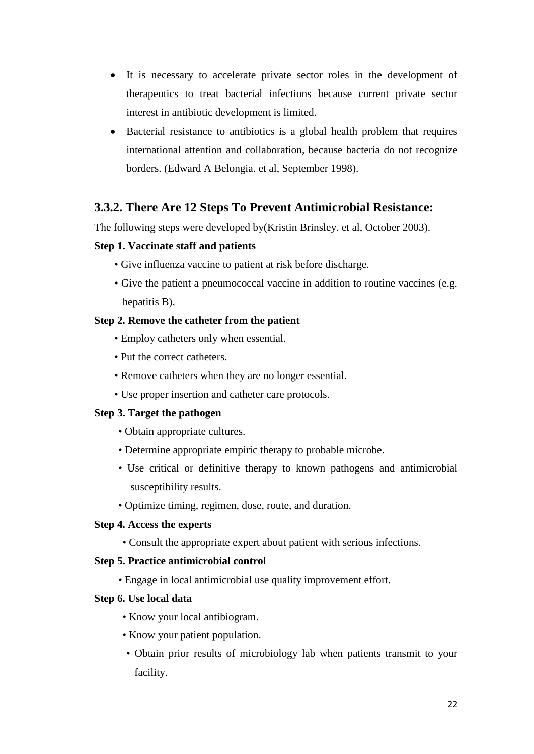- It is necessary to accelerate private sector roles in the development of therapeutics to treat bacterial infections because current private sector interest in antibiotic development is limited.
- Bacterial resistance to antibiotics is a global health problem that requires international attention and collaboration, because bacteria do not recognize borders. (Edward A Belongia. et al, September 1998).

### 3.3.2. There Are 12 Steps To Prevent Antimicrobial Resistance:

The following steps were developed by(Kristin Brinsley. et al, October 2003).

**Step 1. Vaccinate staff and patients**

- Give influenza vaccine to patient at risk before discharge.
- Give the patient a pneumococcal vaccine in addition to routine vaccines (e.g. hepatitis B).

**Step 2. Remove the catheter from the patient**

- Employ catheters only when essential.
- Put the correct catheters.
- Remove catheters when they are no longer essential.
- Use proper insertion and catheter care protocols.

**Step 3. Target the pathogen**

- Obtain appropriate cultures.
- Determine appropriate empiric therapy to probable microbe.
- Use critical or definitive therapy to known pathogens and antimicrobial susceptibility results.
- Optimize timing, regimen, dose, route, and duration.

**Step 4. Access the experts**

- Consult the appropriate expert about patient with serious infections.

**Step 5. Practice antimicrobial control**

- Engage in local antimicrobial use quality improvement effort.

**Step 6. Use local data**

- Know your local antibiogram.
- Know your patient population.
- Obtain prior results of microbiology lab when patients transmit to your facility.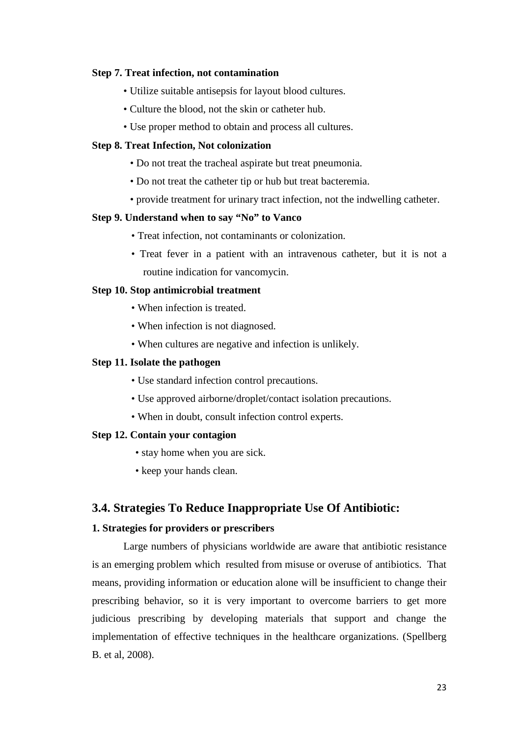**Step 7. Treat infection, not contamination**

- Utilize suitable antisepsis for layout blood cultures.
- Culture the blood, not the skin or catheter hub.
- Use proper method to obtain and process all cultures.

**Step 8. Treat Infection, Not colonization**

- Do not treat the tracheal aspirate but treat pneumonia.
- Do not treat the catheter tip or hub but treat bacteremia.
- provide treatment for urinary tract infection, not the indwelling catheter.

**Step 9. Understand when to say "No" to Vanco**

- Treat infection, not contaminants or colonization.
- Treat fever in a patient with an intravenous catheter, but it is not a routine indication for vancomycin.

**Step 10. Stop antimicrobial treatment**

- When infection is treated.
- When infection is not diagnosed.
- When cultures are negative and infection is unlikely.

**Step 11. Isolate the pathogen**

- Use standard infection control precautions.
- Use approved airborne/droplet/contact isolation precautions.
- When in doubt, consult infection control experts.

**Step 12. Contain your contagion**

- stay home when you are sick.
- keep your hands clean.

## 3.4. Strategies To Reduce Inappropriate Use Of Antibiotic:

**1. Strategies for providers or prescribers**

Large numbers of physicians worldwide are aware that antibiotic resistance is an emerging problem which resulted from misuse or overuse of antibiotics. That means, providing information or education alone will be insufficient to change their prescribing behavior, so it is very important to overcome barriers to get more judicious prescribing by developing materials that support and change the implementation of effective techniques in the healthcare organizations. (Spellberg B. et al, 2008).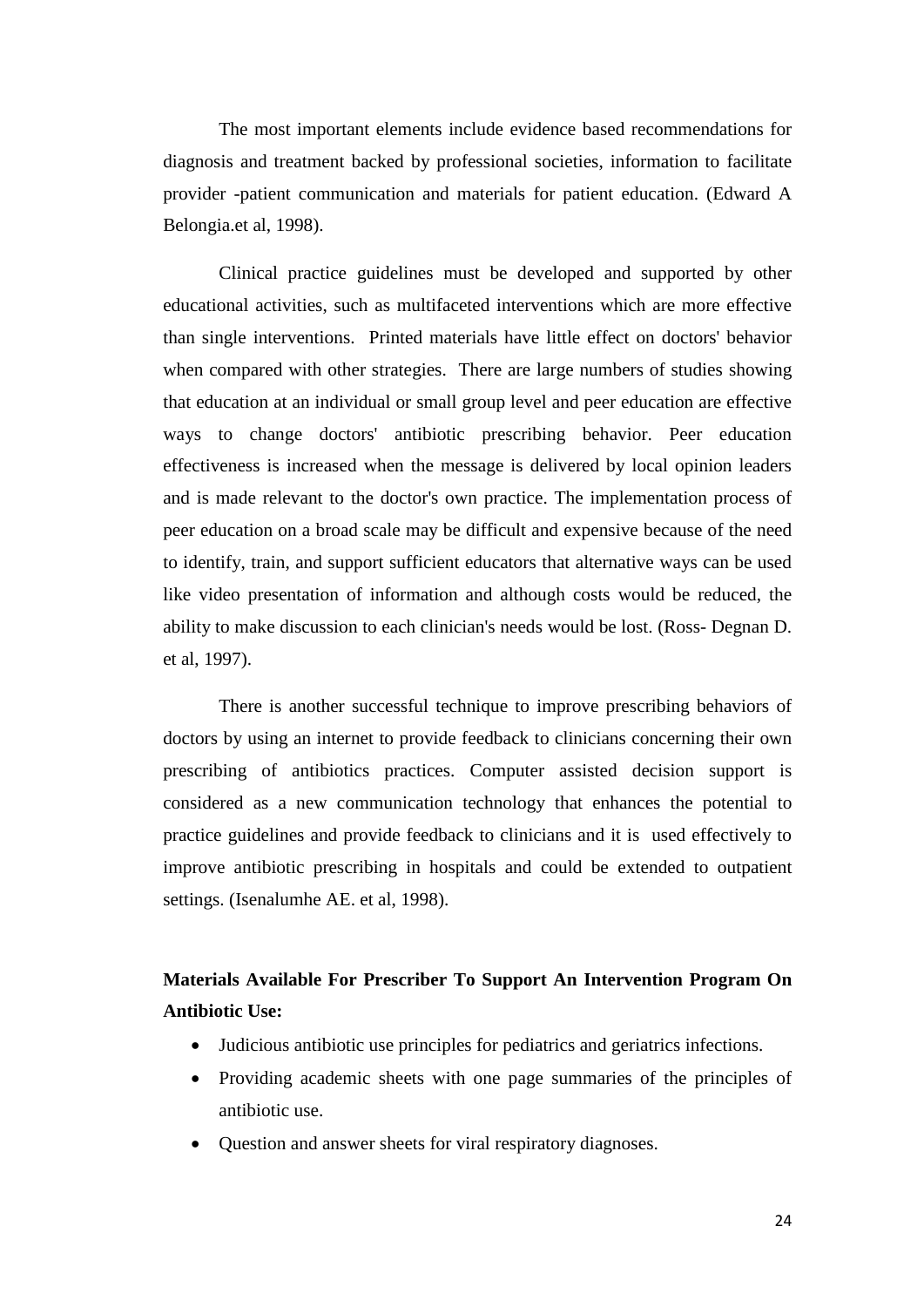The most important elements include evidence based recommendations for diagnosis and treatment backed by professional societies, information to facilitate provider -patient communication and materials for patient education. (Edward A Belongia.et al, 1998).

Clinical practice guidelines must be developed and supported by other educational activities, such as multifaceted interventions which are more effective than single interventions. Printed materials have little effect on doctors' behavior when compared with other strategies. There are large numbers of studies showing that education at an individual or small group level and peer education are effective ways to change doctors' antibiotic prescribing behavior. Peer education effectiveness is increased when the message is delivered by local opinion leaders and is made relevant to the doctor's own practice. The implementation process of peer education on a broad scale may be difficult and expensive because of the need to identify, train, and support sufficient educators that alternative ways can be used like video presentation of information and although costs would be reduced, the ability to make discussion to each clinician's needs would be lost. (Ross- Degnan D. et al, 1997).

There is another successful technique to improve prescribing behaviors of doctors by using an internet to provide feedback to clinicians concerning their own prescribing of antibiotics practices. Computer assisted decision support is considered as a new communication technology that enhances the potential to practice guidelines and provide feedback to clinicians and it is used effectively to improve antibiotic prescribing in hospitals and could be extended to outpatient settings. (Isenalumhe AE. et al, 1998).

**Materials Available For Prescriber To Support An Intervention Program On Antibiotic Use:**

- Judicious antibiotic use principles for pediatrics and geriatrics infections.
- Providing academic sheets with one page summaries of the principles of antibiotic use.
- Question and answer sheets for viral respiratory diagnoses.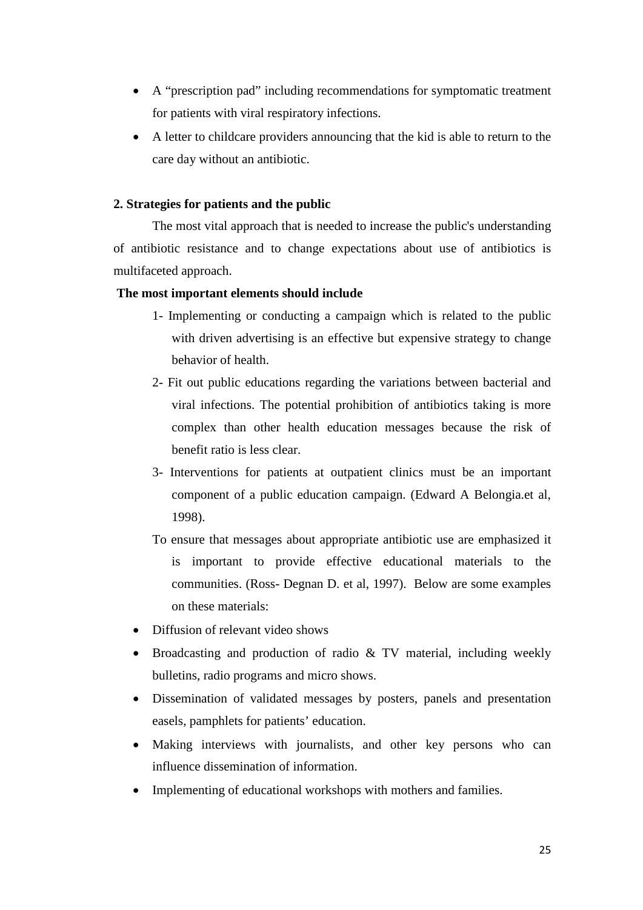- A "prescription pad" including recommendations for symptomatic treatment for patients with viral respiratory infections.
- A letter to childcare providers announcing that the kid is able to return to the care day without an antibiotic.

**2. Strategies for patients and the public**

The most vital approach that is needed to increase the public's understanding of antibiotic resistance and to change expectations about use of antibiotics is multifaceted approach.

**The most important elements should include**

1- Implementing or conducting a campaign which is related to the public with driven advertising is an effective but expensive strategy to change behavior of health.

2- Fit out public educations regarding the variations between bacterial and viral infections. The potential prohibition of antibiotics taking is more complex than other health education messages because the risk of benefit ratio is less clear.

3- Interventions for patients at outpatient clinics must be an important component of a public education campaign. (Edward A Belongia.et al, 1998).

To ensure that messages about appropriate antibiotic use are emphasized it is important to provide effective educational materials to the communities. (Ross- Degnan D. et al, 1997). Below are some examples on these materials:

- Diffusion of relevant video shows
- Broadcasting and production of radio & TV material, including weekly bulletins, radio programs and micro shows.
- Dissemination of validated messages by posters, panels and presentation easels, pamphlets for patients' education.
- Making interviews with journalists, and other key persons who can influence dissemination of information.
- Implementing of educational workshops with mothers and families.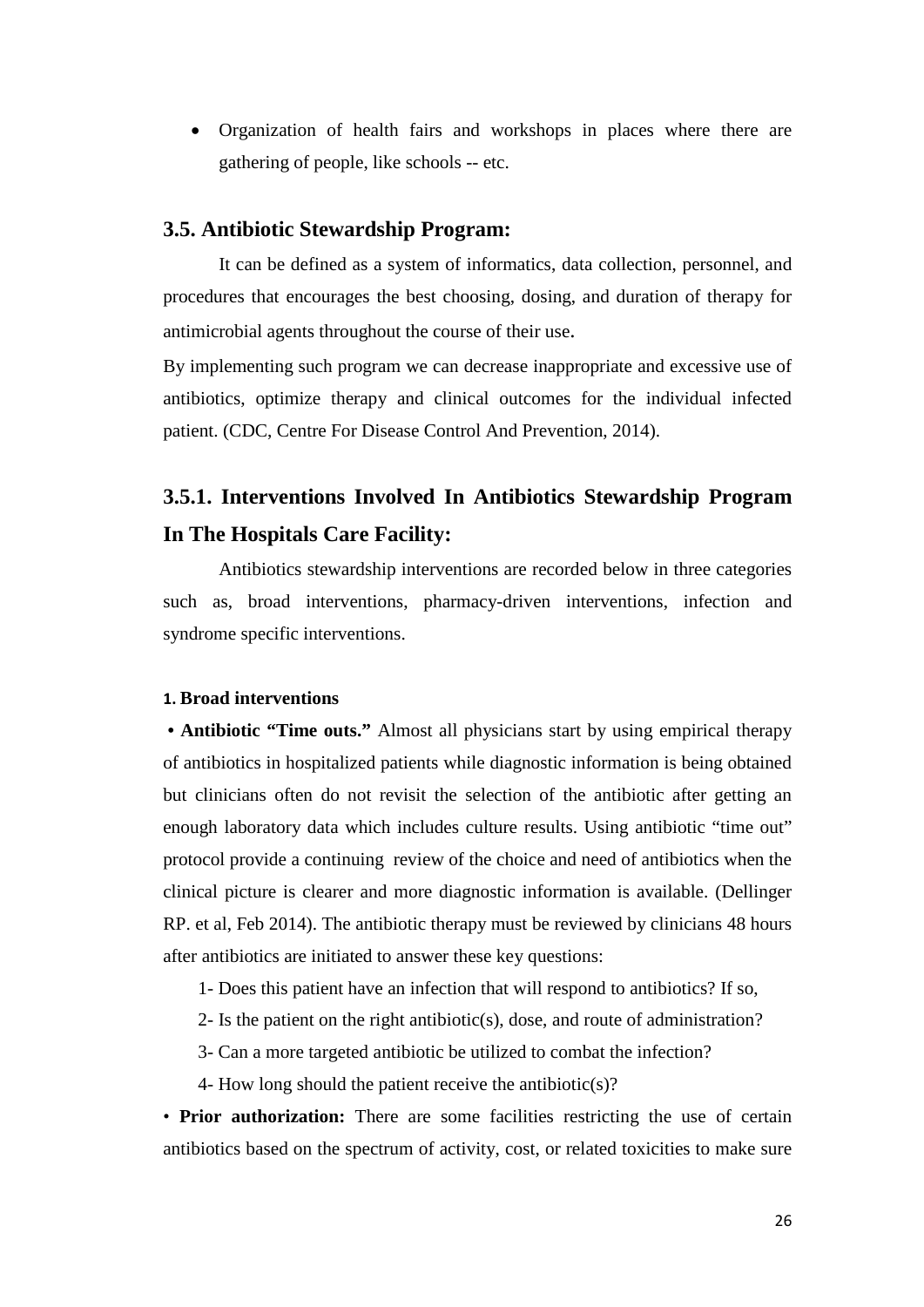- Organization of health fairs and workshops in places where there are gathering of people, like schools -- etc.

## 3.5. Antibiotic Stewardship Program:

It can be defined as a system of informatics, data collection, personnel, and procedures that encourages the best choosing, dosing, and duration of therapy for antimicrobial agents throughout the course of their use.

By implementing such program we can decrease inappropriate and excessive use of antibiotics, optimize therapy and clinical outcomes for the individual infected patient. (CDC, Centre For Disease Control And Prevention, 2014).

### 3.5.1. Interventions Involved In Antibiotics Stewardship Program In The Hospitals Care Facility:

Antibiotics stewardship interventions are recorded below in three categories such as, broad interventions, pharmacy-driven interventions, infection and syndrome specific interventions.

#### 1. Broad interventions

• **Antibiotic "Time outs."** Almost all physicians start by using empirical therapy of antibiotics in hospitalized patients while diagnostic information is being obtained but clinicians often do not revisit the selection of the antibiotic after getting an enough laboratory data which includes culture results. Using antibiotic "time out" protocol provide a continuing review of the choice and need of antibiotics when the clinical picture is clearer and more diagnostic information is available. (Dellinger RP. et al, Feb 2014). The antibiotic therapy must be reviewed by clinicians 48 hours after antibiotics are initiated to answer these key questions:

1- Does this patient have an infection that will respond to antibiotics? If so,

2- Is the patient on the right antibiotic(s), dose, and route of administration?

3- Can a more targeted antibiotic be utilized to combat the infection?

4- How long should the patient receive the antibiotic(s)?

• **Prior authorization:** There are some facilities restricting the use of certain antibiotics based on the spectrum of activity, cost, or related toxicities to make sure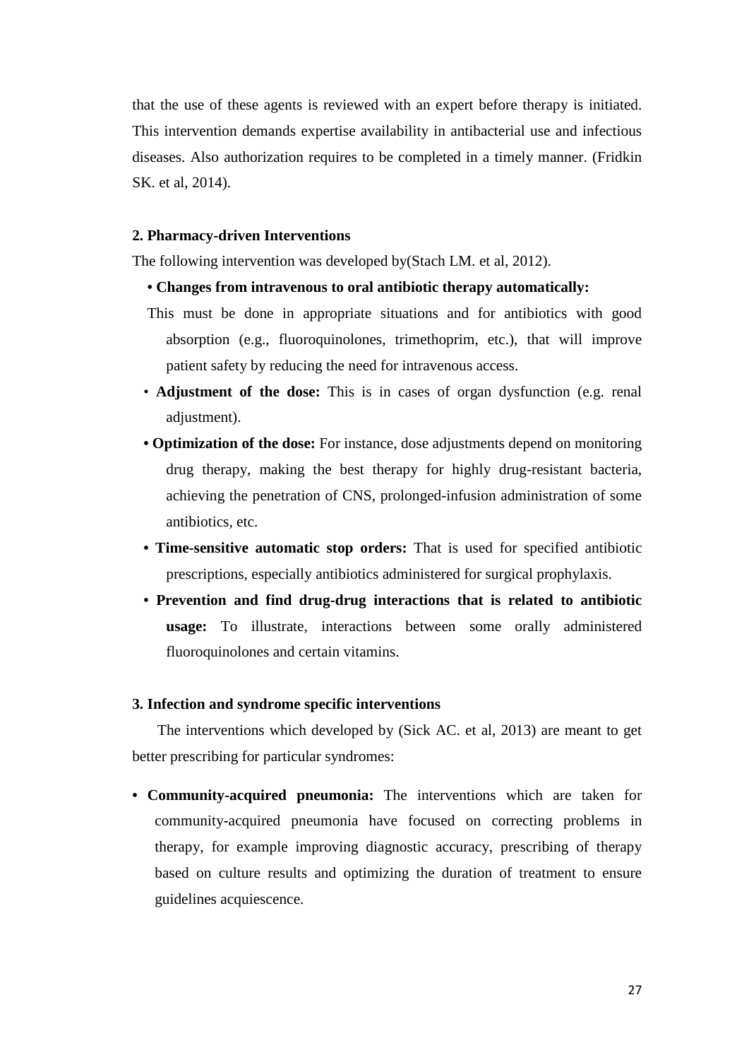that the use of these agents is reviewed with an expert before therapy is initiated. This intervention demands expertise availability in antibacterial use and infectious diseases. Also authorization requires to be completed in a timely manner. (Fridkin SK. et al, 2014).

**2. Pharmacy-driven Interventions**

The following intervention was developed by(Stach LM. et al, 2012).

- **Changes from intravenous to oral antibiotic therapy automatically:**
  This must be done in appropriate situations and for antibiotics with good absorption (e.g., fluoroquinolones, trimethoprim, etc.), that will improve patient safety by reducing the need for intravenous access.
- **Adjustment of the dose:** This is in cases of organ dysfunction (e.g. renal adjustment).
- **Optimization of the dose:** For instance, dose adjustments depend on monitoring drug therapy, making the best therapy for highly drug-resistant bacteria, achieving the penetration of CNS, prolonged-infusion administration of some antibiotics, etc.
- **Time-sensitive automatic stop orders:** That is used for specified antibiotic prescriptions, especially antibiotics administered for surgical prophylaxis.
- **Prevention and find drug-drug interactions that is related to antibiotic usage:** To illustrate, interactions between some orally administered fluoroquinolones and certain vitamins.

**3. Infection and syndrome specific interventions**

The interventions which developed by (Sick AC. et al, 2013) are meant to get better prescribing for particular syndromes:

- **Community-acquired pneumonia:** The interventions which are taken for community-acquired pneumonia have focused on correcting problems in therapy, for example improving diagnostic accuracy, prescribing of therapy based on culture results and optimizing the duration of treatment to ensure guidelines acquiescence.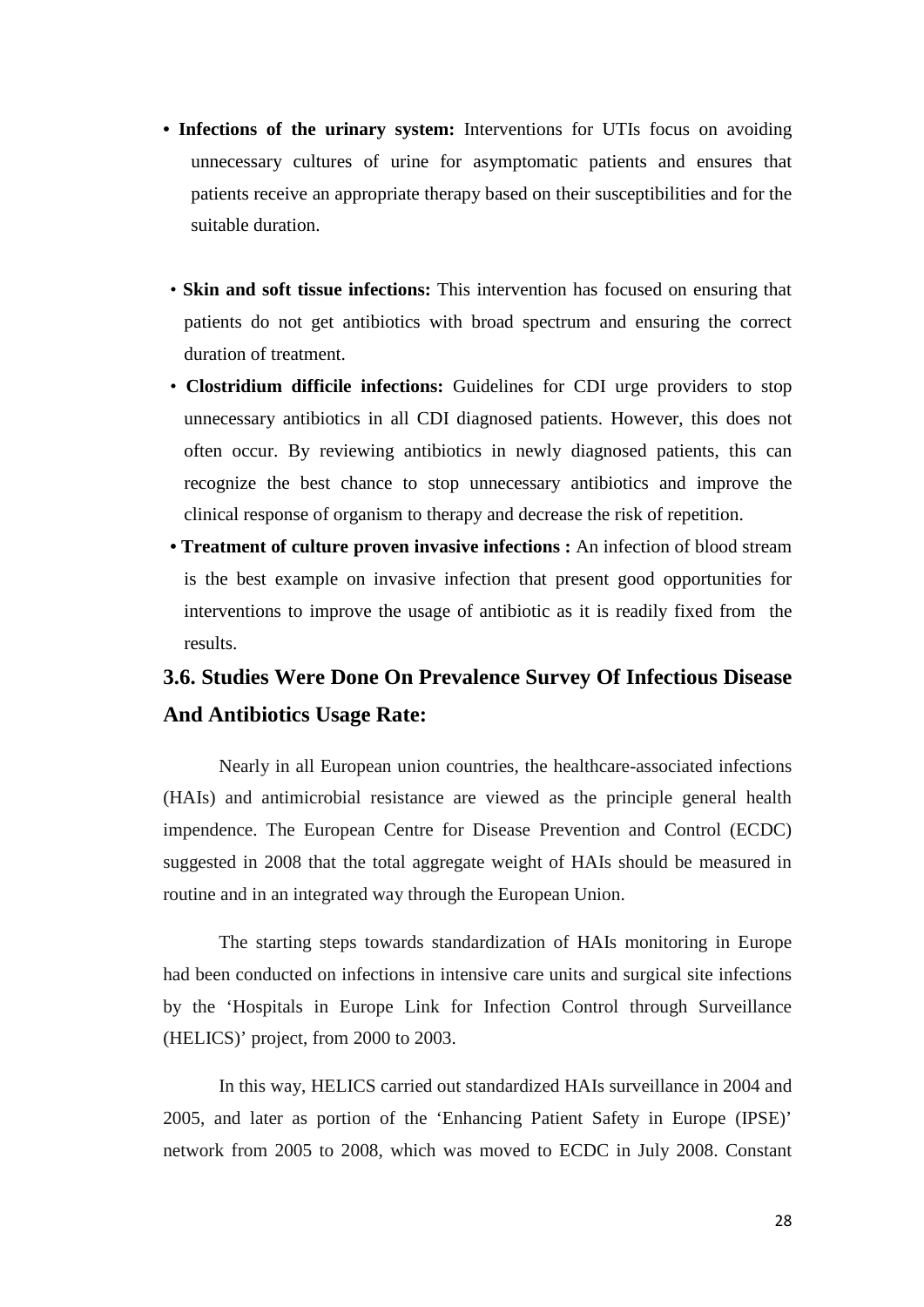- **Infections of the urinary system:** Interventions for UTIs focus on avoiding unnecessary cultures of urine for asymptomatic patients and ensures that patients receive an appropriate therapy based on their susceptibilities and for the suitable duration.

- **Skin and soft tissue infections:** This intervention has focused on ensuring that patients do not get antibiotics with broad spectrum and ensuring the correct duration of treatment.
- **Clostridium difficile infections:** Guidelines for CDI urge providers to stop unnecessary antibiotics in all CDI diagnosed patients. However, this does not often occur. By reviewing antibiotics in newly diagnosed patients, this can recognize the best chance to stop unnecessary antibiotics and improve the clinical response of organism to therapy and decrease the risk of repetition.
- **Treatment of culture proven invasive infections :** An infection of blood stream is the best example on invasive infection that present good opportunities for interventions to improve the usage of antibiotic as it is readily fixed from the results.

## 3.6. Studies Were Done On Prevalence Survey Of Infectious Disease And Antibiotics Usage Rate:

Nearly in all European union countries, the healthcare-associated infections (HAIs) and antimicrobial resistance are viewed as the principle general health impendence. The European Centre for Disease Prevention and Control (ECDC) suggested in 2008 that the total aggregate weight of HAIs should be measured in routine and in an integrated way through the European Union.

The starting steps towards standardization of HAIs monitoring in Europe had been conducted on infections in intensive care units and surgical site infections by the 'Hospitals in Europe Link for Infection Control through Surveillance (HELICS)' project, from 2000 to 2003.

In this way, HELICS carried out standardized HAIs surveillance in 2004 and 2005, and later as portion of the 'Enhancing Patient Safety in Europe (IPSE)' network from 2005 to 2008, which was moved to ECDC in July 2008. Constant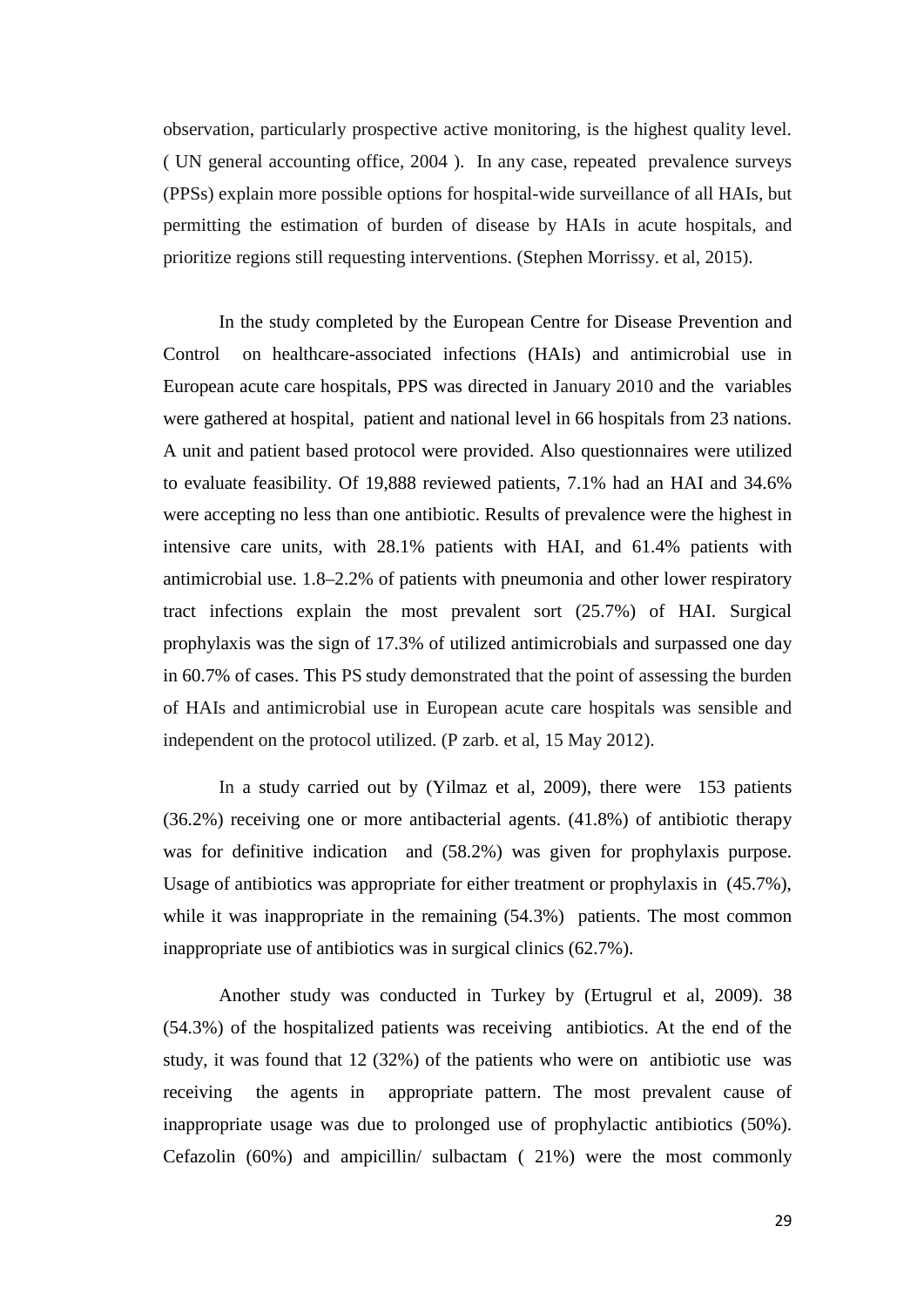observation, particularly prospective active monitoring, is the highest quality level. ( UN general accounting office, 2004 ). In any case, repeated prevalence surveys (PPSs) explain more possible options for hospital-wide surveillance of all HAIs, but permitting the estimation of burden of disease by HAIs in acute hospitals, and prioritize regions still requesting interventions. (Stephen Morrissy. et al, 2015).

In the study completed by the European Centre for Disease Prevention and Control on healthcare-associated infections (HAIs) and antimicrobial use in European acute care hospitals, PPS was directed in January 2010 and the variables were gathered at hospital, patient and national level in 66 hospitals from 23 nations. A unit and patient based protocol were provided. Also questionnaires were utilized to evaluate feasibility. Of 19,888 reviewed patients, 7.1% had an HAI and 34.6% were accepting no less than one antibiotic. Results of prevalence were the highest in intensive care units, with 28.1% patients with HAI, and 61.4% patients with antimicrobial use. 1.8–2.2% of patients with pneumonia and other lower respiratory tract infections explain the most prevalent sort (25.7%) of HAI. Surgical prophylaxis was the sign of 17.3% of utilized antimicrobials and surpassed one day in 60.7% of cases. This PS study demonstrated that the point of assessing the burden of HAIs and antimicrobial use in European acute care hospitals was sensible and independent on the protocol utilized. (P zarb. et al, 15 May 2012).

In a study carried out by (Yilmaz et al, 2009), there were 153 patients (36.2%) receiving one or more antibacterial agents. (41.8%) of antibiotic therapy was for definitive indication and (58.2%) was given for prophylaxis purpose. Usage of antibiotics was appropriate for either treatment or prophylaxis in (45.7%), while it was inappropriate in the remaining (54.3%) patients. The most common inappropriate use of antibiotics was in surgical clinics (62.7%).

Another study was conducted in Turkey by (Ertugrul et al, 2009). 38 (54.3%) of the hospitalized patients was receiving antibiotics. At the end of the study, it was found that 12 (32%) of the patients who were on antibiotic use was receiving the agents in appropriate pattern. The most prevalent cause of inappropriate usage was due to prolonged use of prophylactic antibiotics (50%). Cefazolin (60%) and ampicillin/ sulbactam ( 21%) were the most commonly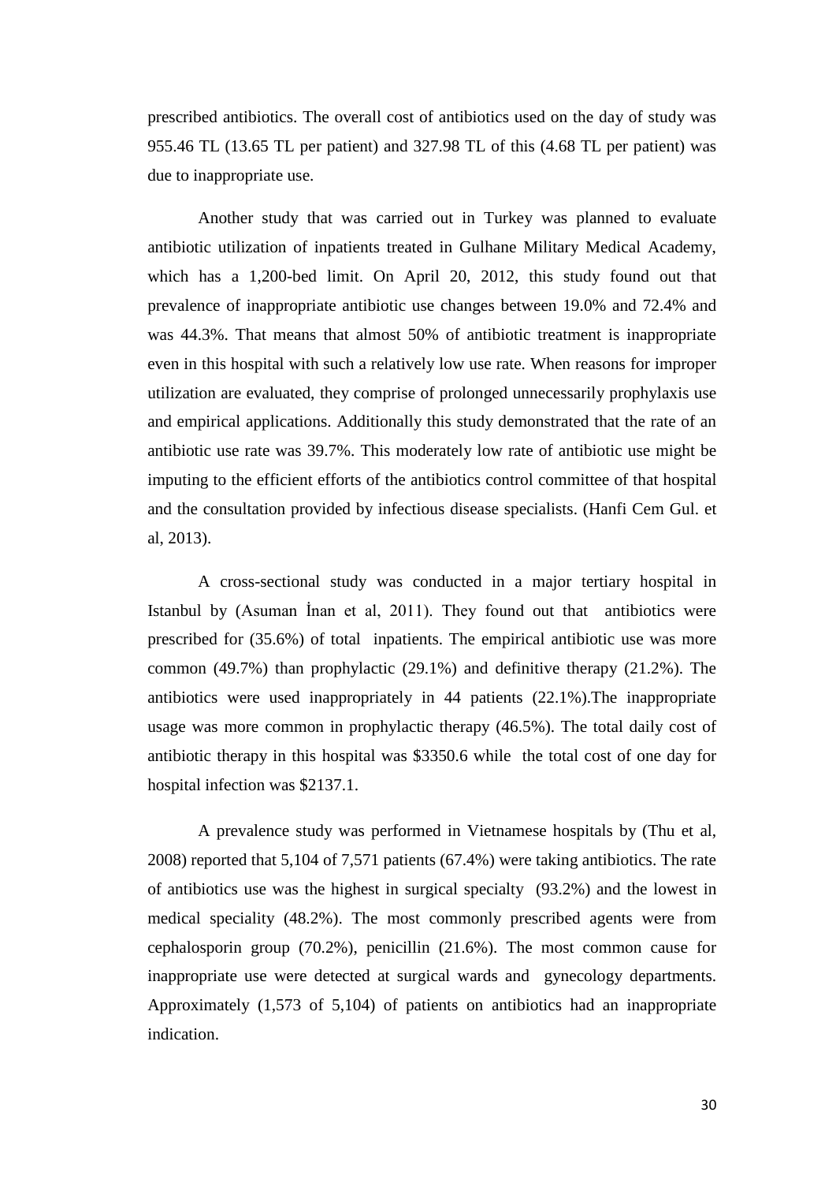prescribed antibiotics. The overall cost of antibiotics used on the day of study was 955.46 TL (13.65 TL per patient) and 327.98 TL of this (4.68 TL per patient) was due to inappropriate use.

Another study that was carried out in Turkey was planned to evaluate antibiotic utilization of inpatients treated in Gulhane Military Medical Academy, which has a 1,200-bed limit. On April 20, 2012, this study found out that prevalence of inappropriate antibiotic use changes between 19.0% and 72.4% and was 44.3%. That means that almost 50% of antibiotic treatment is inappropriate even in this hospital with such a relatively low use rate. When reasons for improper utilization are evaluated, they comprise of prolonged unnecessarily prophylaxis use and empirical applications. Additionally this study demonstrated that the rate of an antibiotic use rate was 39.7%. This moderately low rate of antibiotic use might be imputing to the efficient efforts of the antibiotics control committee of that hospital and the consultation provided by infectious disease specialists. (Hanfi Cem Gul. et al, 2013).

A cross-sectional study was conducted in a major tertiary hospital in Istanbul by (Asuman İnan et al, 2011). They found out that antibiotics were prescribed for (35.6%) of total inpatients. The empirical antibiotic use was more common (49.7%) than prophylactic (29.1%) and definitive therapy (21.2%). The antibiotics were used inappropriately in 44 patients (22.1%).The inappropriate usage was more common in prophylactic therapy (46.5%). The total daily cost of antibiotic therapy in this hospital was $3350.6 while the total cost of one day for hospital infection was $2137.1.

A prevalence study was performed in Vietnamese hospitals by (Thu et al, 2008) reported that 5,104 of 7,571 patients (67.4%) were taking antibiotics. The rate of antibiotics use was the highest in surgical specialty (93.2%) and the lowest in medical speciality (48.2%). The most commonly prescribed agents were from cephalosporin group (70.2%), penicillin (21.6%). The most common cause for inappropriate use were detected at surgical wards and gynecology departments. Approximately (1,573 of 5,104) of patients on antibiotics had an inappropriate indication.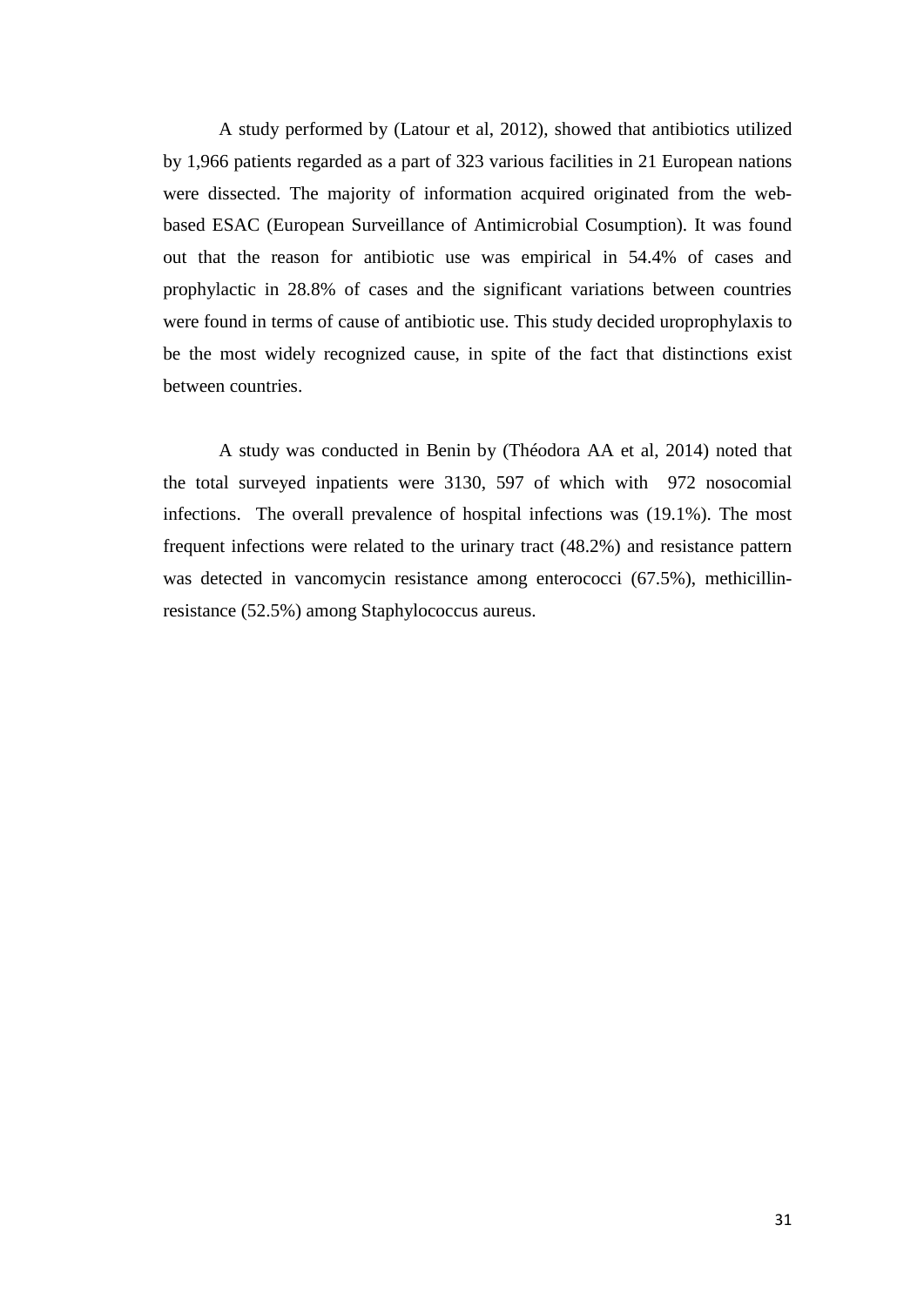A study performed by (Latour et al, 2012), showed that antibiotics utilized by 1,966 patients regarded as a part of 323 various facilities in 21 European nations were dissected. The majority of information acquired originated from the web-based ESAC (European Surveillance of Antimicrobial Cosumption). It was found out that the reason for antibiotic use was empirical in 54.4% of cases and prophylactic in 28.8% of cases and the significant variations between countries were found in terms of cause of antibiotic use. This study decided uroprophylaxis to be the most widely recognized cause, in spite of the fact that distinctions exist between countries.

A study was conducted in Benin by (Théodora AA et al, 2014) noted that the total surveyed inpatients were 3130, 597 of which with 972 nosocomial infections. The overall prevalence of hospital infections was (19.1%). The most frequent infections were related to the urinary tract (48.2%) and resistance pattern was detected in vancomycin resistance among enterococci (67.5%), methicillin-resistance (52.5%) among Staphylococcus aureus.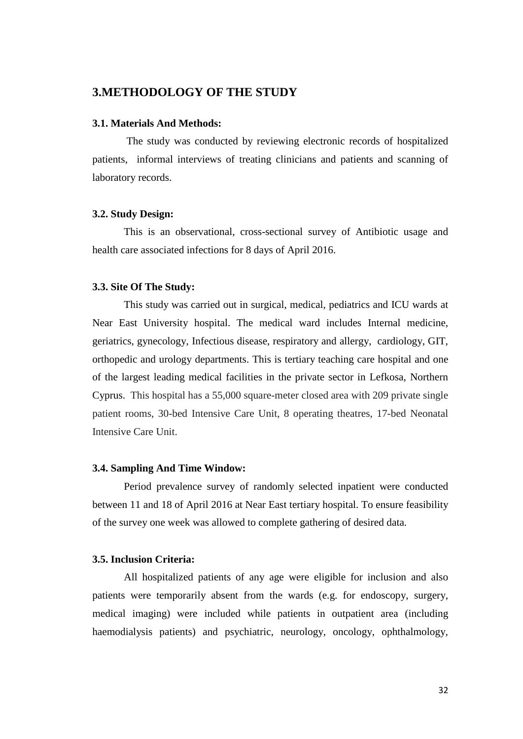# 3.METHODOLOGY OF THE STUDY

### 3.1. Materials And Methods:

The study was conducted by reviewing electronic records of hospitalized patients, informal interviews of treating clinicians and patients and scanning of laboratory records.

### 3.2. Study Design:

This is an observational, cross-sectional survey of Antibiotic usage and health care associated infections for 8 days of April 2016.

### 3.3. Site Of The Study:

This study was carried out in surgical, medical, pediatrics and ICU wards at Near East University hospital. The medical ward includes Internal medicine, geriatrics, gynecology, Infectious disease, respiratory and allergy, cardiology, GIT, orthopedic and urology departments. This is tertiary teaching care hospital and one of the largest leading medical facilities in the private sector in Lefkosa, Northern Cyprus. This hospital has a 55,000 square-meter closed area with 209 private single patient rooms, 30-bed Intensive Care Unit, 8 operating theatres, 17-bed Neonatal Intensive Care Unit.

### 3.4. Sampling And Time Window:

Period prevalence survey of randomly selected inpatient were conducted between 11 and 18 of April 2016 at Near East tertiary hospital. To ensure feasibility of the survey one week was allowed to complete gathering of desired data.

### 3.5. Inclusion Criteria:

All hospitalized patients of any age were eligible for inclusion and also patients were temporarily absent from the wards (e.g. for endoscopy, surgery, medical imaging) were included while patients in outpatient area (including haemodialysis patients) and psychiatric, neurology, oncology, ophthalmology,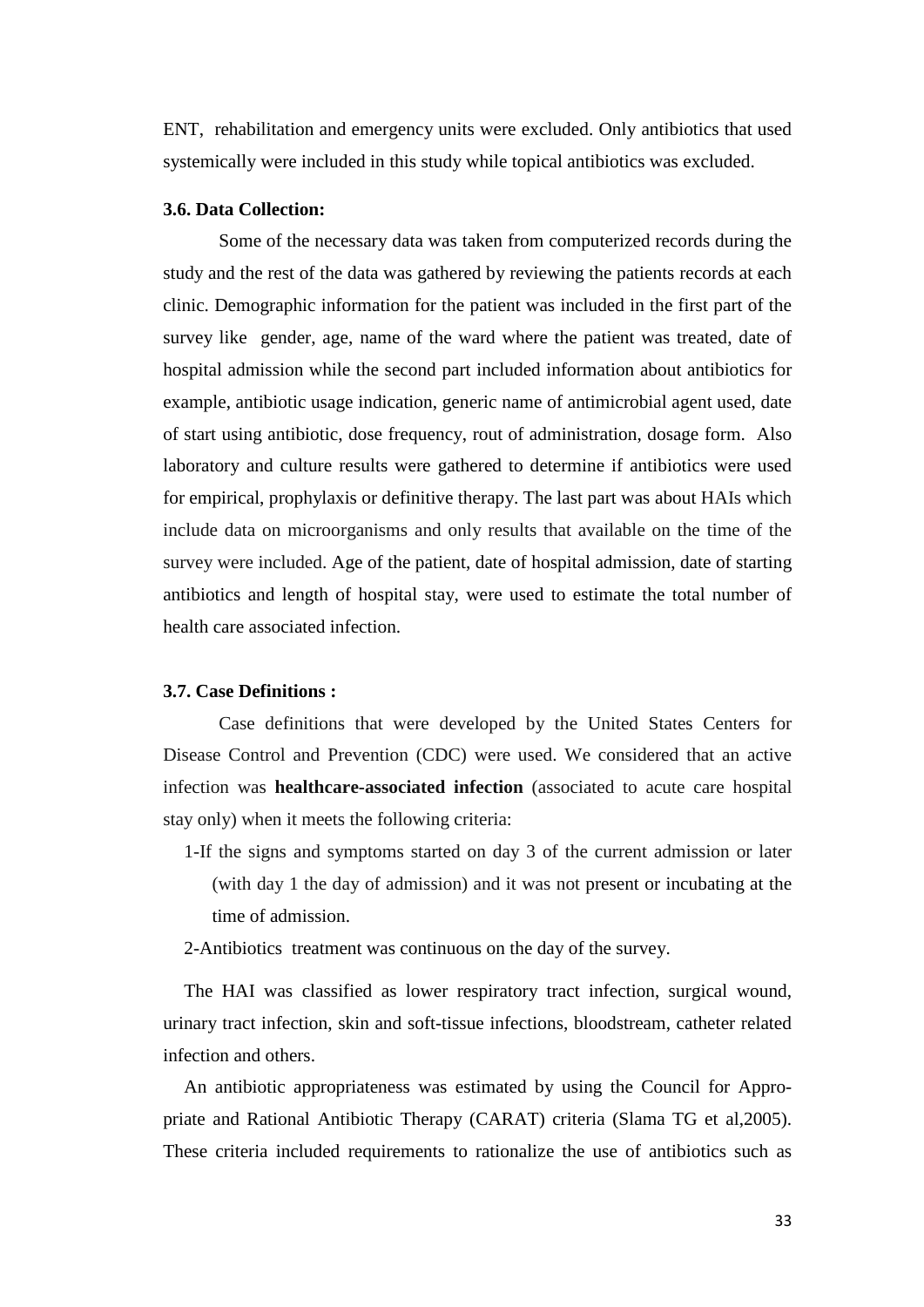ENT, rehabilitation and emergency units were excluded. Only antibiotics that used systemically were included in this study while topical antibiotics was excluded.

### 3.6. Data Collection:

Some of the necessary data was taken from computerized records during the study and the rest of the data was gathered by reviewing the patients records at each clinic. Demographic information for the patient was included in the first part of the survey like gender, age, name of the ward where the patient was treated, date of hospital admission while the second part included information about antibiotics for example, antibiotic usage indication, generic name of antimicrobial agent used, date of start using antibiotic, dose frequency, rout of administration, dosage form. Also laboratory and culture results were gathered to determine if antibiotics were used for empirical, prophylaxis or definitive therapy. The last part was about HAIs which include data on microorganisms and only results that available on the time of the survey were included. Age of the patient, date of hospital admission, date of starting antibiotics and length of hospital stay, were used to estimate the total number of health care associated infection.

### 3.7. Case Definitions :

Case definitions that were developed by the United States Centers for Disease Control and Prevention (CDC) were used. We considered that an active infection was **healthcare-associated infection** (associated to acute care hospital stay only) when it meets the following criteria:

1-If the signs and symptoms started on day 3 of the current admission or later (with day 1 the day of admission) and it was not present or incubating at the time of admission.

2-Antibiotics treatment was continuous on the day of the survey.

The HAI was classified as lower respiratory tract infection, surgical wound, urinary tract infection, skin and soft-tissue infections, bloodstream, catheter related infection and others.

An antibiotic appropriateness was estimated by using the Council for Appropriate and Rational Antibiotic Therapy (CARAT) criteria (Slama TG et al,2005). These criteria included requirements to rationalize the use of antibiotics such as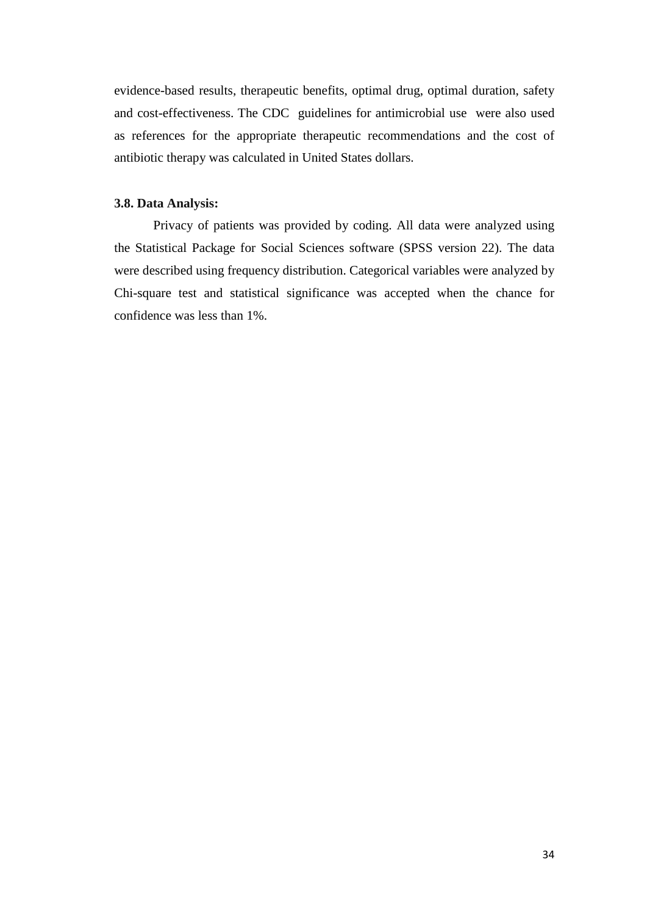evidence-based results, therapeutic benefits, optimal drug, optimal duration, safety and cost-effectiveness. The CDC guidelines for antimicrobial use were also used as references for the appropriate therapeutic recommendations and the cost of antibiotic therapy was calculated in United States dollars.

### 3.8. Data Analysis:

Privacy of patients was provided by coding. All data were analyzed using the Statistical Package for Social Sciences software (SPSS version 22). The data were described using frequency distribution. Categorical variables were analyzed by Chi-square test and statistical significance was accepted when the chance for confidence was less than 1%.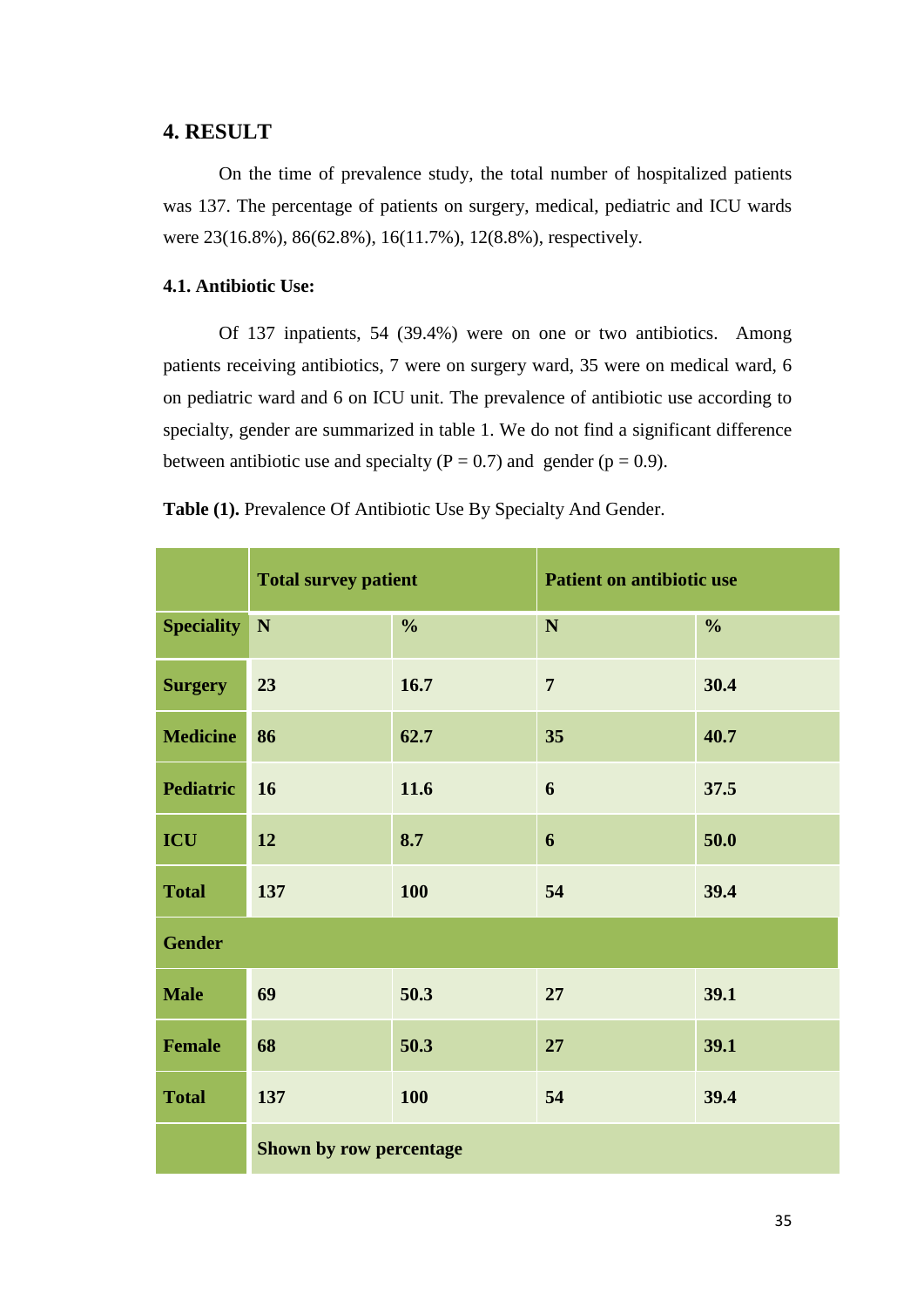## 4. RESULT

On the time of prevalence study, the total number of hospitalized patients was 137. The percentage of patients on surgery, medical, pediatric and ICU wards were 23(16.8%), 86(62.8%), 16(11.7%), 12(8.8%), respectively.

### 4.1. Antibiotic Use:

Of 137 inpatients, 54 (39.4%) were on one or two antibiotics. Among patients receiving antibiotics, 7 were on surgery ward, 35 were on medical ward, 6 on pediatric ward and 6 on ICU unit. The prevalence of antibiotic use according to specialty, gender are summarized in table 1. We do not find a significant difference between antibiotic use and specialty (P = 0.7) and gender (p = 0.9).

**Table (1).** Prevalence Of Antibiotic Use By Specialty And Gender.

| | **Total survey patient** | | **Patient on antibiotic use** | |
|---|---|---|---|---|
| **Speciality** | **N** | **%** | **N** | **%** |
| **Surgery** | **23** | **16.7** | **7** | **30.4** |
| **Medicine** | **86** | **62.7** | **35** | **40.7** |
| **Pediatric** | **16** | **11.6** | **6** | **37.5** |
| **ICU** | **12** | **8.7** | **6** | **50.0** |
| **Total** | **137** | **100** | **54** | **39.4** |
| **Gender** | | | | |
| **Male** | **69** | **50.3** | **27** | **39.1** |
| **Female** | **68** | **50.3** | **27** | **39.1** |
| **Total** | **137** | **100** | **54** | **39.4** |
| | **Shown by row percentage** | | | |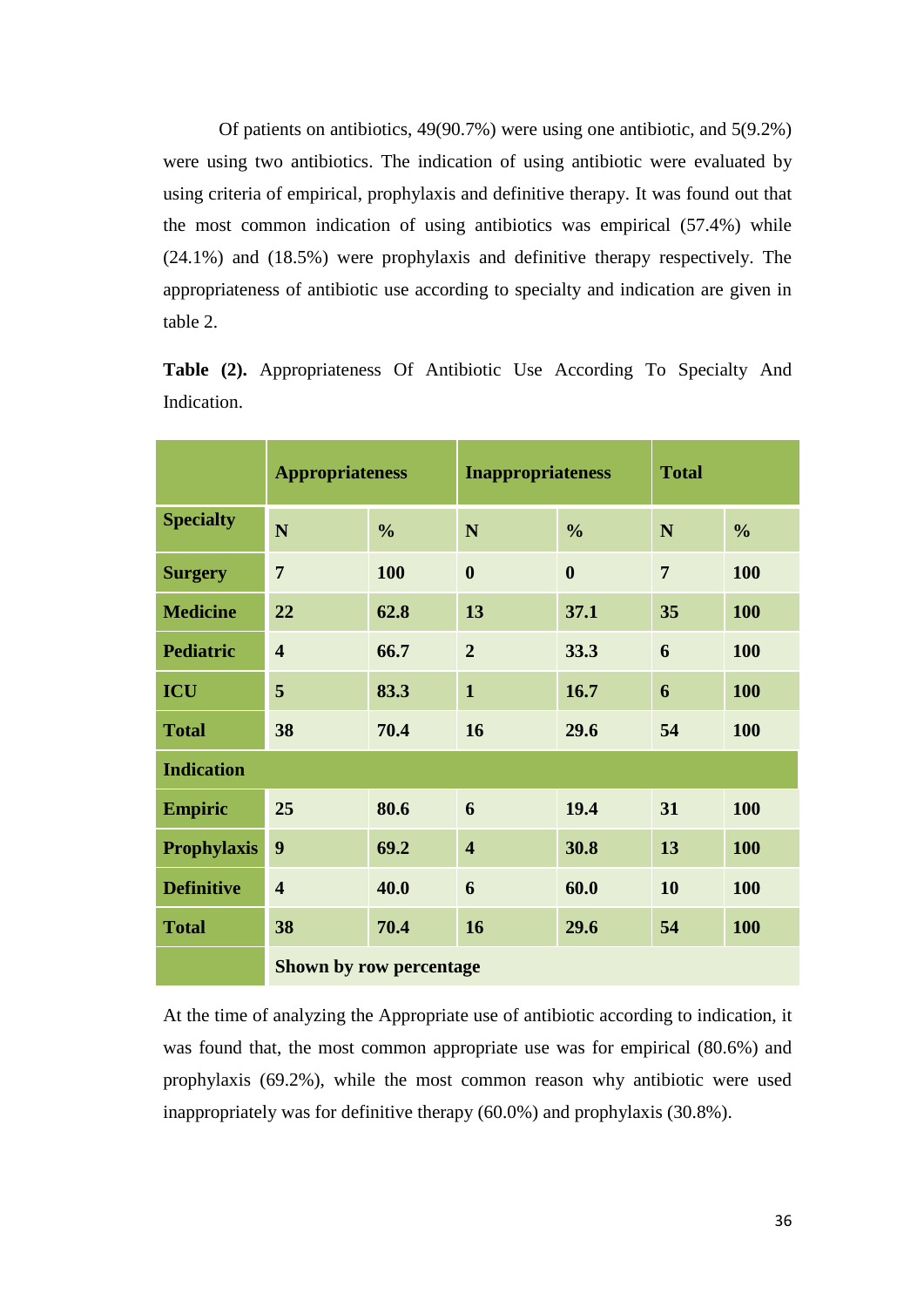Of patients on antibiotics, 49(90.7%) were using one antibiotic, and 5(9.2%) were using two antibiotics. The indication of using antibiotic were evaluated by using criteria of empirical, prophylaxis and definitive therapy. It was found out that the most common indication of using antibiotics was empirical (57.4%) while (24.1%) and (18.5%) were prophylaxis and definitive therapy respectively. The appropriateness of antibiotic use according to specialty and indication are given in table 2.

**Table (2).** Appropriateness Of Antibiotic Use According To Specialty And Indication.

| | **Appropriateness** | | **Inappropriateness** | | **Total** | |
|---|---|---|---|---|---|---|
| **Specialty** | **N** | **%** | **N** | **%** | **N** | **%** |
| **Surgery** | **7** | **100** | **0** | **0** | **7** | **100** |
| **Medicine** | **22** | **62.8** | **13** | **37.1** | **35** | **100** |
| **Pediatric** | **4** | **66.7** | **2** | **33.3** | **6** | **100** |
| **ICU** | **5** | **83.3** | **1** | **16.7** | **6** | **100** |
| **Total** | **38** | **70.4** | **16** | **29.6** | **54** | **100** |
| **Indication** | | | | | | |
| **Empiric** | **25** | **80.6** | **6** | **19.4** | **31** | **100** |
| **Prophylaxis** | **9** | **69.2** | **4** | **30.8** | **13** | **100** |
| **Definitive** | **4** | **40.0** | **6** | **60.0** | **10** | **100** |
| **Total** | **38** | **70.4** | **16** | **29.6** | **54** | **100** |
| | **Shown by row percentage** | | | | | |

At the time of analyzing the Appropriate use of antibiotic according to indication, it was found that, the most common appropriate use was for empirical (80.6%) and prophylaxis (69.2%), while the most common reason why antibiotic were used inappropriately was for definitive therapy (60.0%) and prophylaxis (30.8%).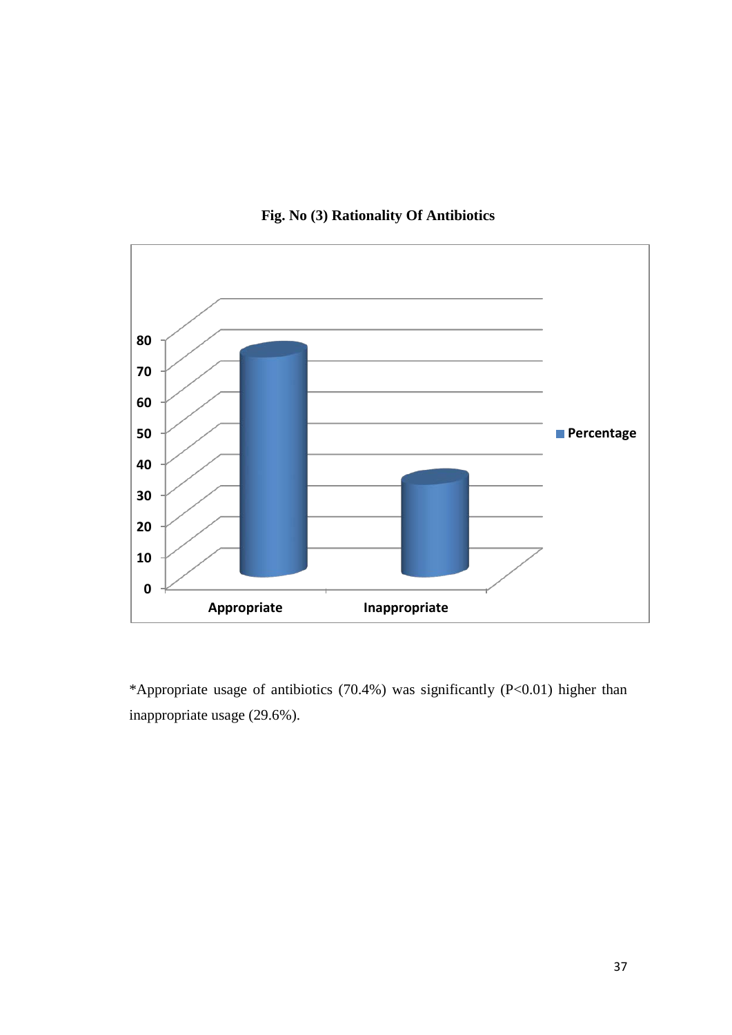**Fig. No (3) Rationality Of Antibiotics**

*Appropriate usage of antibiotics (70.4%) was significantly (P<0.01) higher than inappropriate usage (29.6%).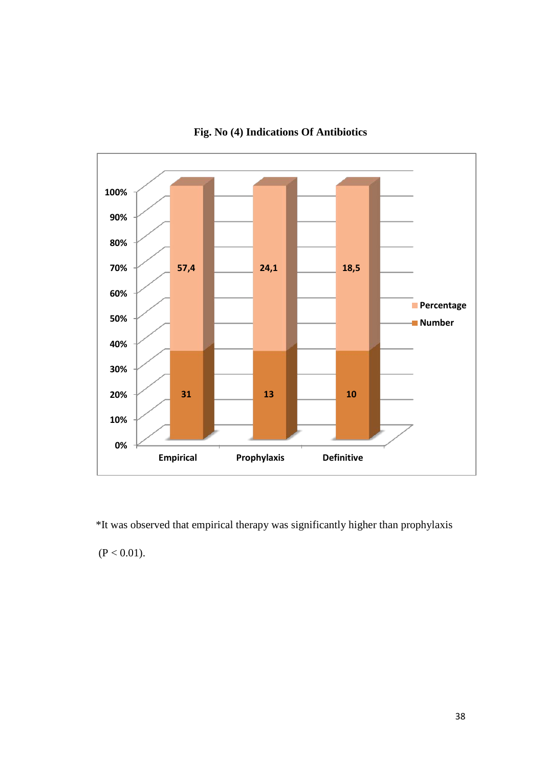**Fig. No (4) Indications Of Antibiotics**

| | Empirical | Prophylaxis | Definitive |
|---|---|---|---|
| Number | 31 | 13 | 10 |
| Percentage | 57,4 | 24,1 | 18,5 |

*It was observed that empirical therapy was significantly higher than prophylaxis ($P < 0.01$).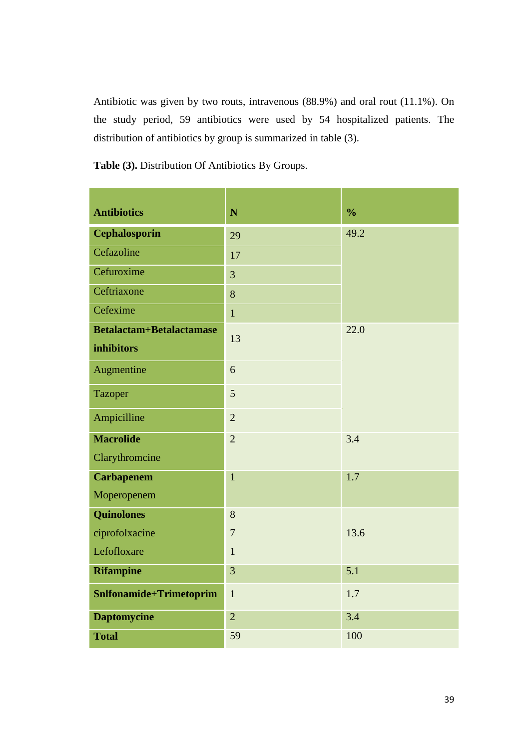Antibiotic was given by two routs, intravenous (88.9%) and oral rout (11.1%). On the study period, 59 antibiotics were used by 54 hospitalized patients. The distribution of antibiotics by group is summarized in table (3).

**Table (3).** Distribution Of Antibiotics By Groups.

| Antibiotics | N | % |
|---|---|---|
| **Cephalosporin** | 29 | 49.2 |
| Cefazoline | 17 | |
| Cefuroxime | 3 | |
| Ceftriaxone | 8 | |
| Cefexime | 1 | |
| **Betalactam+Betalactamase inhibitors** | 13 | 22.0 |
| Augmentine | 6 | |
| Tazoper | 5 | |
| Ampicilline | 2 | |
| **Macrolide** Clarythromcine | 2 | 3.4 |
| **Carbapenem** Moperopenem | 1 | 1.7 |
| **Quinolones** | 8 | 13.6 |
| ciprofolxacine | 7 | |
| Lefofloxare | 1 | |
| **Rifampine** | 3 | 5.1 |
| **Snlfonamide+Trimetoprim** | 1 | 1.7 |
| **Daptomycine** | 2 | 3.4 |
| **Total** | 59 | 100 |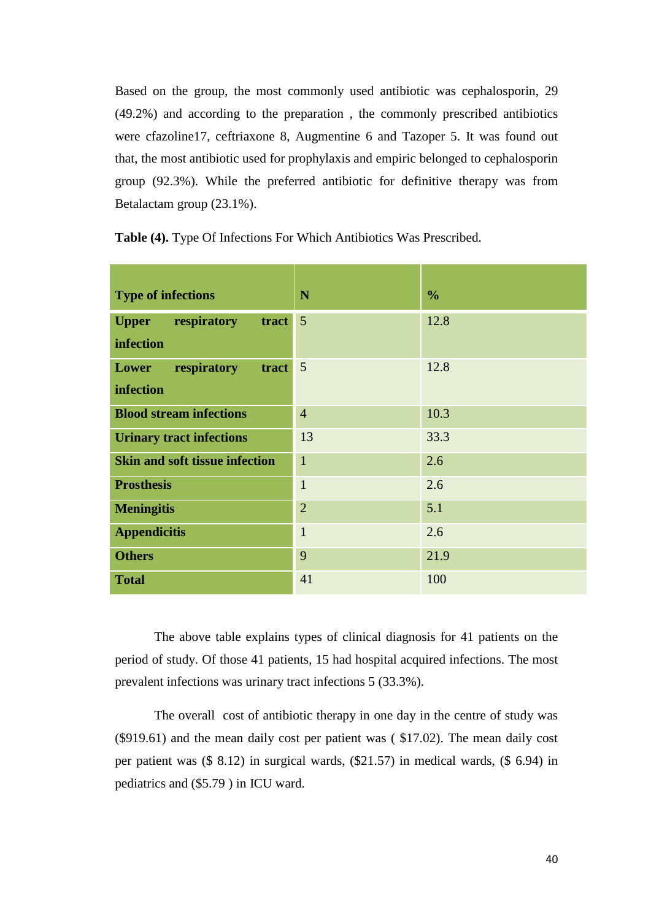Based on the group, the most commonly used antibiotic was cephalosporin, 29 (49.2%) and according to the preparation , the commonly prescribed antibiotics were cfazoline17, ceftriaxone 8, Augmentine 6 and Tazoper 5. It was found out that, the most antibiotic used for prophylaxis and empiric belonged to cephalosporin group (92.3%). While the preferred antibiotic for definitive therapy was from Betalactam group (23.1%).

**Table (4).** Type Of Infections For Which Antibiotics Was Prescribed.

| Type of infections | N | % |
|---|---|---|
| **Upper respiratory tract infection** | 5 | 12.8 |
| **Lower respiratory tract infection** | 5 | 12.8 |
| **Blood stream infections** | 4 | 10.3 |
| **Urinary tract infections** | 13 | 33.3 |
| **Skin and soft tissue infection** | 1 | 2.6 |
| **Prosthesis** | 1 | 2.6 |
| **Meningitis** | 2 | 5.1 |
| **Appendicitis** | 1 | 2.6 |
| **Others** | 9 | 21.9 |
| **Total** | 41 | 100 |

The above table explains types of clinical diagnosis for 41 patients on the period of study. Of those 41 patients, 15 had hospital acquired infections. The most prevalent infections was urinary tract infections 5 (33.3%).

The overall cost of antibiotic therapy in one day in the centre of study was ($919.61) and the mean daily cost per patient was ( $17.02). The mean daily cost per patient was ($ 8.12) in surgical wards, ($21.57) in medical wards, ($ 6.94) in pediatrics and ($5.79 ) in ICU ward.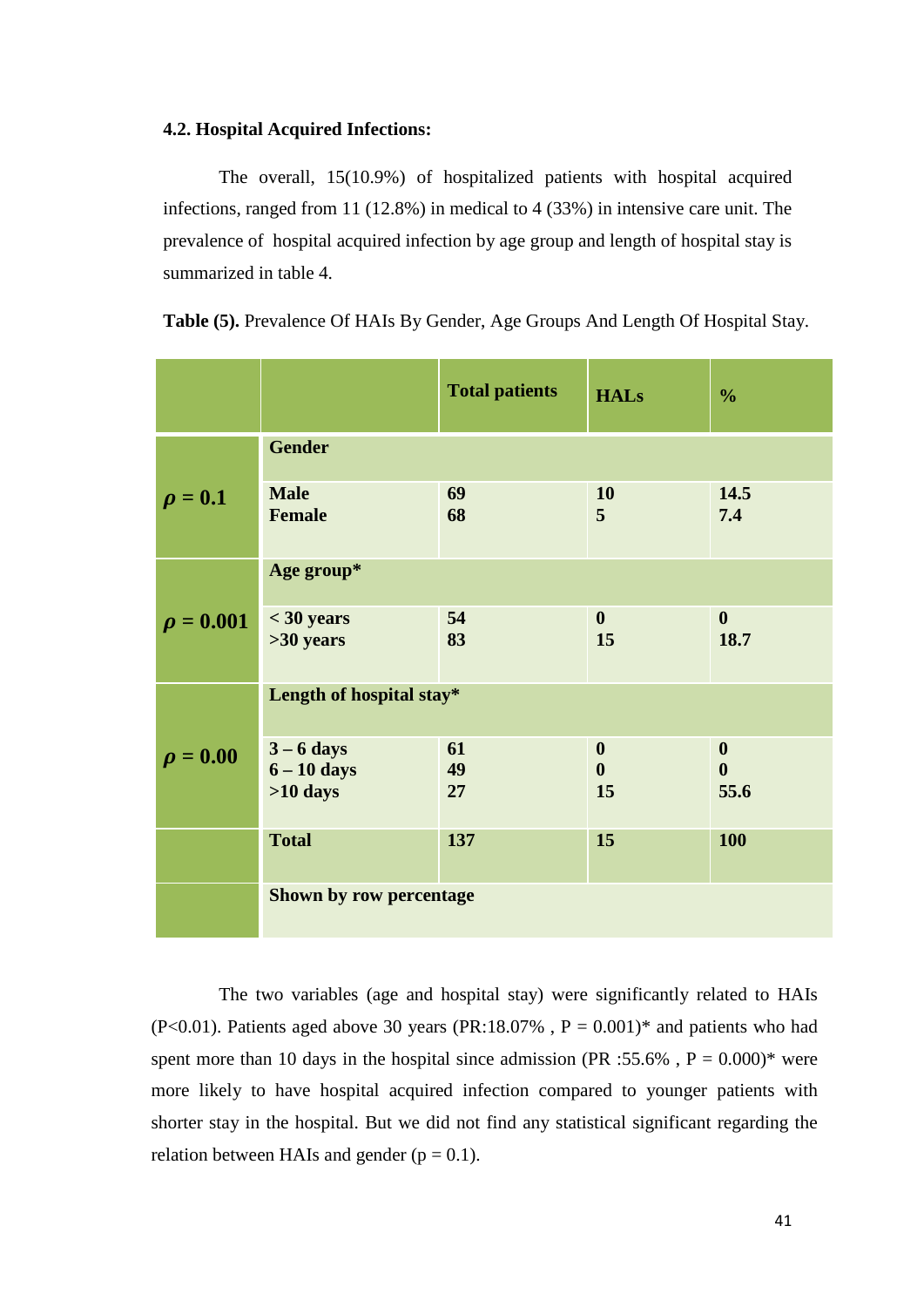### 4.2. Hospital Acquired Infections:

The overall, 15(10.9%) of hospitalized patients with hospital acquired infections, ranged from 11 (12.8%) in medical to 4 (33%) in intensive care unit. The prevalence of hospital acquired infection by age group and length of hospital stay is summarized in table 4.

**Table (5).** Prevalence Of HAIs By Gender, Age Groups And Length Of Hospital Stay.

| | | **Total patients** | **HALs** | **%** |
|---|---|---|---|---|
| | **Gender** | | | |
| $\rho = 0.1$ | **Male** | 69 | 10 | 14.5 |
| | **Female** | 68 | 5 | 7.4 |
| | **Age group*** | | | |
| $\rho = 0.001$ | **< 30 years** | 54 | 0 | 0 |
| | **>30 years** | 83 | 15 | 18.7 |
| | **Length of hospital stay*** | | | |
| $\rho = 0.00$ | **3 – 6 days** | 61 | 0 | 0 |
| | **6 – 10 days** | 49 | 0 | 0 |
| | **>10 days** | 27 | 15 | 55.6 |
| | **Total** | 137 | 15 | 100 |
| | **Shown by row percentage** | | | |

The two variables (age and hospital stay) were significantly related to HAIs (P<0.01). Patients aged above 30 years (PR:18.07% , P = 0.001)* and patients who had spent more than 10 days in the hospital since admission (PR :55.6% , P = 0.000)* were more likely to have hospital acquired infection compared to younger patients with shorter stay in the hospital. But we did not find any statistical significant regarding the relation between HAIs and gender (p = 0.1).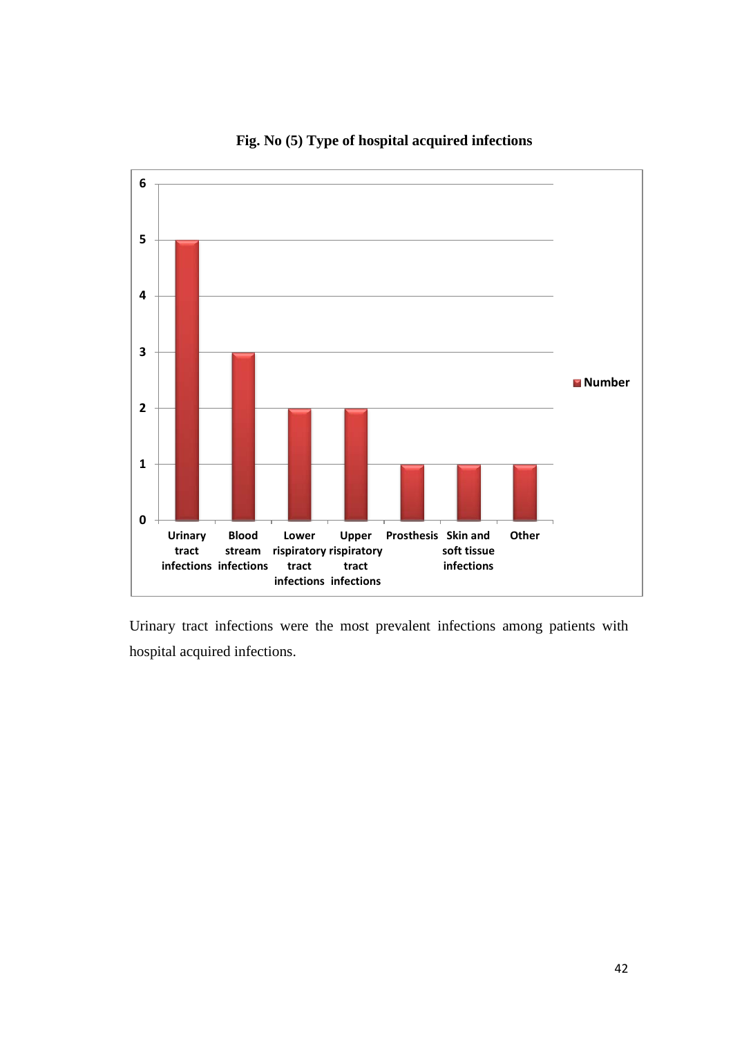**Fig. No (5) Type of hospital acquired infections**

| Type | Number |
|---|---|
| Urinary tract infections | 5 |
| Blood stream infections | 3 |
| Lower rispiratory tract infections | 2 |
| Upper rispiratory tract infections | 2 |
| Prosthesis | 1 |
| Skin and soft tissue infections | 1 |
| Other | 1 |

Urinary tract infections were the most prevalent infections among patients with hospital acquired infections.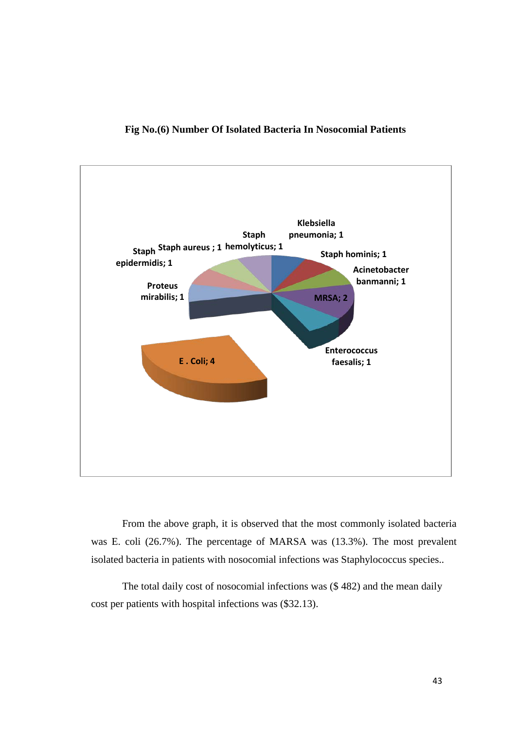**Fig No.(6) Number Of Isolated Bacteria In Nosocomial Patients**

From the above graph, it is observed that the most commonly isolated bacteria was E. coli (26.7%). The percentage of MARSA was (13.3%). The most prevalent isolated bacteria in patients with nosocomial infections was Staphylococcus species..

The total daily cost of nosocomial infections was ($ 482) and the mean daily cost per patients with hospital infections was ($32.13).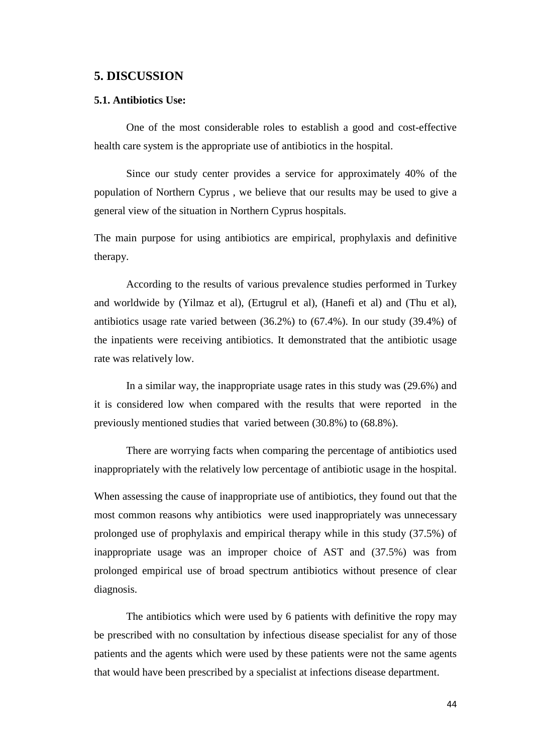## 5. DISCUSSION

### 5.1. Antibiotics Use:

One of the most considerable roles to establish a good and cost-effective health care system is the appropriate use of antibiotics in the hospital.

Since our study center provides a service for approximately 40% of the population of Northern Cyprus , we believe that our results may be used to give a general view of the situation in Northern Cyprus hospitals.

The main purpose for using antibiotics are empirical, prophylaxis and definitive therapy.

According to the results of various prevalence studies performed in Turkey and worldwide by (Yilmaz et al), (Ertugrul et al), (Hanefi et al) and (Thu et al), antibiotics usage rate varied between (36.2%) to (67.4%). In our study (39.4%) of the inpatients were receiving antibiotics. It demonstrated that the antibiotic usage rate was relatively low.

In a similar way, the inappropriate usage rates in this study was (29.6%) and it is considered low when compared with the results that were reported in the previously mentioned studies that varied between (30.8%) to (68.8%).

There are worrying facts when comparing the percentage of antibiotics used inappropriately with the relatively low percentage of antibiotic usage in the hospital.

When assessing the cause of inappropriate use of antibiotics, they found out that the most common reasons why antibiotics were used inappropriately was unnecessary prolonged use of prophylaxis and empirical therapy while in this study (37.5%) of inappropriate usage was an improper choice of AST and (37.5%) was from prolonged empirical use of broad spectrum antibiotics without presence of clear diagnosis.

The antibiotics which were used by 6 patients with definitive the ropy may be prescribed with no consultation by infectious disease specialist for any of those patients and the agents which were used by these patients were not the same agents that would have been prescribed by a specialist at infections disease department.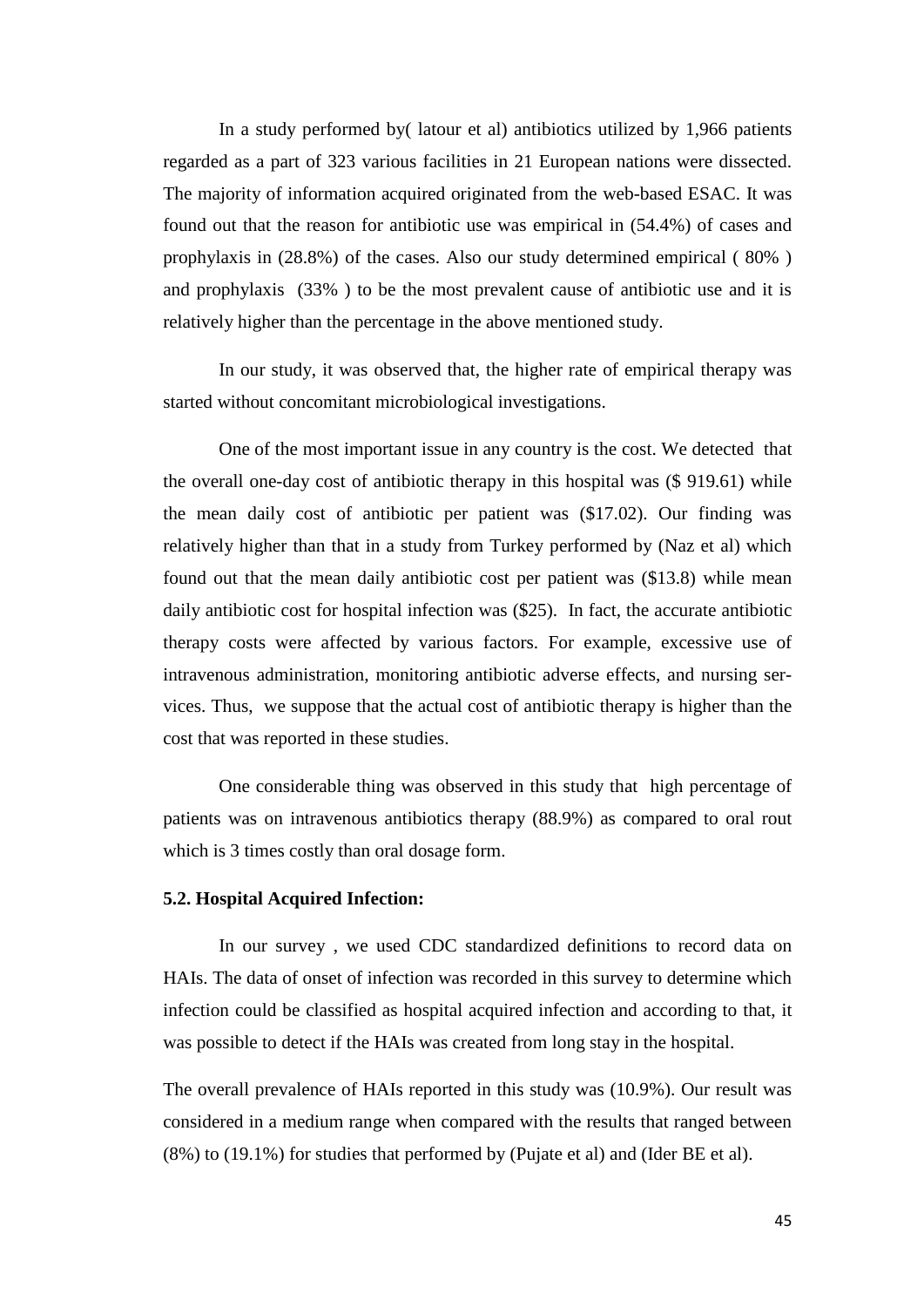In a study performed by( latour et al) antibiotics utilized by 1,966 patients regarded as a part of 323 various facilities in 21 European nations were dissected. The majority of information acquired originated from the web-based ESAC. It was found out that the reason for antibiotic use was empirical in (54.4%) of cases and prophylaxis in (28.8%) of the cases. Also our study determined empirical ( 80% ) and prophylaxis (33% ) to be the most prevalent cause of antibiotic use and it is relatively higher than the percentage in the above mentioned study.

In our study, it was observed that, the higher rate of empirical therapy was started without concomitant microbiological investigations.

One of the most important issue in any country is the cost. We detected that the overall one-day cost of antibiotic therapy in this hospital was ($ 919.61) while the mean daily cost of antibiotic per patient was ($17.02). Our finding was relatively higher than that in a study from Turkey performed by (Naz et al) which found out that the mean daily antibiotic cost per patient was ($13.8) while mean daily antibiotic cost for hospital infection was ($25). In fact, the accurate antibiotic therapy costs were affected by various factors. For example, excessive use of intravenous administration, monitoring antibiotic adverse effects, and nursing services. Thus, we suppose that the actual cost of antibiotic therapy is higher than the cost that was reported in these studies.

One considerable thing was observed in this study that high percentage of patients was on intravenous antibiotics therapy (88.9%) as compared to oral rout which is 3 times costly than oral dosage form.

### 5.2. Hospital Acquired Infection:

In our survey , we used CDC standardized definitions to record data on HAIs. The data of onset of infection was recorded in this survey to determine which infection could be classified as hospital acquired infection and according to that, it was possible to detect if the HAIs was created from long stay in the hospital.

The overall prevalence of HAIs reported in this study was (10.9%). Our result was considered in a medium range when compared with the results that ranged between (8%) to (19.1%) for studies that performed by (Pujate et al) and (Ider BE et al).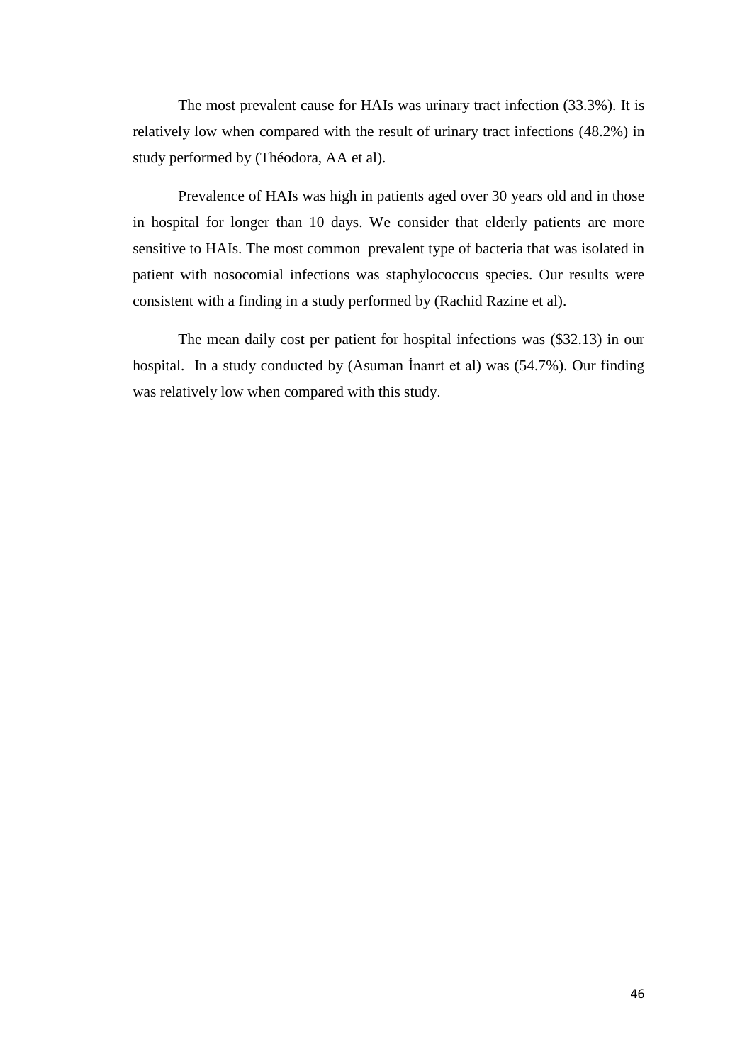The most prevalent cause for HAIs was urinary tract infection (33.3%). It is relatively low when compared with the result of urinary tract infections (48.2%) in study performed by (Théodora, AA et al).

Prevalence of HAIs was high in patients aged over 30 years old and in those in hospital for longer than 10 days. We consider that elderly patients are more sensitive to HAIs. The most common  prevalent type of bacteria that was isolated in patient with nosocomial infections was staphylococcus species. Our results were consistent with a finding in a study performed by (Rachid Razine et al).

The mean daily cost per patient for hospital infections was ($32.13) in our hospital.  In a study conducted by (Asuman İnanrt et al) was (54.7%). Our finding was relatively low when compared with this study.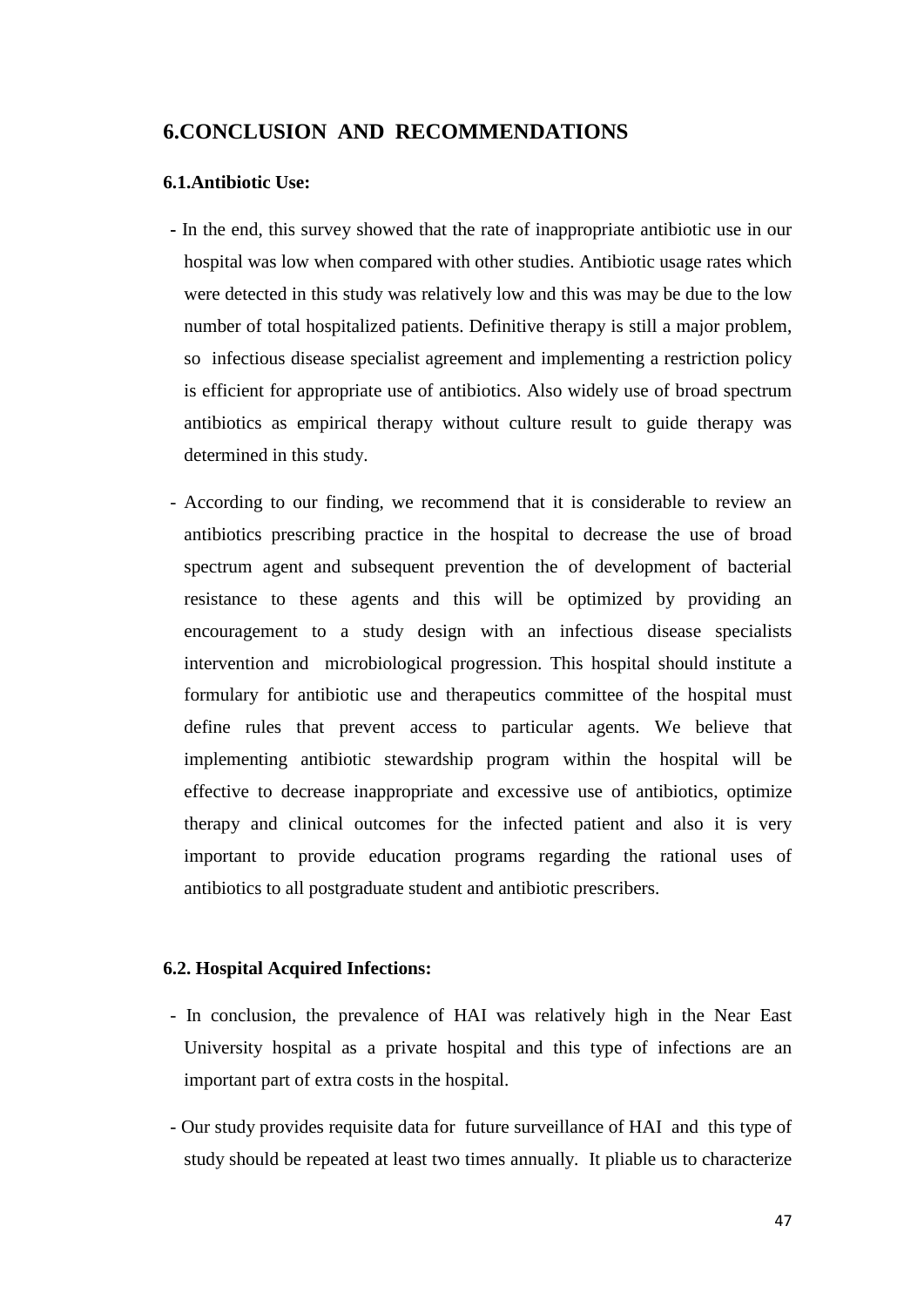# 6.CONCLUSION AND RECOMMENDATIONS

### 6.1.Antibiotic Use:

- In the end, this survey showed that the rate of inappropriate antibiotic use in our hospital was low when compared with other studies. Antibiotic usage rates which were detected in this study was relatively low and this was may be due to the low number of total hospitalized patients. Definitive therapy is still a major problem, so infectious disease specialist agreement and implementing a restriction policy is efficient for appropriate use of antibiotics. Also widely use of broad spectrum antibiotics as empirical therapy without culture result to guide therapy was determined in this study.

- According to our finding, we recommend that it is considerable to review an antibiotics prescribing practice in the hospital to decrease the use of broad spectrum agent and subsequent prevention the of development of bacterial resistance to these agents and this will be optimized by providing an encouragement to a study design with an infectious disease specialists intervention and microbiological progression. This hospital should institute a formulary for antibiotic use and therapeutics committee of the hospital must define rules that prevent access to particular agents. We believe that implementing antibiotic stewardship program within the hospital will be effective to decrease inappropriate and excessive use of antibiotics, optimize therapy and clinical outcomes for the infected patient and also it is very important to provide education programs regarding the rational uses of antibiotics to all postgraduate student and antibiotic prescribers.

### 6.2. Hospital Acquired Infections:

- In conclusion, the prevalence of HAI was relatively high in the Near East University hospital as a private hospital and this type of infections are an important part of extra costs in the hospital.

- Our study provides requisite data for future surveillance of HAI and this type of study should be repeated at least two times annually. It pliable us to characterize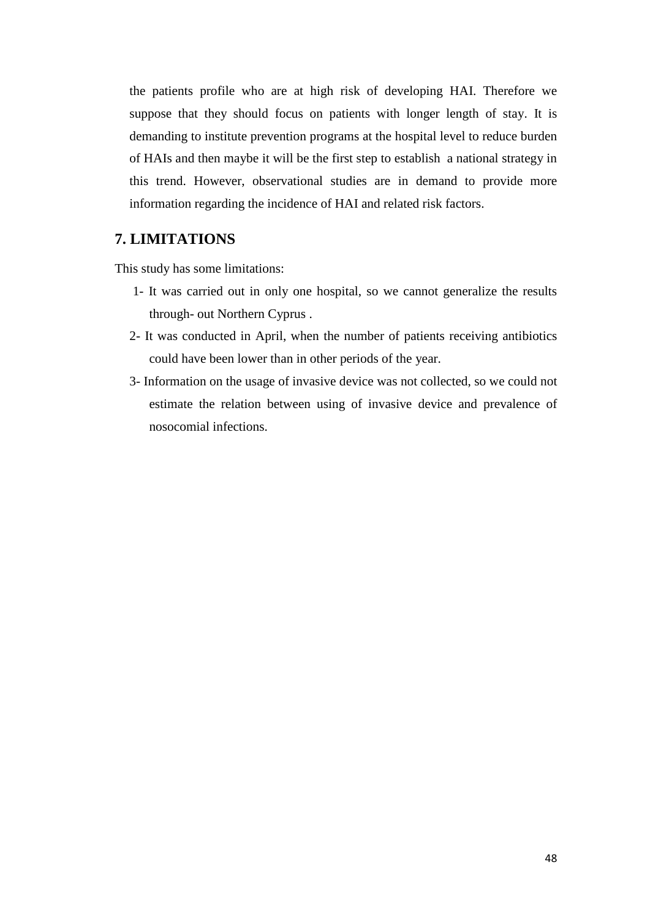the patients profile who are at high risk of developing HAI. Therefore we suppose that they should focus on patients with longer length of stay. It is demanding to institute prevention programs at the hospital level to reduce burden of HAIs and then maybe it will be the first step to establish a national strategy in this trend. However, observational studies are in demand to provide more information regarding the incidence of HAI and related risk factors.

## 7. LIMITATIONS

This study has some limitations:

1- It was carried out in only one hospital, so we cannot generalize the results through- out Northern Cyprus .

2- It was conducted in April, when the number of patients receiving antibiotics could have been lower than in other periods of the year.

3- Information on the usage of invasive device was not collected, so we could not estimate the relation between using of invasive device and prevalence of nosocomial infections.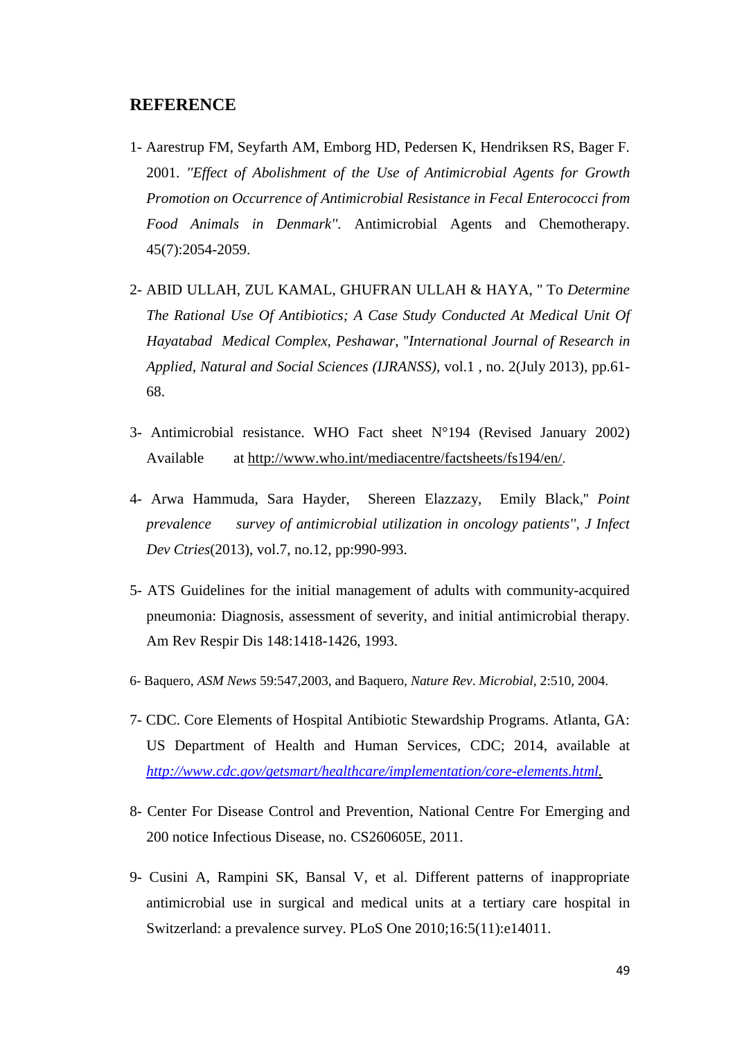## REFERENCE

1- Aarestrup FM, Seyfarth AM, Emborg HD, Pedersen K, Hendriksen RS, Bager F. 2001. *"Effect of Abolishment of the Use of Antimicrobial Agents for Growth Promotion on Occurrence of Antimicrobial Resistance in Fecal Enterococci from Food Animals in Denmark".* Antimicrobial Agents and Chemotherapy. 45(7):2054-2059.

2- ABID ULLAH, ZUL KAMAL, GHUFRAN ULLAH & HAYA, " To *Determine The Rational Use Of Antibiotics; A Case Study Conducted At Medical Unit Of Hayatabad Medical Complex, Peshawar*, "*International Journal of Research in Applied, Natural and Social Sciences (IJRANSS)*, vol.1 , no. 2(July 2013), pp.61-68.

3- Antimicrobial resistance. WHO Fact sheet N°194 (Revised January 2002) Available at http://www.who.int/mediacentre/factsheets/fs194/en/.

4- Arwa Hammuda, Sara Hayder, Shereen Elazzazy, Emily Black," *Point prevalence survey of antimicrobial utilization in oncology patients"*, *J Infect Dev Ctries*(2013), vol.7, no.12, pp:990-993.

5- ATS Guidelines for the initial management of adults with community-acquired pneumonia: Diagnosis, assessment of severity, and initial antimicrobial therapy. Am Rev Respir Dis 148:1418-1426, 1993.

6- Baquero, *ASM News* 59:547,2003, and Baquero, *Nature Rev*. *Microbial*, 2:510, 2004.

7- CDC. Core Elements of Hospital Antibiotic Stewardship Programs. Atlanta, GA: US Department of Health and Human Services, CDC; 2014, available at *http://www.cdc.gov/getsmart/healthcare/implementation/core-elements.html.*

8- Center For Disease Control and Prevention, National Centre For Emerging and 200 notice Infectious Disease, no. CS260605E, 2011.

9- Cusini A, Rampini SK, Bansal V, et al. Different patterns of inappropriate antimicrobial use in surgical and medical units at a tertiary care hospital in Switzerland: a prevalence survey. PLoS One 2010;16:5(11):e14011.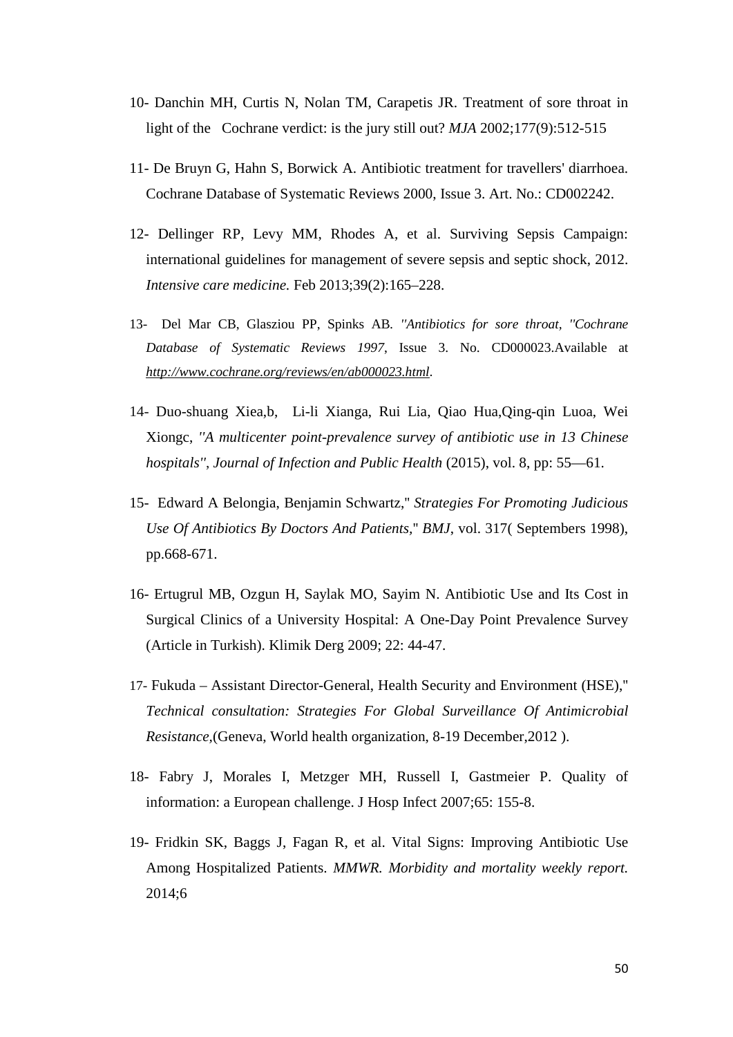10- Danchin MH, Curtis N, Nolan TM, Carapetis JR. Treatment of sore throat in light of the Cochrane verdict: is the jury still out? *MJA* 2002;177(9):512-515

11- De Bruyn G, Hahn S, Borwick A. Antibiotic treatment for travellers' diarrhoea. Cochrane Database of Systematic Reviews 2000, Issue 3. Art. No.: CD002242.

12- Dellinger RP, Levy MM, Rhodes A, et al. Surviving Sepsis Campaign: international guidelines for management of severe sepsis and septic shock, 2012. *Intensive care medicine.* Feb 2013;39(2):165–228.

13- Del Mar CB, Glasziou PP, Spinks AB. *''Antibiotics for sore throat, ''Cochrane Database of Systematic Reviews 1997*, Issue 3. No. CD000023.Available at *http://www.cochrane.org/reviews/en/ab000023.html*.

14- Duo-shuang Xiea,b, Li-li Xianga, Rui Lia, Qiao Hua,Qing-qin Luoa, Wei Xiongc, *''A multicenter point-prevalence survey of antibiotic use in 13 Chinese hospitals''*, *Journal of Infection and Public Health* (2015), vol. 8, pp: 55—61.

15- Edward A Belongia, Benjamin Schwartz,'' *Strategies For Promoting Judicious Use Of Antibiotics By Doctors And Patients,*'' *BMJ*, vol. 317( Septembers 1998), pp.668-671.

16- Ertugrul MB, Ozgun H, Saylak MO, Sayim N. Antibiotic Use and Its Cost in Surgical Clinics of a University Hospital: A One-Day Point Prevalence Survey (Article in Turkish). Klimik Derg 2009; 22: 44-47.

17- Fukuda – Assistant Director-General, Health Security and Environment (HSE),'' *Technical consultation: Strategies For Global Surveillance Of Antimicrobial Resistance*,(Geneva, World health organization, 8-19 December,2012 ).

18- Fabry J, Morales I, Metzger MH, Russell I, Gastmeier P. Quality of information: a European challenge. J Hosp Infect 2007;65: 155-8.

19- Fridkin SK, Baggs J, Fagan R, et al. Vital Signs: Improving Antibiotic Use Among Hospitalized Patients. *MMWR. Morbidity and mortality weekly report.* 2014;6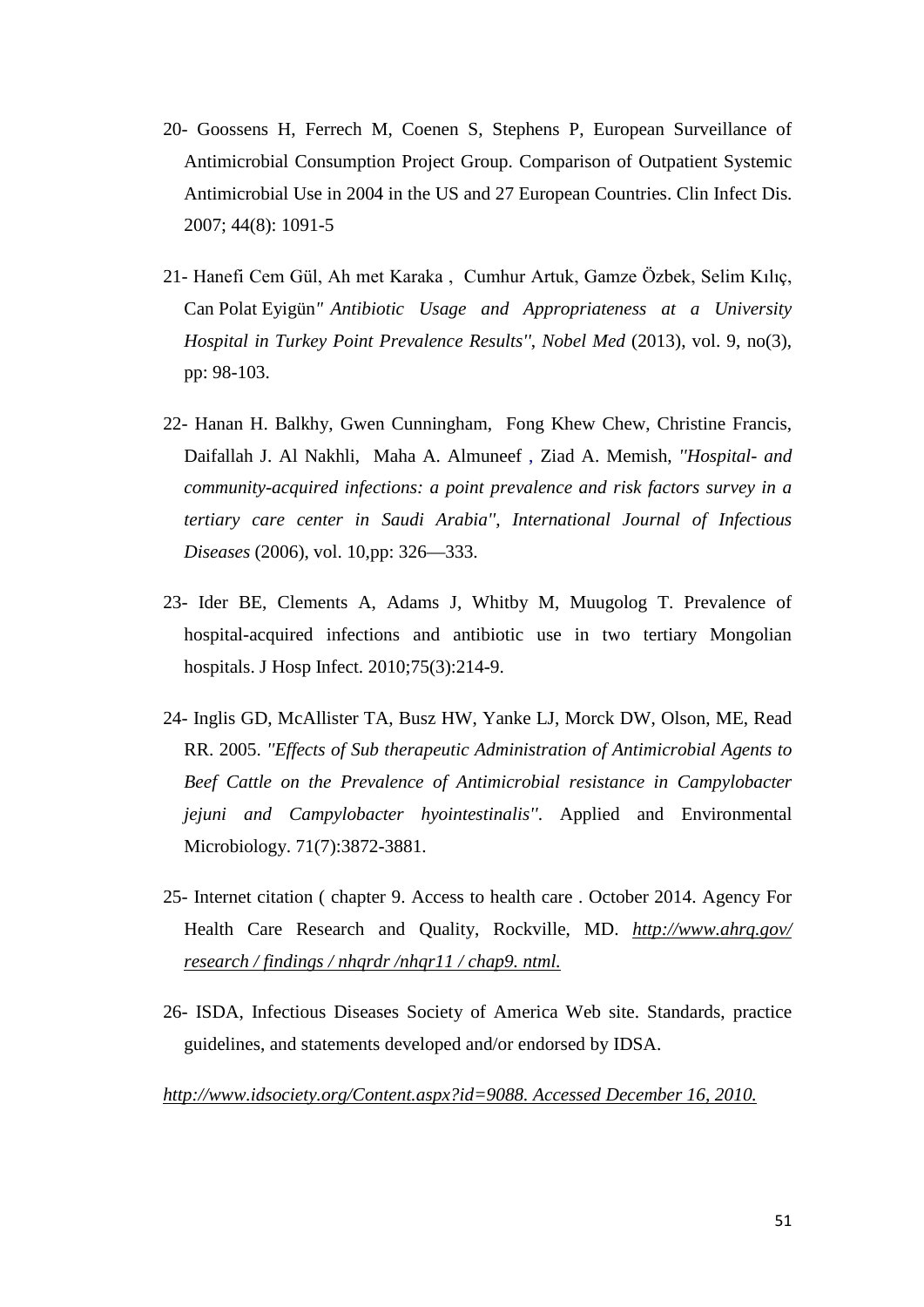20- Goossens H, Ferrech M, Coenen S, Stephens P, European Surveillance of Antimicrobial Consumption Project Group. Comparison of Outpatient Systemic Antimicrobial Use in 2004 in the US and 27 European Countries. Clin Infect Dis. 2007; 44(8): 1091-5

21- Hanefi Cem Gül, Ah met Karaka , Cumhur Artuk, Gamze Özbek, Selim Kılıç, Can Polat Eyigün*" Antibiotic Usage and Appropriateness at a University Hospital in Turkey Point Prevalence Results''*, *Nobel Med* (2013), vol. 9, no(3), pp: 98-103.

22- Hanan H. Balkhy, Gwen Cunningham, Fong Khew Chew, Christine Francis, Daifallah J. Al Nakhli, Maha A. Almuneef , Ziad A. Memish, *''Hospital- and community-acquired infections: a point prevalence and risk factors survey in a tertiary care center in Saudi Arabia''*, *International Journal of Infectious Diseases* (2006), vol. 10,pp: 326—333.

23- Ider BE, Clements A, Adams J, Whitby M, Muugolog T. Prevalence of hospital-acquired infections and antibiotic use in two tertiary Mongolian hospitals. J Hosp Infect. 2010;75(3):214-9.

24- Inglis GD, McAllister TA, Busz HW, Yanke LJ, Morck DW, Olson, ME, Read RR. 2005. *''Effects of Sub therapeutic Administration of Antimicrobial Agents to Beef Cattle on the Prevalence of Antimicrobial resistance in Campylobacter jejuni and Campylobacter hyointestinalis''*. Applied and Environmental Microbiology. 71(7):3872-3881.

25- Internet citation ( chapter 9. Access to health care . October 2014. Agency For Health Care Research and Quality, Rockville, MD. *http://www.ahrq.gov/ research / findings / nhqrdr /nhqr11 / chap9. ntml.*

26- ISDA, Infectious Diseases Society of America Web site. Standards, practice guidelines, and statements developed and/or endorsed by IDSA.

*http://www.idsociety.org/Content.aspx?id=9088. Accessed December 16, 2010.*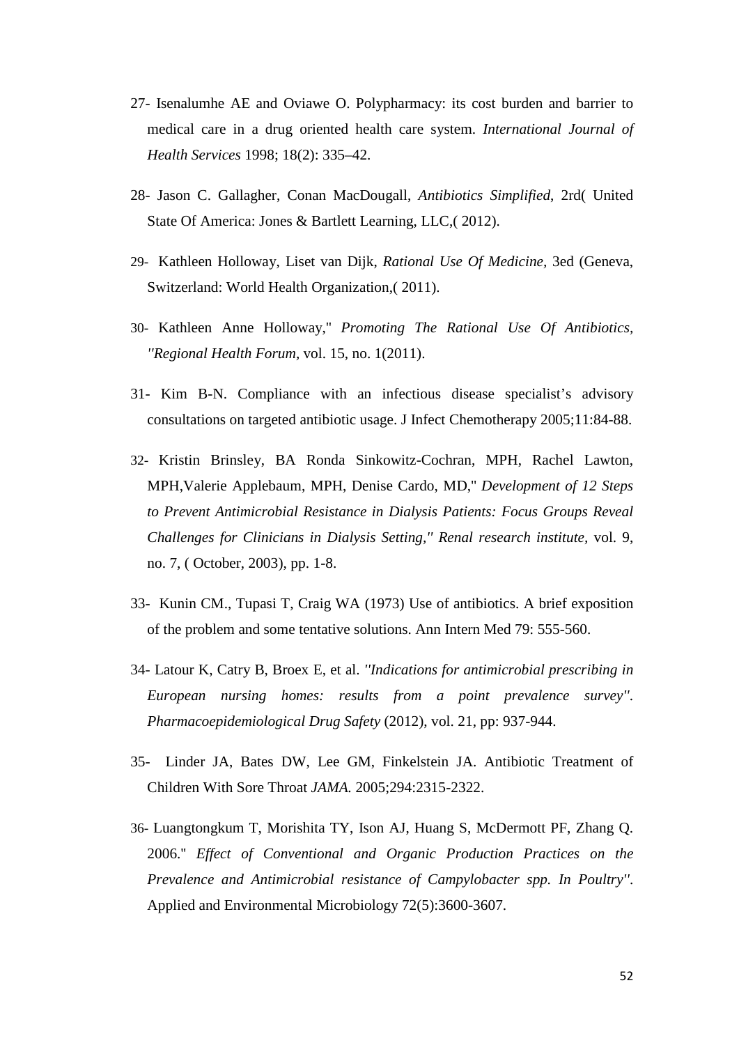27- Isenalumhe AE and Oviawe O. Polypharmacy: its cost burden and barrier to medical care in a drug oriented health care system. *International Journal of Health Services* 1998; 18(2): 335–42.

28- Jason C. Gallagher, Conan MacDougall, *Antibiotics Simplified*, 2rd( United State Of America: Jones & Bartlett Learning, LLC,( 2012).

29- Kathleen Holloway, Liset van Dijk, *Rational Use Of Medicine,* 3ed (Geneva, Switzerland: World Health Organization,( 2011).

30- Kathleen Anne Holloway," *Promoting The Rational Use Of Antibiotics, ''Regional Health Forum,* vol. 15, no. 1(2011).

31- Kim B-N. Compliance with an infectious disease specialist's advisory consultations on targeted antibiotic usage. J Infect Chemotherapy 2005;11:84-88.

32- Kristin Brinsley, BA Ronda Sinkowitz-Cochran, MPH, Rachel Lawton, MPH,Valerie Applebaum, MPH, Denise Cardo, MD," *Development of 12 Steps to Prevent Antimicrobial Resistance in Dialysis Patients: Focus Groups Reveal Challenges for Clinicians in Dialysis Setting," Renal research institute,* vol. 9, no. 7, ( October, 2003), pp. 1-8.

33- Kunin CM., Tupasi T, Craig WA (1973) Use of antibiotics. A brief exposition of the problem and some tentative solutions. Ann Intern Med 79: 555-560.

34- Latour K, Catry B, Broex E, et al. *''Indications for antimicrobial prescribing in European nursing homes: results from a point prevalence survey''. Pharmacoepidemiological Drug Safety* (2012), vol. 21, pp: 937-944.

35- Linder JA, Bates DW, Lee GM, Finkelstein JA. Antibiotic Treatment of Children With Sore Throat *JAMA.* 2005;294:2315-2322.

36- Luangtongkum T, Morishita TY, Ison AJ, Huang S, McDermott PF, Zhang Q. 2006." *Effect of Conventional and Organic Production Practices on the Prevalence and Antimicrobial resistance of Campylobacter spp. In Poultry''*. Applied and Environmental Microbiology 72(5):3600-3607.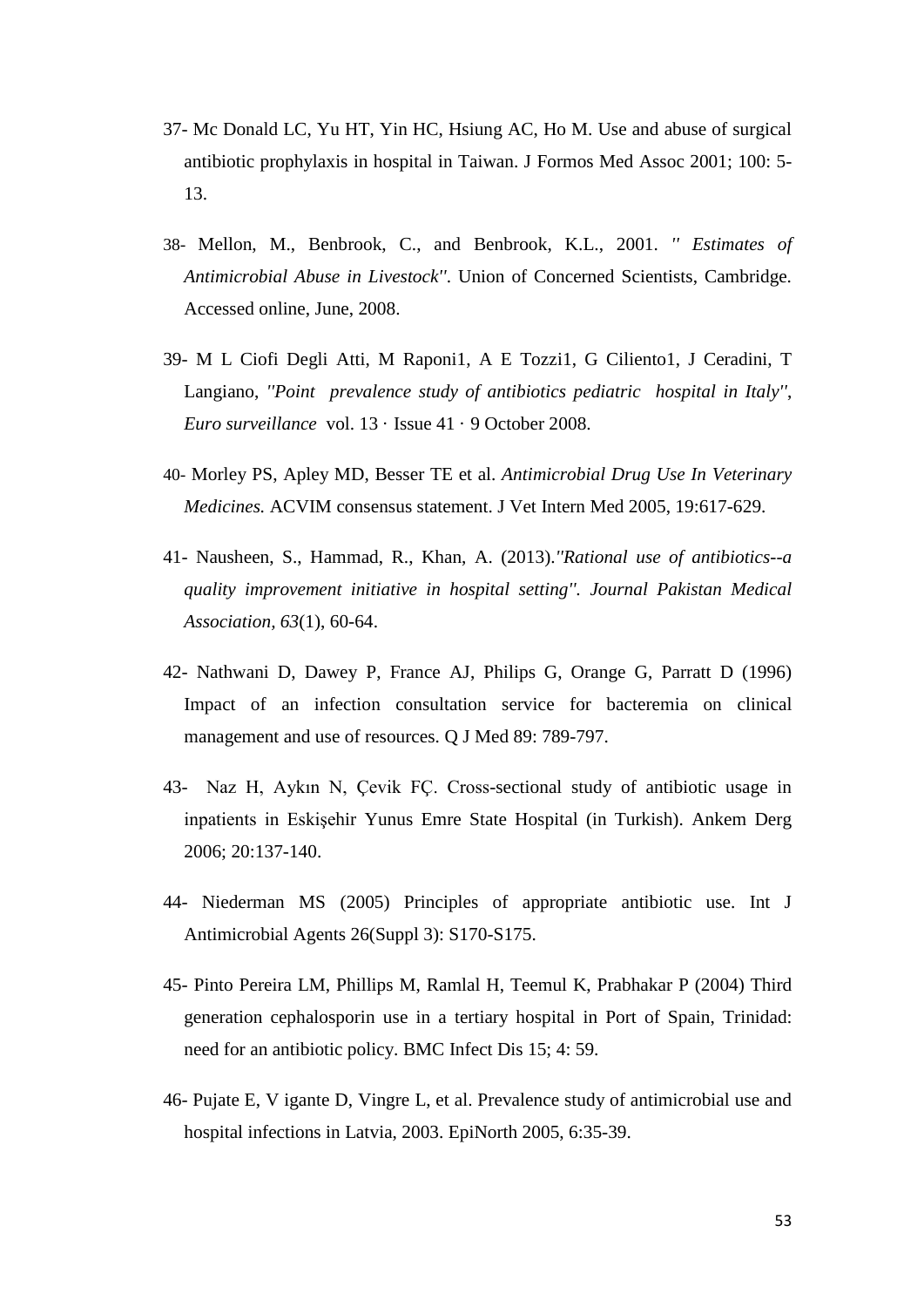37- Mc Donald LC, Yu HT, Yin HC, Hsiung AC, Ho M. Use and abuse of surgical antibiotic prophylaxis in hospital in Taiwan. J Formos Med Assoc 2001; 100: 5-13.

38- Mellon, M., Benbrook, C., and Benbrook, K.L., 2001. *'' Estimates of Antimicrobial Abuse in Livestock''*. Union of Concerned Scientists, Cambridge. Accessed online, June, 2008.

39- M L Ciofi Degli Atti, M Raponi1, A E Tozzi1, G Ciliento1, J Ceradini, T Langiano, *''Point prevalence study of antibiotics pediatric hospital in Italy''*, *Euro surveillance* vol. 13 · Issue 41 · 9 October 2008.

40- Morley PS, Apley MD, Besser TE et al. *Antimicrobial Drug Use In Veterinary Medicines.* ACVIM consensus statement. J Vet Intern Med 2005, 19:617-629.

41- Nausheen, S., Hammad, R., Khan, A. (2013).*''Rational use of antibiotics--a quality improvement initiative in hospital setting''. Journal Pakistan Medical Association, 63*(1), 60-64.

42- Nathwani D, Dawey P, France AJ, Philips G, Orange G, Parratt D (1996) Impact of an infection consultation service for bacteremia on clinical management and use of resources. Q J Med 89: 789-797.

43- Naz H, Aykın N, Çevik FÇ. Cross-sectional study of antibiotic usage in inpatients in Eskişehir Yunus Emre State Hospital (in Turkish). Ankem Derg 2006; 20:137-140.

44- Niederman MS (2005) Principles of appropriate antibiotic use. Int J Antimicrobial Agents 26(Suppl 3): S170-S175.

45- Pinto Pereira LM, Phillips M, Ramlal H, Teemul K, Prabhakar P (2004) Third generation cephalosporin use in a tertiary hospital in Port of Spain, Trinidad: need for an antibiotic policy. BMC Infect Dis 15; 4: 59.

46- Pujate E, V igante D, Vingre L, et al. Prevalence study of antimicrobial use and hospital infections in Latvia, 2003. EpiNorth 2005, 6:35-39.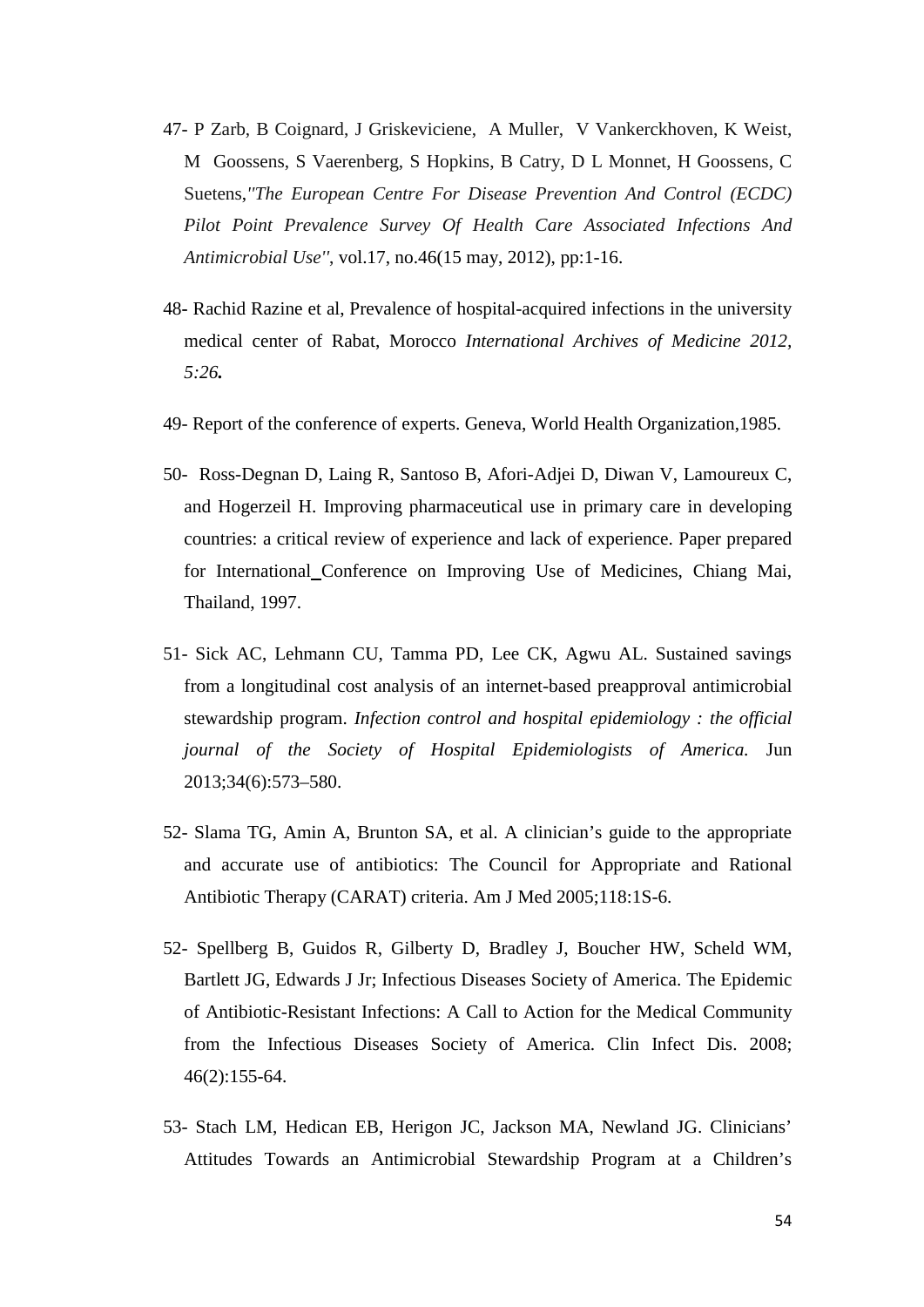47- P Zarb, B Coignard, J Griskeviciene, A Muller, V Vankerckhoven, K Weist, M Goossens, S Vaerenberg, S Hopkins, B Catry, D L Monnet, H Goossens, C Suetens,*''The European Centre For Disease Prevention And Control (ECDC) Pilot Point Prevalence Survey Of Health Care Associated Infections And Antimicrobial Use''*, vol.17, no.46(15 may, 2012), pp:1-16.

48- Rachid Razine et al, Prevalence of hospital-acquired infections in the university medical center of Rabat, Morocco *International Archives of Medicine 2012, 5:26.*

49- Report of the conference of experts. Geneva, World Health Organization,1985.

50- Ross-Degnan D, Laing R, Santoso B, Afori-Adjei D, Diwan V, Lamoureux C, and Hogerzeil H. Improving pharmaceutical use in primary care in developing countries: a critical review of experience and lack of experience. Paper prepared for International Conference on Improving Use of Medicines, Chiang Mai, Thailand, 1997.

51- Sick AC, Lehmann CU, Tamma PD, Lee CK, Agwu AL. Sustained savings from a longitudinal cost analysis of an internet-based preapproval antimicrobial stewardship program. *Infection control and hospital epidemiology : the official journal of the Society of Hospital Epidemiologists of America.* Jun 2013;34(6):573–580.

52- Slama TG, Amin A, Brunton SA, et al. A clinician's guide to the appropriate and accurate use of antibiotics: The Council for Appropriate and Rational Antibiotic Therapy (CARAT) criteria. Am J Med 2005;118:1S-6.

52- Spellberg B, Guidos R, Gilberty D, Bradley J, Boucher HW, Scheld WM, Bartlett JG, Edwards J Jr; Infectious Diseases Society of America. The Epidemic of Antibiotic-Resistant Infections: A Call to Action for the Medical Community from the Infectious Diseases Society of America. Clin Infect Dis. 2008; 46(2):155-64.

53- Stach LM, Hedican EB, Herigon JC, Jackson MA, Newland JG. Clinicians' Attitudes Towards an Antimicrobial Stewardship Program at a Children's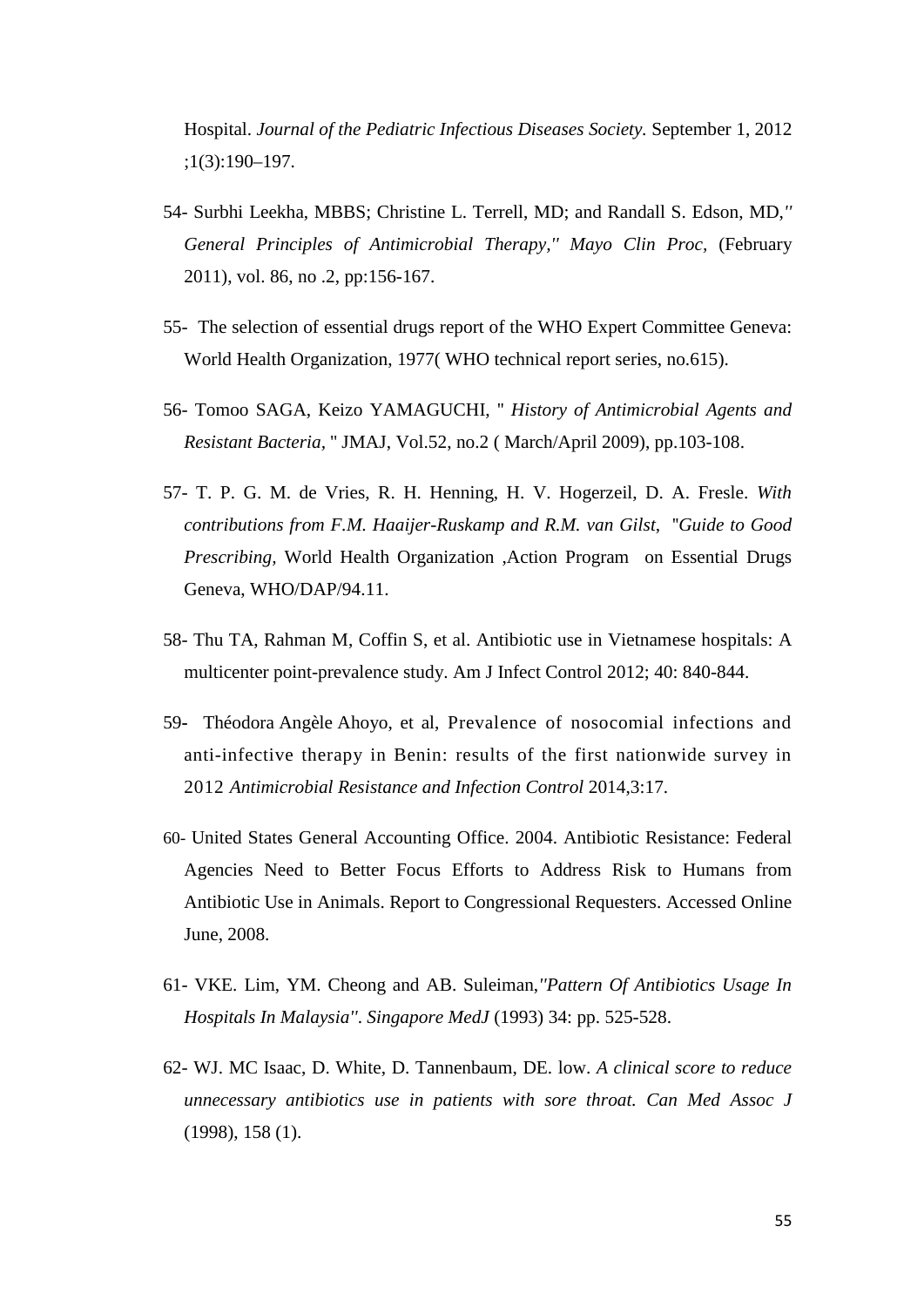Hospital. *Journal of the Pediatric Infectious Diseases Society*. September 1, 2012 ;1(3):190–197.

54- Surbhi Leekha, MBBS; Christine L. Terrell, MD; and Randall S. Edson, MD,*" General Principles of Antimicrobial Therapy," Mayo Clin Proc,* (February 2011), vol. 86, no .2, pp:156-167.

55- The selection of essential drugs report of the WHO Expert Committee Geneva: World Health Organization, 1977( WHO technical report series, no.615).

56- Tomoo SAGA, Keizo YAMAGUCHI, " *History of Antimicrobial Agents and Resistant Bacteria,* " JMAJ, Vol.52, no.2 ( March/April 2009), pp.103-108.

57- T. P. G. M. de Vries, R. H. Henning, H. V. Hogerzeil, D. A. Fresle. *With contributions from F.M. Haaijer-Ruskamp and R.M. van Gilst*, "*Guide to Good Prescribing*, World Health Organization ,Action Program on Essential Drugs Geneva, WHO/DAP/94.11.

58- Thu TA, Rahman M, Coffin S, et al. Antibiotic use in Vietnamese hospitals: A multicenter point-prevalence study. Am J Infect Control 2012; 40: 840-844.

59- Théodora Angèle Ahoyo, et al, Prevalence of nosocomial infections and anti-infective therapy in Benin: results of the first nationwide survey in 2012 *Antimicrobial Resistance and Infection Control* 2014,3:17.

60- United States General Accounting Office. 2004. Antibiotic Resistance: Federal Agencies Need to Better Focus Efforts to Address Risk to Humans from Antibiotic Use in Animals. Report to Congressional Requesters. Accessed Online June, 2008.

61- VKE. Lim, YM. Cheong and AB. Suleiman,*"Pattern Of Antibiotics Usage In Hospitals In Malaysia". Singapore MedJ* (1993) 34: pp. 525-528.

62- WJ. MC Isaac, D. White, D. Tannenbaum, DE. low. *A clinical score to reduce unnecessary antibiotics use in patients with sore throat. Can Med Assoc J* (1998), 158 (1).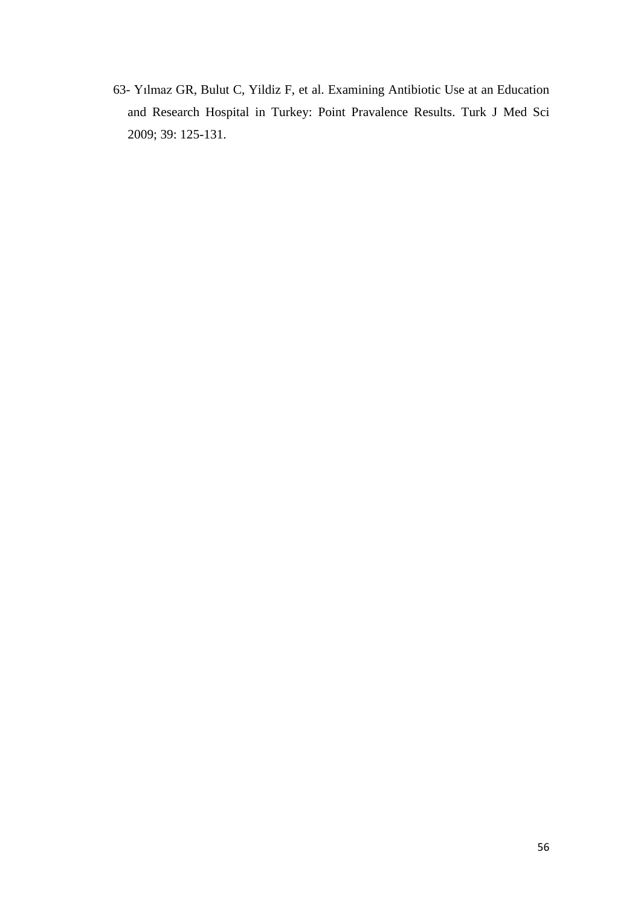63- Yılmaz GR, Bulut C, Yildiz F, et al. Examining Antibiotic Use at an Education and Research Hospital in Turkey: Point Pravalence Results. Turk J Med Sci 2009; 39: 125-131.